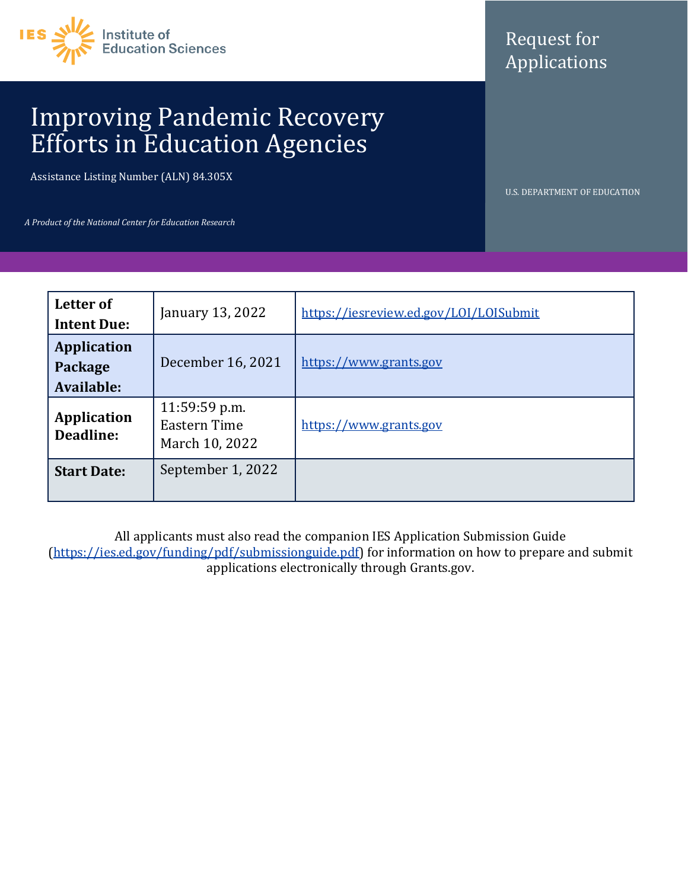IES Institute of Education Sciences

Request for Applications

# Improving Pandemic Recovery Efforts in Education Agencies

Assistance Listing Number (ALN) 84.305X

U.S. DEPARTMENT OF EDUCATION

*A Product of the National Center for Education Research*

| | | |
|---|---|---|
| **Letter of Intent Due:** | January 13, 2022 | https://iesreview.ed.gov/LOI/LOISubmit |
| **Application Package Available:** | December 16, 2021 | https://www.grants.gov |
| **Application Deadline:** | 11:59:59 p.m. Eastern Time March 10, 2022 | https://www.grants.gov |
| **Start Date:** | September 1, 2022 | |

All applicants must also read the companion IES Application Submission Guide (https://ies.ed.gov/funding/pdf/submissionguide.pdf) for information on how to prepare and submit applications electronically through Grants.gov.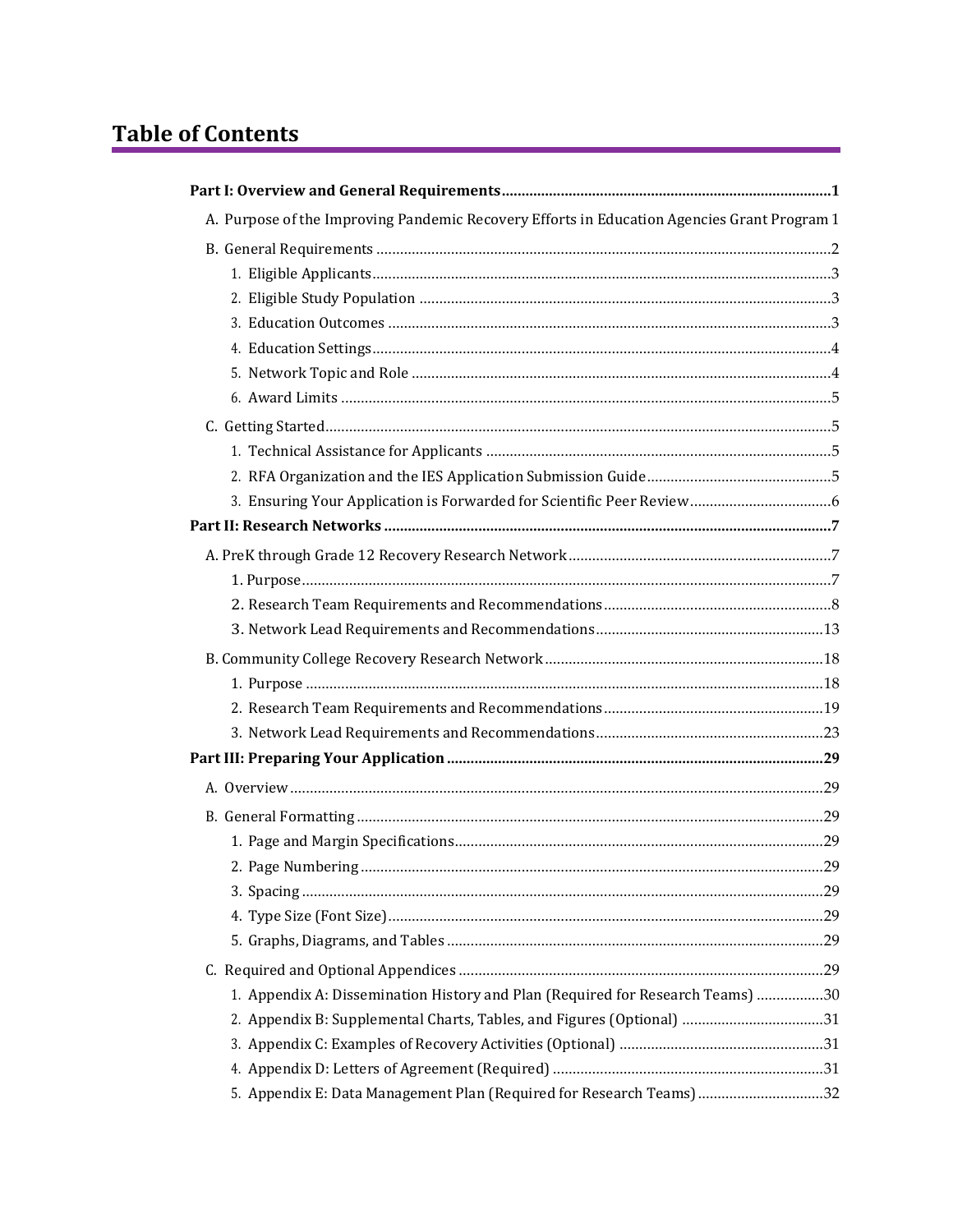# Table of Contents

**Part I: Overview and General Requirements** ..... 1

- A. Purpose of the Improving Pandemic Recovery Efforts in Education Agencies Grant Program 1
- B. General Requirements ..... 2
  1. Eligible Applicants ..... 3
  2. Eligible Study Population ..... 3
  3. Education Outcomes ..... 3
  4. Education Settings ..... 4
  5. Network Topic and Role ..... 4
  6. Award Limits ..... 5
- C. Getting Started ..... 5
  1. Technical Assistance for Applicants ..... 5
  2. RFA Organization and the IES Application Submission Guide ..... 5
  3. Ensuring Your Application is Forwarded for Scientific Peer Review ..... 6

**Part II: Research Networks** ..... 7

- A. PreK through Grade 12 Recovery Research Network ..... 7
  1. Purpose ..... 7
  2. Research Team Requirements and Recommendations ..... 8
  3. Network Lead Requirements and Recommendations ..... 13
- B. Community College Recovery Research Network ..... 18
  1. Purpose ..... 18
  2. Research Team Requirements and Recommendations ..... 19
  3. Network Lead Requirements and Recommendations ..... 23

**Part III: Preparing Your Application** ..... 29

- A. Overview ..... 29
- B. General Formatting ..... 29
  1. Page and Margin Specifications ..... 29
  2. Page Numbering ..... 29
  3. Spacing ..... 29
  4. Type Size (Font Size) ..... 29
  5. Graphs, Diagrams, and Tables ..... 29
- C. Required and Optional Appendices ..... 29
  1. Appendix A: Dissemination History and Plan (Required for Research Teams) ..... 30
  2. Appendix B: Supplemental Charts, Tables, and Figures (Optional) ..... 31
  3. Appendix C: Examples of Recovery Activities (Optional) ..... 31
  4. Appendix D: Letters of Agreement (Required) ..... 31
  5. Appendix E: Data Management Plan (Required for Research Teams) ..... 32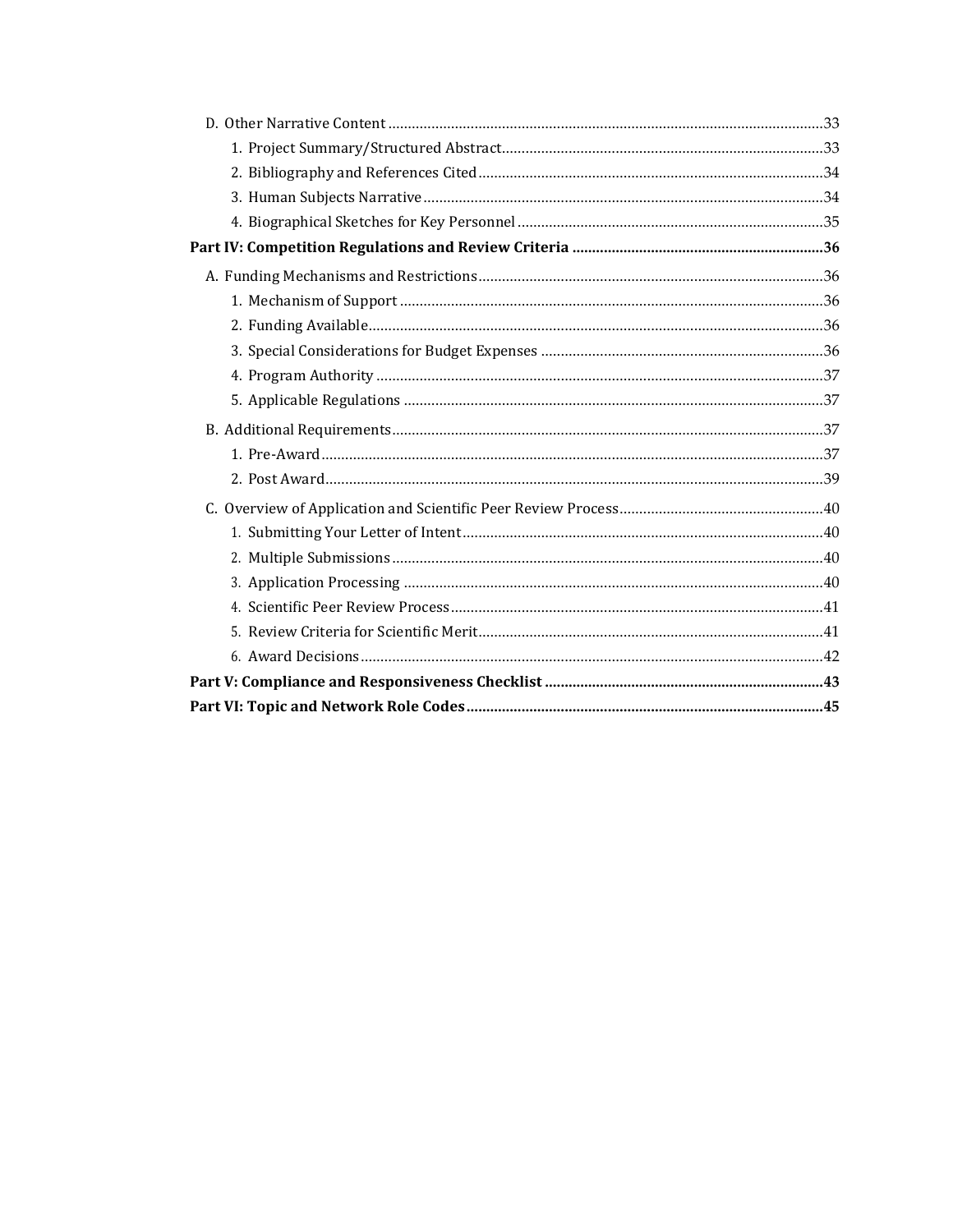D. Other Narrative Content ....................................................................................................33

1. Project Summary/Structured Abstract...................................................................................33
2. Bibliography and References Cited.......................................................................................34
3. Human Subjects Narrative.....................................................................................................34
4. Biographical Sketches for Key Personnel..............................................................................35

**Part IV: Competition Regulations and Review Criteria ....................................................................36**

A. Funding Mechanisms and Restrictions......................................................................................36

1. Mechanism of Support...........................................................................................................36
2. Funding Available...................................................................................................................36
3. Special Considerations for Budget Expenses........................................................................36
4. Program Authority..................................................................................................................37
5. Applicable Regulations..........................................................................................................37

B. Additional Requirements.............................................................................................................37

1. Pre-Award...............................................................................................................................37
2. Post Award..............................................................................................................................39

C. Overview of Application and Scientific Peer Review Process....................................................40

1. Submitting Your Letter of Intent............................................................................................40
2. Multiple Submissions.............................................................................................................40
3. Application Processing..........................................................................................................40
4. Scientific Peer Review Process..............................................................................................41
5. Review Criteria for Scientific Merit.......................................................................................41
6. Award Decisions.....................................................................................................................42

**Part V: Compliance and Responsiveness Checklist ........................................................................43**

**Part VI: Topic and Network Role Codes..............................................................................................45**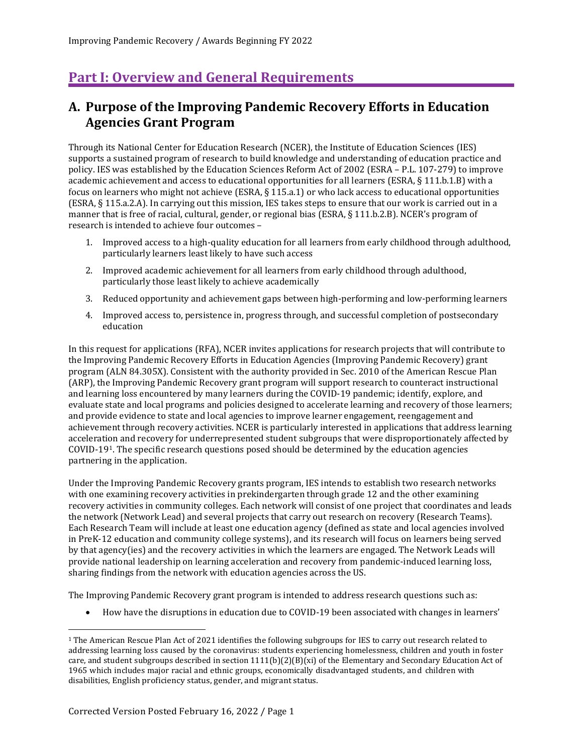# Part I: Overview and General Requirements

## A. Purpose of the Improving Pandemic Recovery Efforts in Education Agencies Grant Program

Through its National Center for Education Research (NCER), the Institute of Education Sciences (IES) supports a sustained program of research to build knowledge and understanding of education practice and policy. IES was established by the Education Sciences Reform Act of 2002 (ESRA – P.L. 107-279) to improve academic achievement and access to educational opportunities for all learners (ESRA, § 111.b.1.B) with a focus on learners who might not achieve (ESRA, § 115.a.1) or who lack access to educational opportunities (ESRA, § 115.a.2.A). In carrying out this mission, IES takes steps to ensure that our work is carried out in a manner that is free of racial, cultural, gender, or regional bias (ESRA, § 111.b.2.B). NCER's program of research is intended to achieve four outcomes –

1. Improved access to a high-quality education for all learners from early childhood through adulthood, particularly learners least likely to have such access
2. Improved academic achievement for all learners from early childhood through adulthood, particularly those least likely to achieve academically
3. Reduced opportunity and achievement gaps between high-performing and low-performing learners
4. Improved access to, persistence in, progress through, and successful completion of postsecondary education

In this request for applications (RFA), NCER invites applications for research projects that will contribute to the Improving Pandemic Recovery Efforts in Education Agencies (Improving Pandemic Recovery) grant program (ALN 84.305X). Consistent with the authority provided in Sec. 2010 of the American Rescue Plan (ARP), the Improving Pandemic Recovery grant program will support research to counteract instructional and learning loss encountered by many learners during the COVID-19 pandemic; identify, explore, and evaluate state and local programs and policies designed to accelerate learning and recovery of those learners; and provide evidence to state and local agencies to improve learner engagement, reengagement and achievement through recovery activities. NCER is particularly interested in applications that address learning acceleration and recovery for underrepresented student subgroups that were disproportionately affected by COVID-19[1]. The specific research questions posed should be determined by the education agencies partnering in the application.

Under the Improving Pandemic Recovery grants program, IES intends to establish two research networks with one examining recovery activities in prekindergarten through grade 12 and the other examining recovery activities in community colleges. Each network will consist of one project that coordinates and leads the network (Network Lead) and several projects that carry out research on recovery (Research Teams). Each Research Team will include at least one education agency (defined as state and local agencies involved in PreK-12 education and community college systems), and its research will focus on learners being served by that agency(ies) and the recovery activities in which the learners are engaged. The Network Leads will provide national leadership on learning acceleration and recovery from pandemic-induced learning loss, sharing findings from the network with education agencies across the US.

The Improving Pandemic Recovery grant program is intended to address research questions such as:

- How have the disruptions in education due to COVID-19 been associated with changes in learners'

---

[1] The American Rescue Plan Act of 2021 identifies the following subgroups for IES to carry out research related to addressing learning loss caused by the coronavirus: students experiencing homelessness, children and youth in foster care, and student subgroups described in section 1111(b)(2)(B)(xi) of the Elementary and Secondary Education Act of 1965 which includes major racial and ethnic groups, economically disadvantaged students, and children with disabilities, English proficiency status, gender, and migrant status.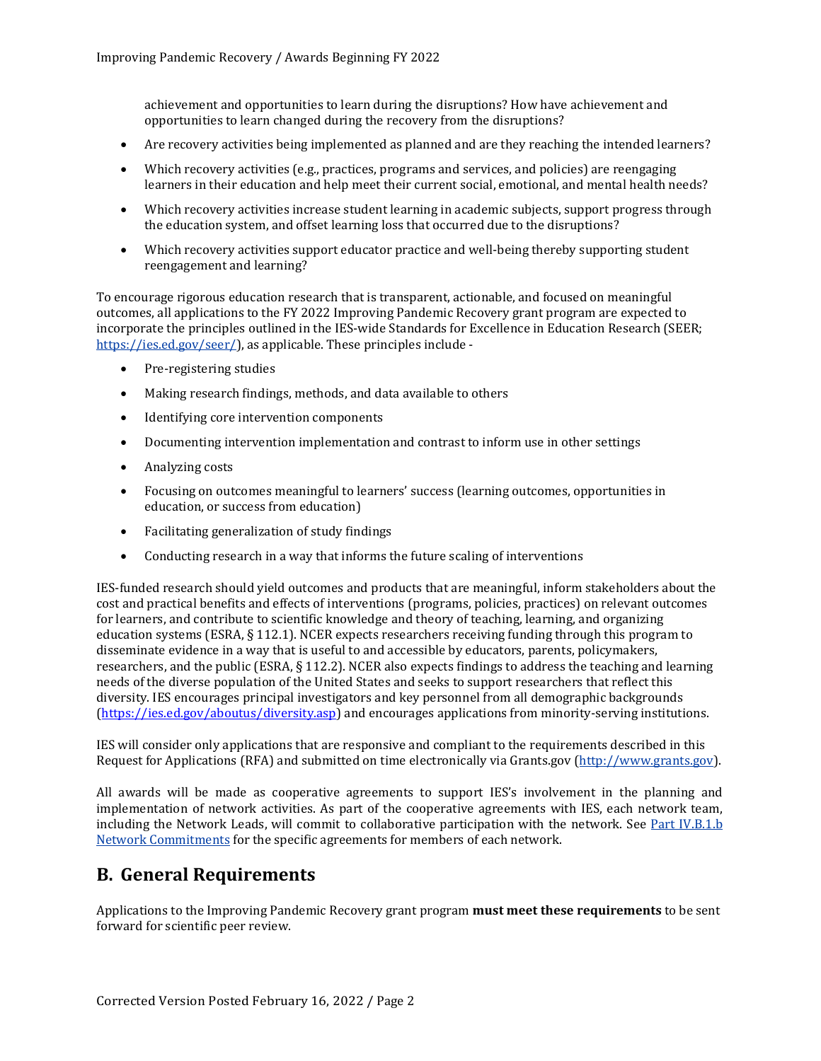achievement and opportunities to learn during the disruptions? How have achievement and opportunities to learn changed during the recovery from the disruptions?

- Are recovery activities being implemented as planned and are they reaching the intended learners?
- Which recovery activities (e.g., practices, programs and services, and policies) are reengaging learners in their education and help meet their current social, emotional, and mental health needs?
- Which recovery activities increase student learning in academic subjects, support progress through the education system, and offset learning loss that occurred due to the disruptions?
- Which recovery activities support educator practice and well-being thereby supporting student reengagement and learning?

To encourage rigorous education research that is transparent, actionable, and focused on meaningful outcomes, all applications to the FY 2022 Improving Pandemic Recovery grant program are expected to incorporate the principles outlined in the IES-wide Standards for Excellence in Education Research (SEER; [https://ies.ed.gov/seer/](https://ies.ed.gov/seer/)), as applicable. These principles include -

- Pre-registering studies
- Making research findings, methods, and data available to others
- Identifying core intervention components
- Documenting intervention implementation and contrast to inform use in other settings
- Analyzing costs
- Focusing on outcomes meaningful to learners' success (learning outcomes, opportunities in education, or success from education)
- Facilitating generalization of study findings
- Conducting research in a way that informs the future scaling of interventions

IES-funded research should yield outcomes and products that are meaningful, inform stakeholders about the cost and practical benefits and effects of interventions (programs, policies, practices) on relevant outcomes for learners, and contribute to scientific knowledge and theory of teaching, learning, and organizing education systems (ESRA, § 112.1). NCER expects researchers receiving funding through this program to disseminate evidence in a way that is useful to and accessible by educators, parents, policymakers, researchers, and the public (ESRA, § 112.2). NCER also expects findings to address the teaching and learning needs of the diverse population of the United States and seeks to support researchers that reflect this diversity. IES encourages principal investigators and key personnel from all demographic backgrounds ([https://ies.ed.gov/aboutus/diversity.asp](https://ies.ed.gov/aboutus/diversity.asp)) and encourages applications from minority-serving institutions.

IES will consider only applications that are responsive and compliant to the requirements described in this Request for Applications (RFA) and submitted on time electronically via Grants.gov ([http://www.grants.gov](http://www.grants.gov)).

All awards will be made as cooperative agreements to support IES's involvement in the planning and implementation of network activities. As part of the cooperative agreements with IES, each network team, including the Network Leads, will commit to collaborative participation with the network. See Part IV.B.1.b Network Commitments for the specific agreements for members of each network.

## B. General Requirements

Applications to the Improving Pandemic Recovery grant program **must meet these requirements** to be sent forward for scientific peer review.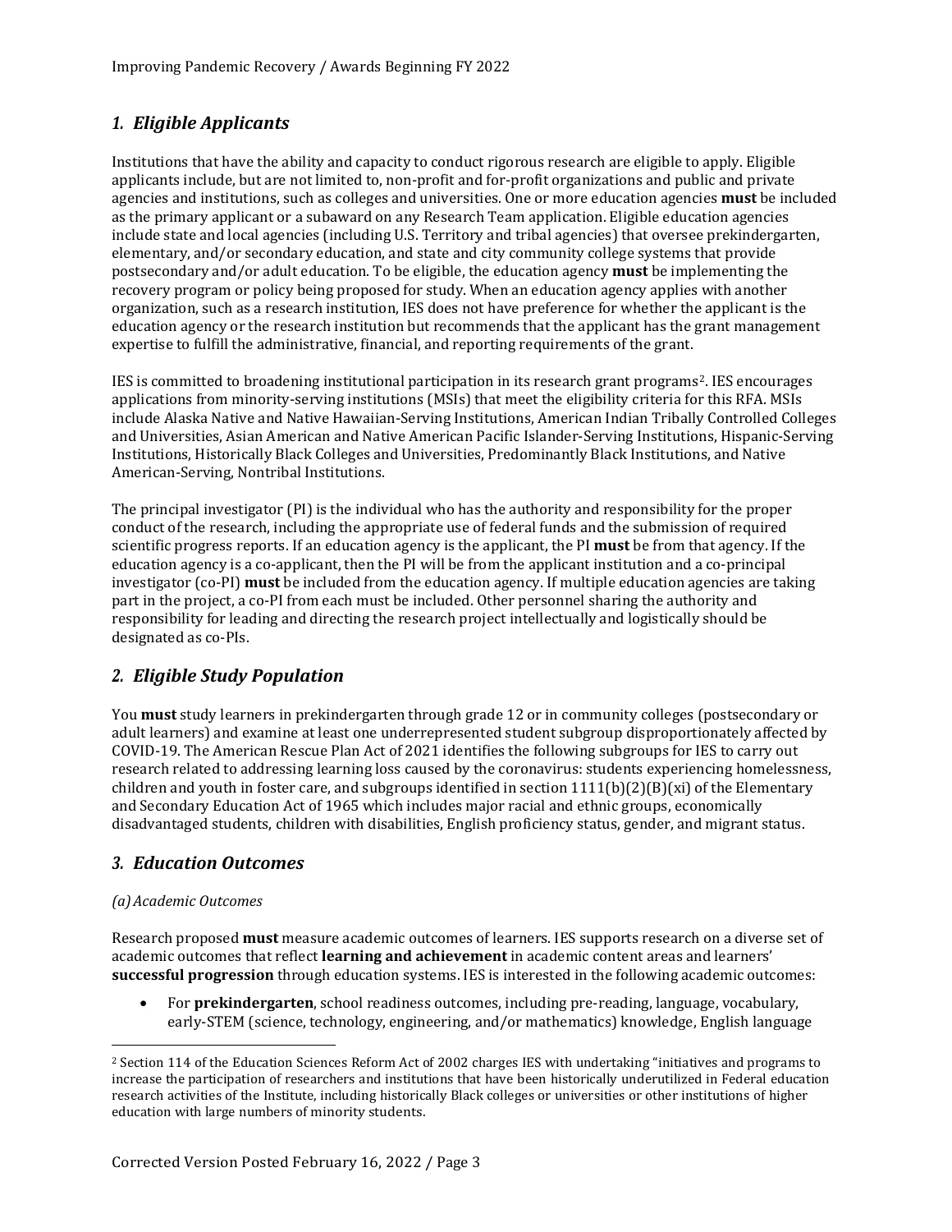## *1. Eligible Applicants*

Institutions that have the ability and capacity to conduct rigorous research are eligible to apply. Eligible applicants include, but are not limited to, non-profit and for-profit organizations and public and private agencies and institutions, such as colleges and universities. One or more education agencies **must** be included as the primary applicant or a subaward on any Research Team application. Eligible education agencies include state and local agencies (including U.S. Territory and tribal agencies) that oversee prekindergarten, elementary, and/or secondary education, and state and city community college systems that provide postsecondary and/or adult education. To be eligible, the education agency **must** be implementing the recovery program or policy being proposed for study. When an education agency applies with another organization, such as a research institution, IES does not have preference for whether the applicant is the education agency or the research institution but recommends that the applicant has the grant management expertise to fulfill the administrative, financial, and reporting requirements of the grant.

IES is committed to broadening institutional participation in its research grant programs[2]. IES encourages applications from minority-serving institutions (MSIs) that meet the eligibility criteria for this RFA. MSIs include Alaska Native and Native Hawaiian-Serving Institutions, American Indian Tribally Controlled Colleges and Universities, Asian American and Native American Pacific Islander-Serving Institutions, Hispanic-Serving Institutions, Historically Black Colleges and Universities, Predominantly Black Institutions, and Native American-Serving, Nontribal Institutions.

The principal investigator (PI) is the individual who has the authority and responsibility for the proper conduct of the research, including the appropriate use of federal funds and the submission of required scientific progress reports. If an education agency is the applicant, the PI **must** be from that agency. If the education agency is a co-applicant, then the PI will be from the applicant institution and a co-principal investigator (co-PI) **must** be included from the education agency. If multiple education agencies are taking part in the project, a co-PI from each must be included. Other personnel sharing the authority and responsibility for leading and directing the research project intellectually and logistically should be designated as co-PIs.

## *2. Eligible Study Population*

You **must** study learners in prekindergarten through grade 12 or in community colleges (postsecondary or adult learners) and examine at least one underrepresented student subgroup disproportionately affected by COVID-19. The American Rescue Plan Act of 2021 identifies the following subgroups for IES to carry out research related to addressing learning loss caused by the coronavirus: students experiencing homelessness, children and youth in foster care, and subgroups identified in section 1111(b)(2)(B)(xi) of the Elementary and Secondary Education Act of 1965 which includes major racial and ethnic groups, economically disadvantaged students, children with disabilities, English proficiency status, gender, and migrant status.

## *3. Education Outcomes*

### *(a) Academic Outcomes*

Research proposed **must** measure academic outcomes of learners. IES supports research on a diverse set of academic outcomes that reflect **learning and achievement** in academic content areas and learners' **successful progression** through education systems. IES is interested in the following academic outcomes:

- For **prekindergarten**, school readiness outcomes, including pre-reading, language, vocabulary, early-STEM (science, technology, engineering, and/or mathematics) knowledge, English language

[2] Section 114 of the Education Sciences Reform Act of 2002 charges IES with undertaking "initiatives and programs to increase the participation of researchers and institutions that have been historically underutilized in Federal education research activities of the Institute, including historically Black colleges or universities or other institutions of higher education with large numbers of minority students.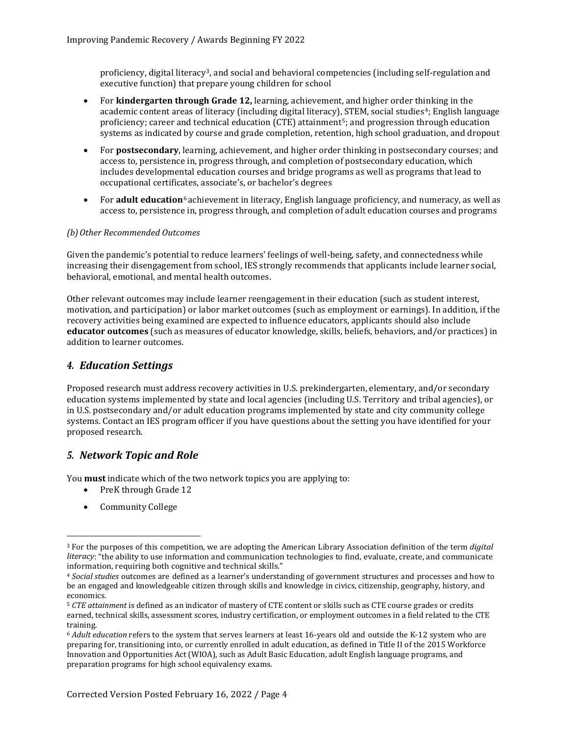proficiency, digital literacy[3], and social and behavioral competencies (including self-regulation and executive function) that prepare young children for school

- For **kindergarten through Grade 12,** learning, achievement, and higher order thinking in the academic content areas of literacy (including digital literacy), STEM, social studies[4]; English language proficiency; career and technical education (CTE) attainment[5]; and progression through education systems as indicated by course and grade completion, retention, high school graduation, and dropout
- For **postsecondary**, learning, achievement, and higher order thinking in postsecondary courses; and access to, persistence in, progress through, and completion of postsecondary education, which includes developmental education courses and bridge programs as well as programs that lead to occupational certificates, associate's, or bachelor's degrees
- For **adult education**[6] achievement in literacy, English language proficiency, and numeracy, as well as access to, persistence in, progress through, and completion of adult education courses and programs

*(b) Other Recommended Outcomes*

Given the pandemic's potential to reduce learners' feelings of well-being, safety, and connectedness while increasing their disengagement from school, IES strongly recommends that applicants include learner social, behavioral, emotional, and mental health outcomes.

Other relevant outcomes may include learner reengagement in their education (such as student interest, motivation, and participation) or labor market outcomes (such as employment or earnings). In addition, if the recovery activities being examined are expected to influence educators, applicants should also include **educator outcomes** (such as measures of educator knowledge, skills, beliefs, behaviors, and/or practices) in addition to learner outcomes.

## *4. Education Settings*

Proposed research must address recovery activities in U.S. prekindergarten, elementary, and/or secondary education systems implemented by state and local agencies (including U.S. Territory and tribal agencies), or in U.S. postsecondary and/or adult education programs implemented by state and city community college systems. Contact an IES program officer if you have questions about the setting you have identified for your proposed research.

## *5. Network Topic and Role*

You **must** indicate which of the two network topics you are applying to:

- PreK through Grade 12
- Community College

---

[3] For the purposes of this competition, we are adopting the American Library Association definition of the term *digital literacy*: "the ability to use information and communication technologies to find, evaluate, create, and communicate information, requiring both cognitive and technical skills."

[4] *Social studies* outcomes are defined as a learner's understanding of government structures and processes and how to be an engaged and knowledgeable citizen through skills and knowledge in civics, citizenship, geography, history, and economics.

[5] *CTE attainment* is defined as an indicator of mastery of CTE content or skills such as CTE course grades or credits earned, technical skills, assessment scores, industry certification, or employment outcomes in a field related to the CTE training.

[6] *Adult education* refers to the system that serves learners at least 16-years old and outside the K-12 system who are preparing for, transitioning into, or currently enrolled in adult education, as defined in Title II of the 2015 Workforce Innovation and Opportunities Act (WIOA), such as Adult Basic Education, adult English language programs, and preparation programs for high school equivalency exams.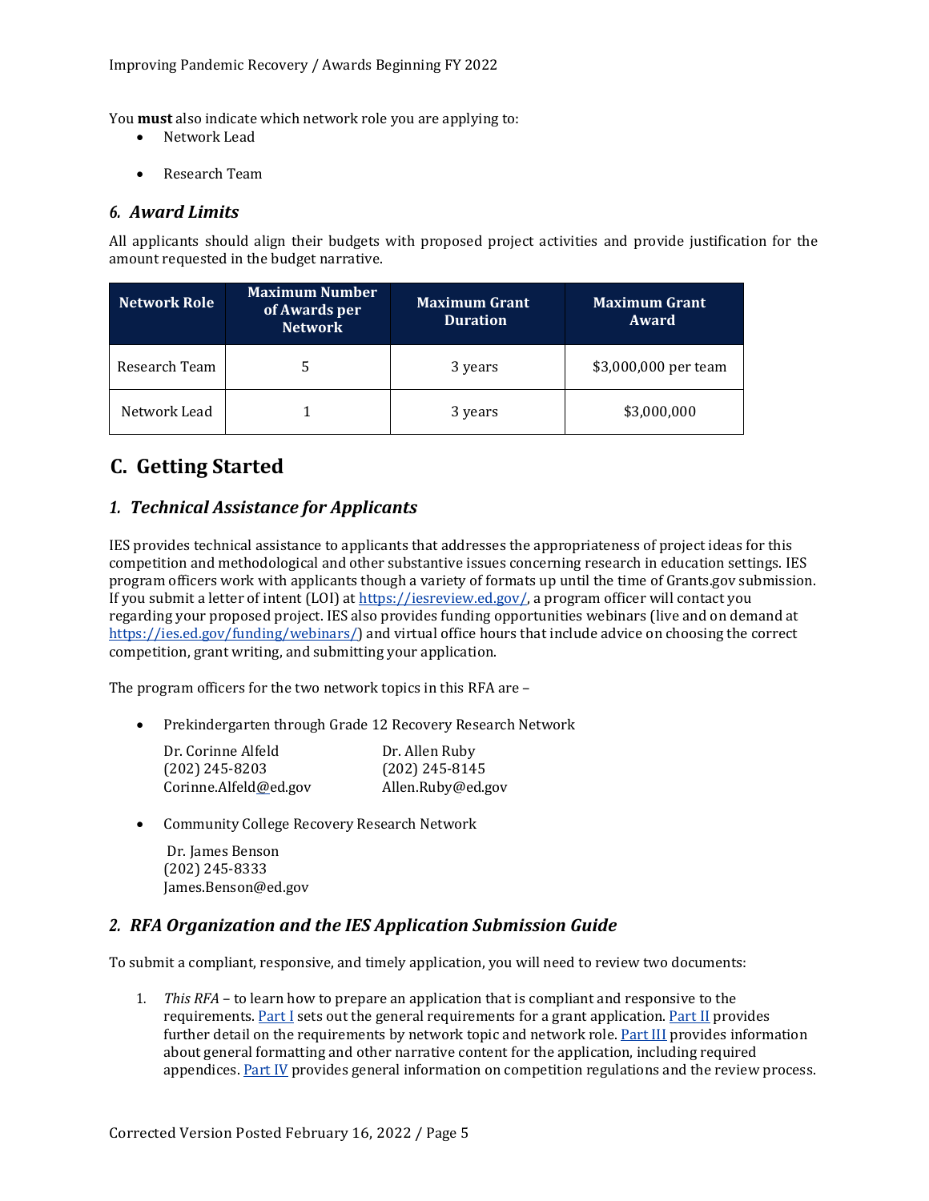You **must** also indicate which network role you are applying to:

- Network Lead
- Research Team

### *6. Award Limits*

All applicants should align their budgets with proposed project activities and provide justification for the amount requested in the budget narrative.

| Network Role | Maximum Number of Awards per Network | Maximum Grant Duration | Maximum Grant Award |
|---|---|---|---|
| Research Team | 5 | 3 years | $3,000,000 per team |
| Network Lead | 1 | 3 years | $3,000,000 |

## C. Getting Started

### *1. Technical Assistance for Applicants*

IES provides technical assistance to applicants that addresses the appropriateness of project ideas for this competition and methodological and other substantive issues concerning research in education settings. IES program officers work with applicants though a variety of formats up until the time of Grants.gov submission. If you submit a letter of intent (LOI) at [https://iesreview.ed.gov/](https://iesreview.ed.gov/), a program officer will contact you regarding your proposed project. IES also provides funding opportunities webinars (live and on demand at [https://ies.ed.gov/funding/webinars/](https://ies.ed.gov/funding/webinars/)) and virtual office hours that include advice on choosing the correct competition, grant writing, and submitting your application.

The program officers for the two network topics in this RFA are –

- Prekindergarten through Grade 12 Recovery Research Network

  Dr. Corinne Alfeld
  (202) 245-8203
  Corinne.Alfeld@ed.gov

  Dr. Allen Ruby
  (202) 245-8145
  Allen.Ruby@ed.gov

- Community College Recovery Research Network

  Dr. James Benson
  (202) 245-8333
  James.Benson@ed.gov

### *2. RFA Organization and the IES Application Submission Guide*

To submit a compliant, responsive, and timely application, you will need to review two documents:

1. *This RFA* – to learn how to prepare an application that is compliant and responsive to the requirements. Part I sets out the general requirements for a grant application. Part II provides further detail on the requirements by network topic and network role. Part III provides information about general formatting and other narrative content for the application, including required appendices. Part IV provides general information on competition regulations and the review process.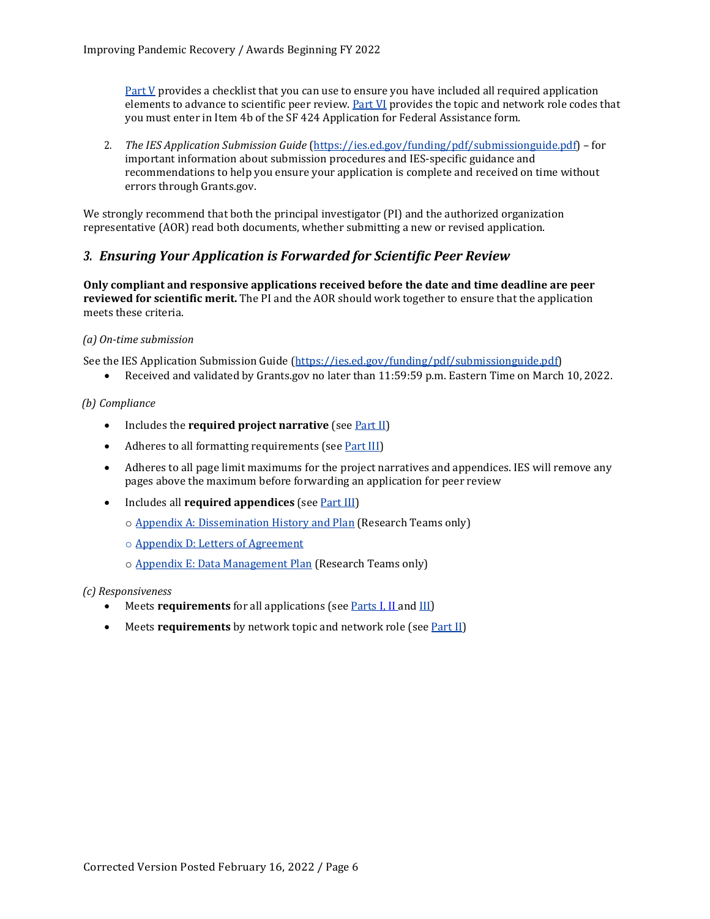Part V provides a checklist that you can use to ensure you have included all required application elements to advance to scientific peer review. Part VI provides the topic and network role codes that you must enter in Item 4b of the SF 424 Application for Federal Assistance form.

2. *The IES Application Submission Guide* (https://ies.ed.gov/funding/pdf/submissionguide.pdf) – for important information about submission procedures and IES-specific guidance and recommendations to help you ensure your application is complete and received on time without errors through Grants.gov.

We strongly recommend that both the principal investigator (PI) and the authorized organization representative (AOR) read both documents, whether submitting a new or revised application.

## *3. Ensuring Your Application is Forwarded for Scientific Peer Review*

**Only compliant and responsive applications received before the date and time deadline are peer reviewed for scientific merit.** The PI and the AOR should work together to ensure that the application meets these criteria.

*(a) On-time submission*

See the IES Application Submission Guide (https://ies.ed.gov/funding/pdf/submissionguide.pdf)

- Received and validated by Grants.gov no later than 11:59:59 p.m. Eastern Time on March 10, 2022.

*(b) Compliance*

- Includes the **required project narrative** (see Part II)
- Adheres to all formatting requirements (see Part III)
- Adheres to all page limit maximums for the project narratives and appendices. IES will remove any pages above the maximum before forwarding an application for peer review
- Includes all **required appendices** (see Part III)
  - Appendix A: Dissemination History and Plan (Research Teams only)
  - Appendix D: Letters of Agreement
  - Appendix E: Data Management Plan (Research Teams only)

*(c) Responsiveness*

- Meets **requirements** for all applications (see Parts I, II and III)
- Meets **requirements** by network topic and network role (see Part II)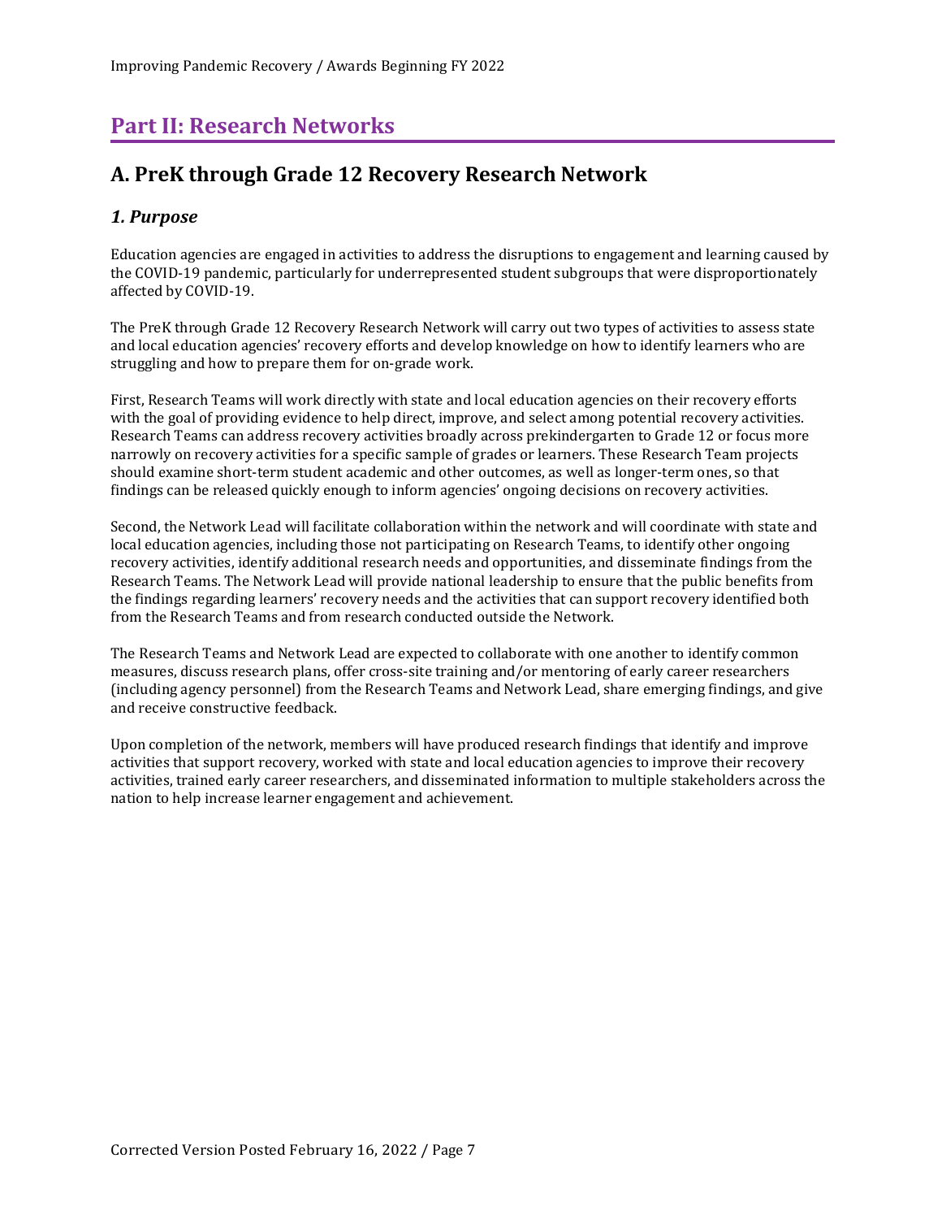# Part II: Research Networks

## A. PreK through Grade 12 Recovery Research Network

### *1. Purpose*

Education agencies are engaged in activities to address the disruptions to engagement and learning caused by the COVID-19 pandemic, particularly for underrepresented student subgroups that were disproportionately affected by COVID-19.

The PreK through Grade 12 Recovery Research Network will carry out two types of activities to assess state and local education agencies' recovery efforts and develop knowledge on how to identify learners who are struggling and how to prepare them for on-grade work.

First, Research Teams will work directly with state and local education agencies on their recovery efforts with the goal of providing evidence to help direct, improve, and select among potential recovery activities. Research Teams can address recovery activities broadly across prekindergarten to Grade 12 or focus more narrowly on recovery activities for a specific sample of grades or learners. These Research Team projects should examine short-term student academic and other outcomes, as well as longer-term ones, so that findings can be released quickly enough to inform agencies' ongoing decisions on recovery activities.

Second, the Network Lead will facilitate collaboration within the network and will coordinate with state and local education agencies, including those not participating on Research Teams, to identify other ongoing recovery activities, identify additional research needs and opportunities, and disseminate findings from the Research Teams. The Network Lead will provide national leadership to ensure that the public benefits from the findings regarding learners' recovery needs and the activities that can support recovery identified both from the Research Teams and from research conducted outside the Network.

The Research Teams and Network Lead are expected to collaborate with one another to identify common measures, discuss research plans, offer cross-site training and/or mentoring of early career researchers (including agency personnel) from the Research Teams and Network Lead, share emerging findings, and give and receive constructive feedback.

Upon completion of the network, members will have produced research findings that identify and improve activities that support recovery, worked with state and local education agencies to improve their recovery activities, trained early career researchers, and disseminated information to multiple stakeholders across the nation to help increase learner engagement and achievement.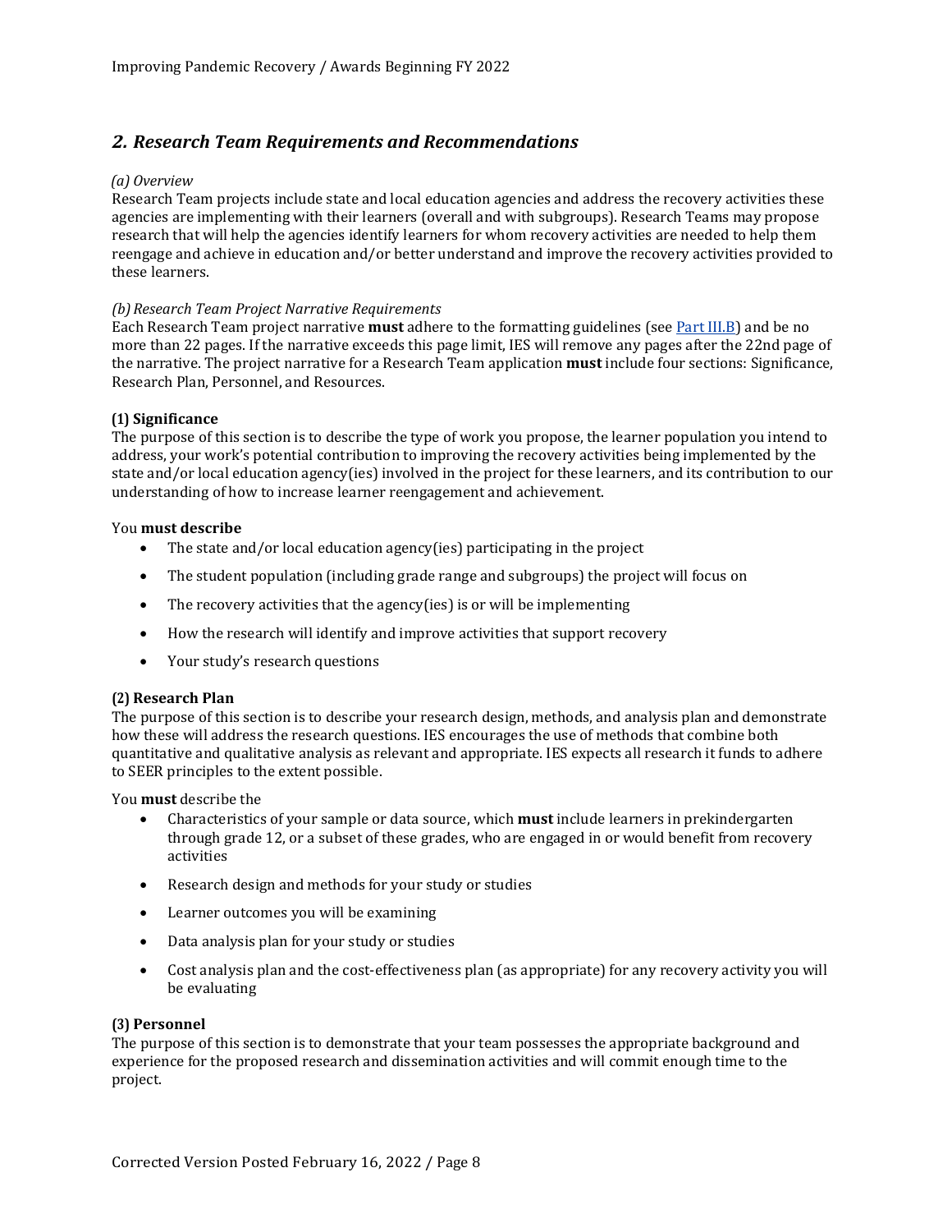## *2. Research Team Requirements and Recommendations*

*(a) Overview*

Research Team projects include state and local education agencies and address the recovery activities these agencies are implementing with their learners (overall and with subgroups). Research Teams may propose research that will help the agencies identify learners for whom recovery activities are needed to help them reengage and achieve in education and/or better understand and improve the recovery activities provided to these learners.

*(b) Research Team Project Narrative Requirements*

Each Research Team project narrative **must** adhere to the formatting guidelines (see Part III.B) and be no more than 22 pages. If the narrative exceeds this page limit, IES will remove any pages after the 22nd page of the narrative. The project narrative for a Research Team application **must** include four sections: Significance, Research Plan, Personnel, and Resources.

**(1) Significance**

The purpose of this section is to describe the type of work you propose, the learner population you intend to address, your work's potential contribution to improving the recovery activities being implemented by the state and/or local education agency(ies) involved in the project for these learners, and its contribution to our understanding of how to increase learner reengagement and achievement.

You **must describe**

- The state and/or local education agency(ies) participating in the project
- The student population (including grade range and subgroups) the project will focus on
- The recovery activities that the agency(ies) is or will be implementing
- How the research will identify and improve activities that support recovery
- Your study's research questions

**(2) Research Plan**

The purpose of this section is to describe your research design, methods, and analysis plan and demonstrate how these will address the research questions. IES encourages the use of methods that combine both quantitative and qualitative analysis as relevant and appropriate. IES expects all research it funds to adhere to SEER principles to the extent possible.

You **must** describe the

- Characteristics of your sample or data source, which **must** include learners in prekindergarten through grade 12, or a subset of these grades, who are engaged in or would benefit from recovery activities
- Research design and methods for your study or studies
- Learner outcomes you will be examining
- Data analysis plan for your study or studies
- Cost analysis plan and the cost-effectiveness plan (as appropriate) for any recovery activity you will be evaluating

**(3) Personnel**

The purpose of this section is to demonstrate that your team possesses the appropriate background and experience for the proposed research and dissemination activities and will commit enough time to the project.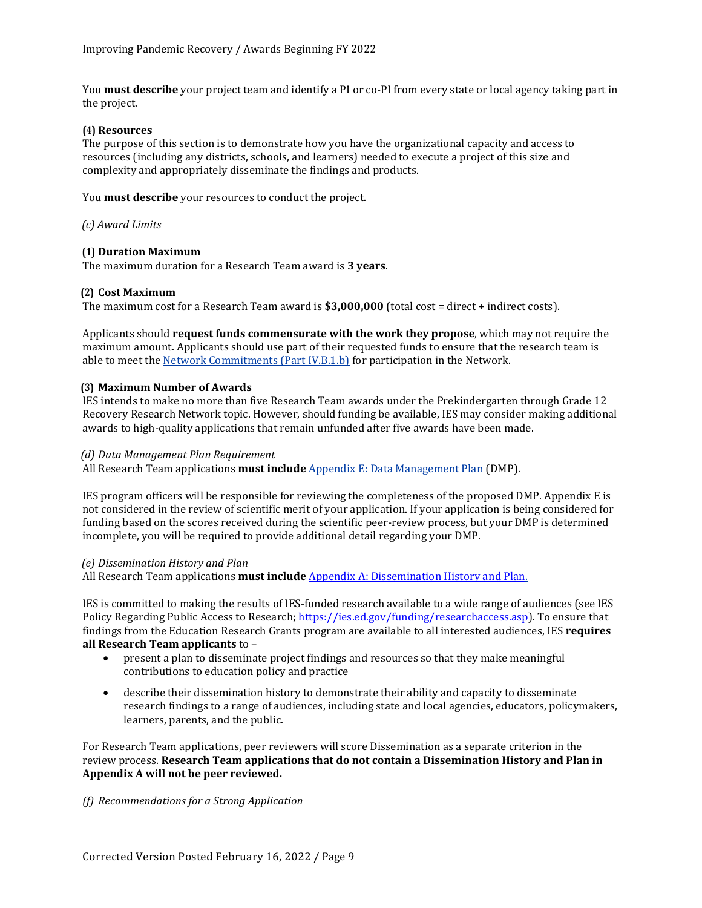You **must describe** your project team and identify a PI or co-PI from every state or local agency taking part in the project.

**(4) Resources**

The purpose of this section is to demonstrate how you have the organizational capacity and access to resources (including any districts, schools, and learners) needed to execute a project of this size and complexity and appropriately disseminate the findings and products.

You **must describe** your resources to conduct the project.

*(c) Award Limits*

**(1) Duration Maximum**

The maximum duration for a Research Team award is **3 years**.

**(2) Cost Maximum**

The maximum cost for a Research Team award is **$3,000,000** (total cost = direct + indirect costs).

Applicants should **request funds commensurate with the work they propose**, which may not require the maximum amount. Applicants should use part of their requested funds to ensure that the research team is able to meet the [Network Commitments (Part IV.B.1.b)](#) for participation in the Network.

**(3) Maximum Number of Awards**

IES intends to make no more than five Research Team awards under the Prekindergarten through Grade 12 Recovery Research Network topic. However, should funding be available, IES may consider making additional awards to high-quality applications that remain unfunded after five awards have been made.

*(d) Data Management Plan Requirement*

All Research Team applications **must include** [Appendix E: Data Management Plan](#) (DMP).

IES program officers will be responsible for reviewing the completeness of the proposed DMP. Appendix E is not considered in the review of scientific merit of your application. If your application is being considered for funding based on the scores received during the scientific peer-review process, but your DMP is determined incomplete, you will be required to provide additional detail regarding your DMP.

*(e) Dissemination History and Plan*

All Research Team applications **must include** [Appendix A: Dissemination History and Plan.](#)

IES is committed to making the results of IES-funded research available to a wide range of audiences (see IES Policy Regarding Public Access to Research; https://ies.ed.gov/funding/researchaccess.asp). To ensure that findings from the Education Research Grants program are available to all interested audiences, IES **requires all Research Team applicants** to –

- present a plan to disseminate project findings and resources so that they make meaningful contributions to education policy and practice
- describe their dissemination history to demonstrate their ability and capacity to disseminate research findings to a range of audiences, including state and local agencies, educators, policymakers, learners, parents, and the public.

For Research Team applications, peer reviewers will score Dissemination as a separate criterion in the review process. **Research Team applications that do not contain a Dissemination History and Plan in Appendix A will not be peer reviewed.**

*(f) Recommendations for a Strong Application*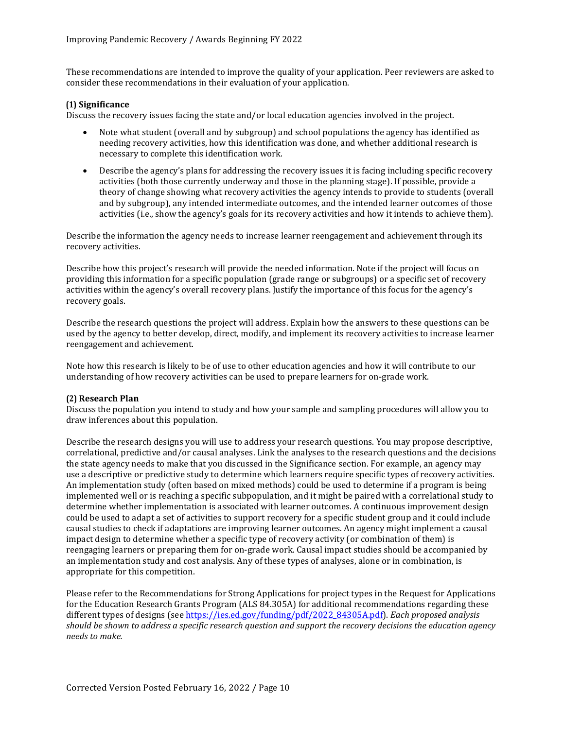These recommendations are intended to improve the quality of your application. Peer reviewers are asked to consider these recommendations in their evaluation of your application.

**(1) Significance**

Discuss the recovery issues facing the state and/or local education agencies involved in the project.

- Note what student (overall and by subgroup) and school populations the agency has identified as needing recovery activities, how this identification was done, and whether additional research is necessary to complete this identification work.
- Describe the agency's plans for addressing the recovery issues it is facing including specific recovery activities (both those currently underway and those in the planning stage). If possible, provide a theory of change showing what recovery activities the agency intends to provide to students (overall and by subgroup), any intended intermediate outcomes, and the intended learner outcomes of those activities (i.e., show the agency's goals for its recovery activities and how it intends to achieve them).

Describe the information the agency needs to increase learner reengagement and achievement through its recovery activities.

Describe how this project's research will provide the needed information. Note if the project will focus on providing this information for a specific population (grade range or subgroups) or a specific set of recovery activities within the agency's overall recovery plans. Justify the importance of this focus for the agency's recovery goals.

Describe the research questions the project will address. Explain how the answers to these questions can be used by the agency to better develop, direct, modify, and implement its recovery activities to increase learner reengagement and achievement.

Note how this research is likely to be of use to other education agencies and how it will contribute to our understanding of how recovery activities can be used to prepare learners for on-grade work.

**(2) Research Plan**

Discuss the population you intend to study and how your sample and sampling procedures will allow you to draw inferences about this population.

Describe the research designs you will use to address your research questions. You may propose descriptive, correlational, predictive and/or causal analyses. Link the analyses to the research questions and the decisions the state agency needs to make that you discussed in the Significance section. For example, an agency may use a descriptive or predictive study to determine which learners require specific types of recovery activities. An implementation study (often based on mixed methods) could be used to determine if a program is being implemented well or is reaching a specific subpopulation, and it might be paired with a correlational study to determine whether implementation is associated with learner outcomes. A continuous improvement design could be used to adapt a set of activities to support recovery for a specific student group and it could include causal studies to check if adaptations are improving learner outcomes. An agency might implement a causal impact design to determine whether a specific type of recovery activity (or combination of them) is reengaging learners or preparing them for on-grade work. Causal impact studies should be accompanied by an implementation study and cost analysis. Any of these types of analyses, alone or in combination, is appropriate for this competition.

Please refer to the Recommendations for Strong Applications for project types in the Request for Applications for the Education Research Grants Program (ALS 84.305A) for additional recommendations regarding these different types of designs (see [https://ies.ed.gov/funding/pdf/2022_84305A.pdf](https://ies.ed.gov/funding/pdf/2022_84305A.pdf)). *Each proposed analysis should be shown to address a specific research question and support the recovery decisions the education agency needs to make.*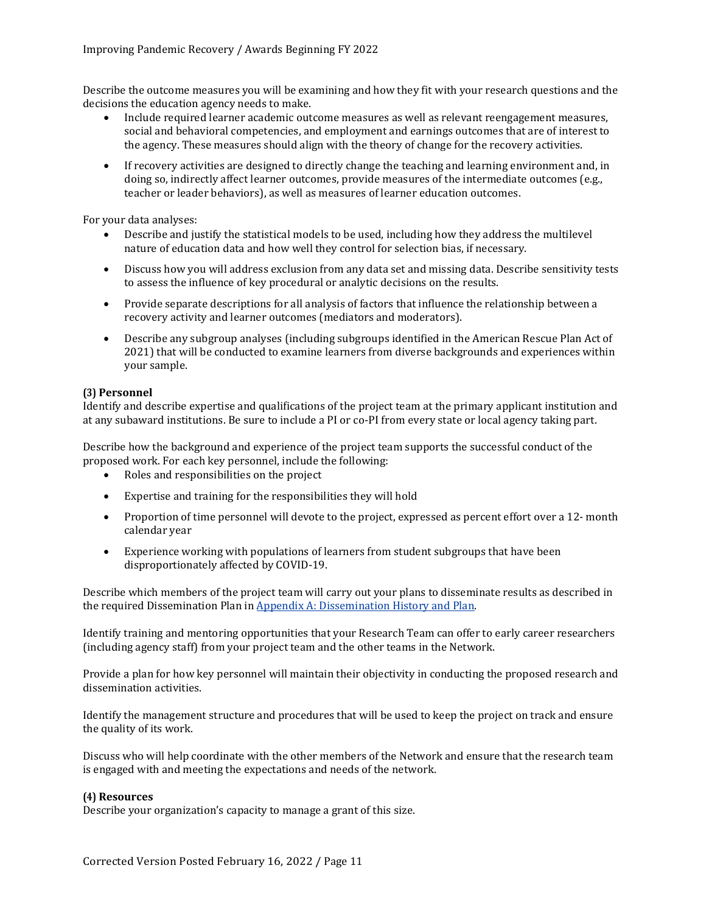Describe the outcome measures you will be examining and how they fit with your research questions and the decisions the education agency needs to make.

- Include required learner academic outcome measures as well as relevant reengagement measures, social and behavioral competencies, and employment and earnings outcomes that are of interest to the agency. These measures should align with the theory of change for the recovery activities.
- If recovery activities are designed to directly change the teaching and learning environment and, in doing so, indirectly affect learner outcomes, provide measures of the intermediate outcomes (e.g., teacher or leader behaviors), as well as measures of learner education outcomes.

For your data analyses:

- Describe and justify the statistical models to be used, including how they address the multilevel nature of education data and how well they control for selection bias, if necessary.
- Discuss how you will address exclusion from any data set and missing data. Describe sensitivity tests to assess the influence of key procedural or analytic decisions on the results.
- Provide separate descriptions for all analysis of factors that influence the relationship between a recovery activity and learner outcomes (mediators and moderators).
- Describe any subgroup analyses (including subgroups identified in the American Rescue Plan Act of 2021) that will be conducted to examine learners from diverse backgrounds and experiences within your sample.

**(3) Personnel**

Identify and describe expertise and qualifications of the project team at the primary applicant institution and at any subaward institutions. Be sure to include a PI or co-PI from every state or local agency taking part.

Describe how the background and experience of the project team supports the successful conduct of the proposed work. For each key personnel, include the following:

- Roles and responsibilities on the project
- Expertise and training for the responsibilities they will hold
- Proportion of time personnel will devote to the project, expressed as percent effort over a 12- month calendar year
- Experience working with populations of learners from student subgroups that have been disproportionately affected by COVID-19.

Describe which members of the project team will carry out your plans to disseminate results as described in the required Dissemination Plan in [Appendix A: Dissemination History and Plan](#).

Identify training and mentoring opportunities that your Research Team can offer to early career researchers (including agency staff) from your project team and the other teams in the Network.

Provide a plan for how key personnel will maintain their objectivity in conducting the proposed research and dissemination activities.

Identify the management structure and procedures that will be used to keep the project on track and ensure the quality of its work.

Discuss who will help coordinate with the other members of the Network and ensure that the research team is engaged with and meeting the expectations and needs of the network.

**(4) Resources**

Describe your organization's capacity to manage a grant of this size.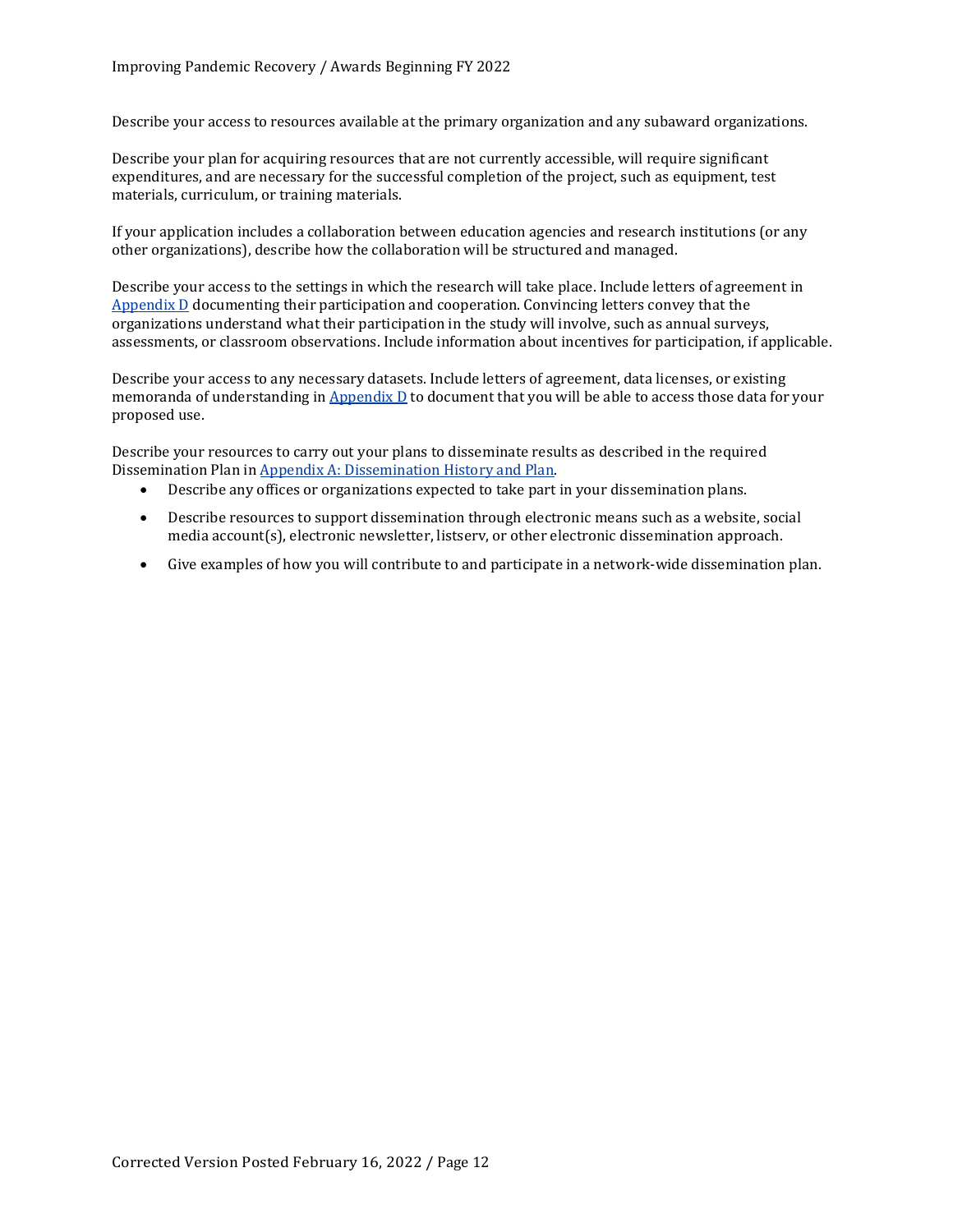Describe your access to resources available at the primary organization and any subaward organizations.

Describe your plan for acquiring resources that are not currently accessible, will require significant expenditures, and are necessary for the successful completion of the project, such as equipment, test materials, curriculum, or training materials.

If your application includes a collaboration between education agencies and research institutions (or any other organizations), describe how the collaboration will be structured and managed.

Describe your access to the settings in which the research will take place. Include letters of agreement in Appendix D documenting their participation and cooperation. Convincing letters convey that the organizations understand what their participation in the study will involve, such as annual surveys, assessments, or classroom observations. Include information about incentives for participation, if applicable.

Describe your access to any necessary datasets. Include letters of agreement, data licenses, or existing memoranda of understanding in Appendix D to document that you will be able to access those data for your proposed use.

Describe your resources to carry out your plans to disseminate results as described in the required Dissemination Plan in Appendix A: Dissemination History and Plan.

- Describe any offices or organizations expected to take part in your dissemination plans.
- Describe resources to support dissemination through electronic means such as a website, social media account(s), electronic newsletter, listserv, or other electronic dissemination approach.
- Give examples of how you will contribute to and participate in a network-wide dissemination plan.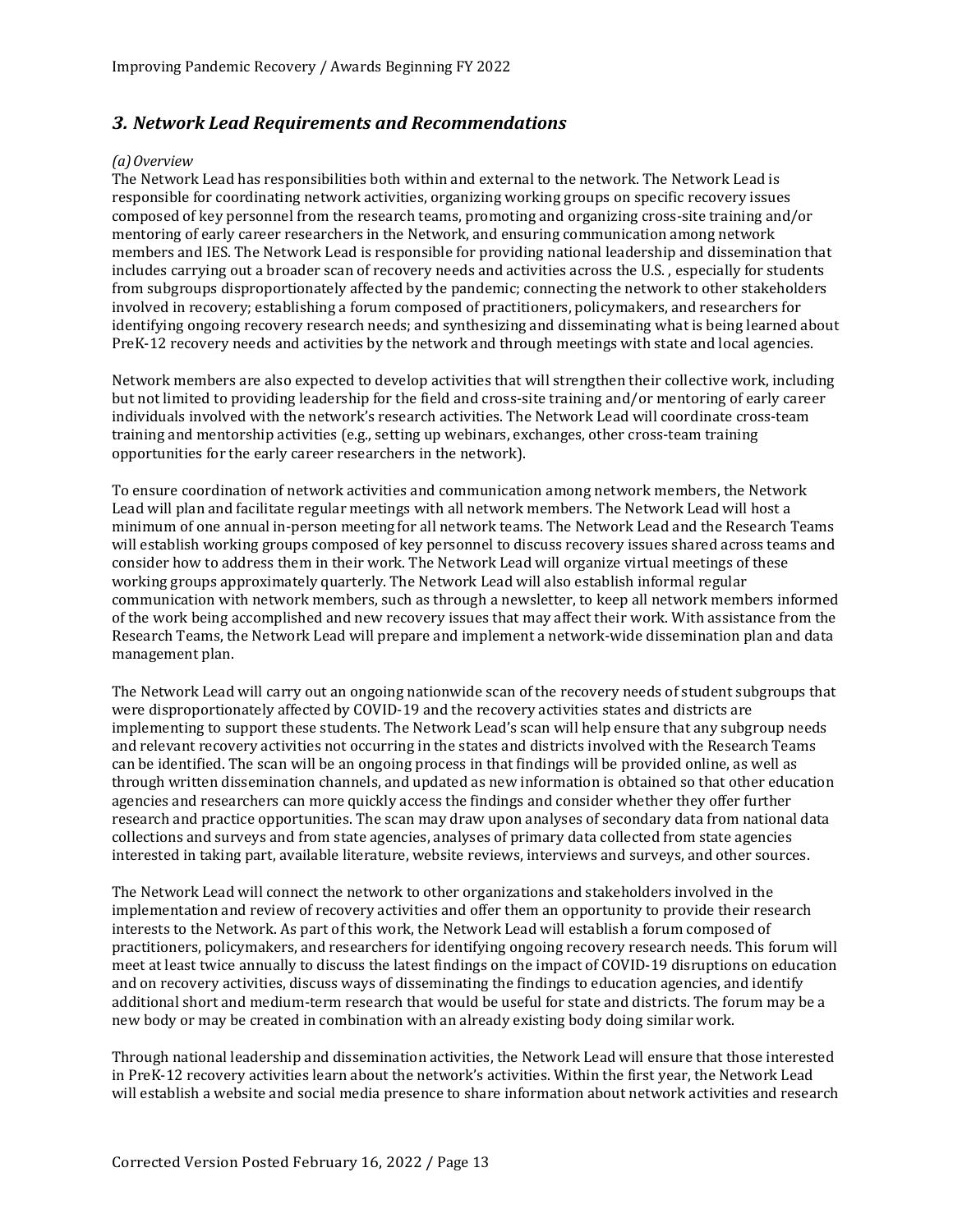### *3. Network Lead Requirements and Recommendations*

*(a) Overview*

The Network Lead has responsibilities both within and external to the network. The Network Lead is responsible for coordinating network activities, organizing working groups on specific recovery issues composed of key personnel from the research teams, promoting and organizing cross-site training and/or mentoring of early career researchers in the Network, and ensuring communication among network members and IES. The Network Lead is responsible for providing national leadership and dissemination that includes carrying out a broader scan of recovery needs and activities across the U.S. , especially for students from subgroups disproportionately affected by the pandemic; connecting the network to other stakeholders involved in recovery; establishing a forum composed of practitioners, policymakers, and researchers for identifying ongoing recovery research needs; and synthesizing and disseminating what is being learned about PreK-12 recovery needs and activities by the network and through meetings with state and local agencies.

Network members are also expected to develop activities that will strengthen their collective work, including but not limited to providing leadership for the field and cross-site training and/or mentoring of early career individuals involved with the network's research activities. The Network Lead will coordinate cross-team training and mentorship activities (e.g., setting up webinars, exchanges, other cross-team training opportunities for the early career researchers in the network).

To ensure coordination of network activities and communication among network members, the Network Lead will plan and facilitate regular meetings with all network members. The Network Lead will host a minimum of one annual in-person meeting for all network teams. The Network Lead and the Research Teams will establish working groups composed of key personnel to discuss recovery issues shared across teams and consider how to address them in their work. The Network Lead will organize virtual meetings of these working groups approximately quarterly. The Network Lead will also establish informal regular communication with network members, such as through a newsletter, to keep all network members informed of the work being accomplished and new recovery issues that may affect their work. With assistance from the Research Teams, the Network Lead will prepare and implement a network-wide dissemination plan and data management plan.

The Network Lead will carry out an ongoing nationwide scan of the recovery needs of student subgroups that were disproportionately affected by COVID-19 and the recovery activities states and districts are implementing to support these students. The Network Lead's scan will help ensure that any subgroup needs and relevant recovery activities not occurring in the states and districts involved with the Research Teams can be identified. The scan will be an ongoing process in that findings will be provided online, as well as through written dissemination channels, and updated as new information is obtained so that other education agencies and researchers can more quickly access the findings and consider whether they offer further research and practice opportunities. The scan may draw upon analyses of secondary data from national data collections and surveys and from state agencies, analyses of primary data collected from state agencies interested in taking part, available literature, website reviews, interviews and surveys, and other sources.

The Network Lead will connect the network to other organizations and stakeholders involved in the implementation and review of recovery activities and offer them an opportunity to provide their research interests to the Network. As part of this work, the Network Lead will establish a forum composed of practitioners, policymakers, and researchers for identifying ongoing recovery research needs. This forum will meet at least twice annually to discuss the latest findings on the impact of COVID-19 disruptions on education and on recovery activities, discuss ways of disseminating the findings to education agencies, and identify additional short and medium-term research that would be useful for state and districts. The forum may be a new body or may be created in combination with an already existing body doing similar work.

Through national leadership and dissemination activities, the Network Lead will ensure that those interested in PreK-12 recovery activities learn about the network's activities. Within the first year, the Network Lead will establish a website and social media presence to share information about network activities and research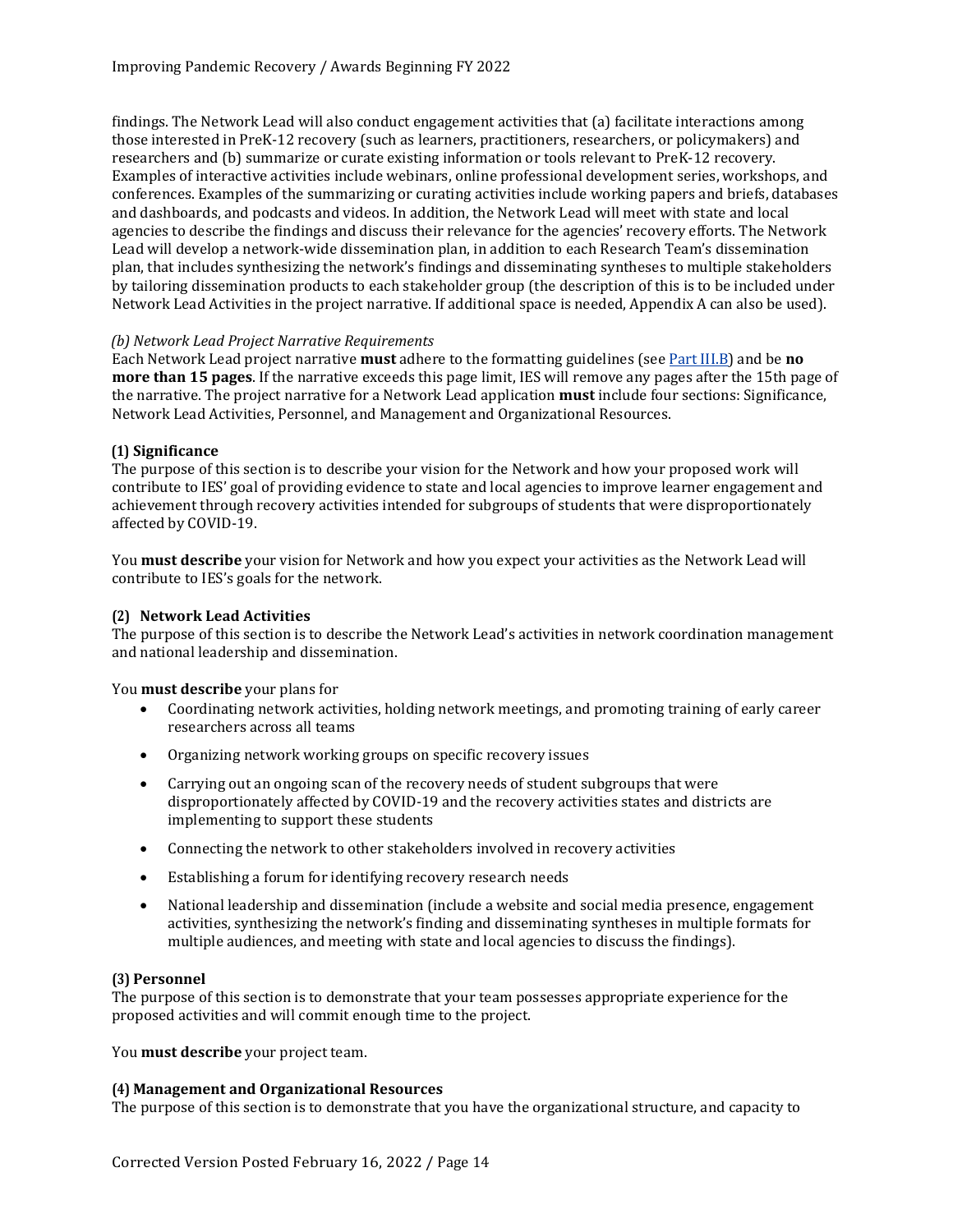findings. The Network Lead will also conduct engagement activities that (a) facilitate interactions among those interested in PreK-12 recovery (such as learners, practitioners, researchers, or policymakers) and researchers and (b) summarize or curate existing information or tools relevant to PreK-12 recovery. Examples of interactive activities include webinars, online professional development series, workshops, and conferences. Examples of the summarizing or curating activities include working papers and briefs, databases and dashboards, and podcasts and videos. In addition, the Network Lead will meet with state and local agencies to describe the findings and discuss their relevance for the agencies' recovery efforts. The Network Lead will develop a network-wide dissemination plan, in addition to each Research Team's dissemination plan, that includes synthesizing the network's findings and disseminating syntheses to multiple stakeholders by tailoring dissemination products to each stakeholder group (the description of this is to be included under Network Lead Activities in the project narrative. If additional space is needed, Appendix A can also be used).

*(b) Network Lead Project Narrative Requirements*

Each Network Lead project narrative **must** adhere to the formatting guidelines (see Part III.B) and be **no more than 15 pages**. If the narrative exceeds this page limit, IES will remove any pages after the 15th page of the narrative. The project narrative for a Network Lead application **must** include four sections: Significance, Network Lead Activities, Personnel, and Management and Organizational Resources.

**(1) Significance**

The purpose of this section is to describe your vision for the Network and how your proposed work will contribute to IES' goal of providing evidence to state and local agencies to improve learner engagement and achievement through recovery activities intended for subgroups of students that were disproportionately affected by COVID-19.

You **must describe** your vision for Network and how you expect your activities as the Network Lead will contribute to IES's goals for the network.

**(2) Network Lead Activities**

The purpose of this section is to describe the Network Lead's activities in network coordination management and national leadership and dissemination.

You **must describe** your plans for

- Coordinating network activities, holding network meetings, and promoting training of early career researchers across all teams
- Organizing network working groups on specific recovery issues
- Carrying out an ongoing scan of the recovery needs of student subgroups that were disproportionately affected by COVID-19 and the recovery activities states and districts are implementing to support these students
- Connecting the network to other stakeholders involved in recovery activities
- Establishing a forum for identifying recovery research needs
- National leadership and dissemination (include a website and social media presence, engagement activities, synthesizing the network's finding and disseminating syntheses in multiple formats for multiple audiences, and meeting with state and local agencies to discuss the findings).

**(3) Personnel**

The purpose of this section is to demonstrate that your team possesses appropriate experience for the proposed activities and will commit enough time to the project.

You **must describe** your project team.

**(4) Management and Organizational Resources**

The purpose of this section is to demonstrate that you have the organizational structure, and capacity to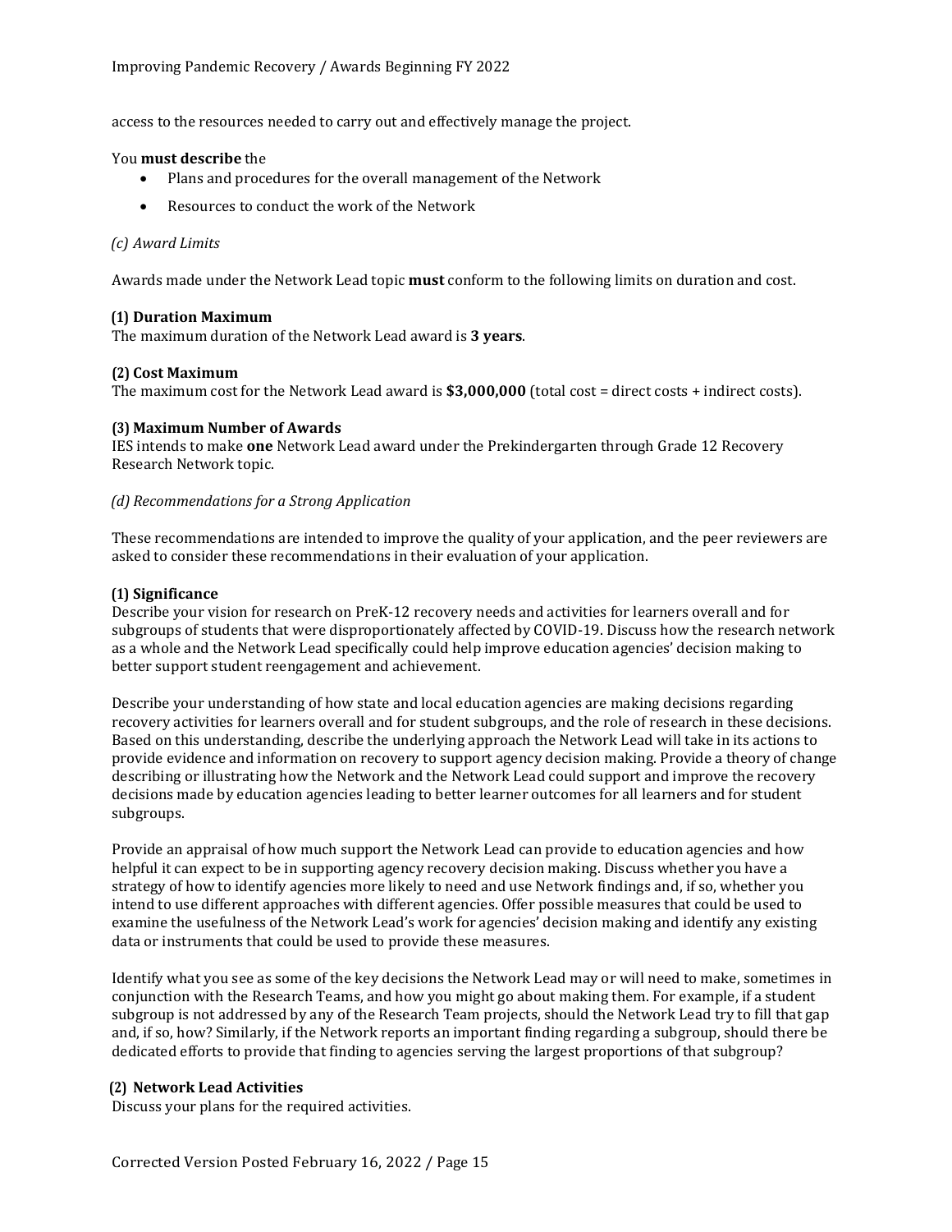access to the resources needed to carry out and effectively manage the project.

You **must describe** the

- Plans and procedures for the overall management of the Network
- Resources to conduct the work of the Network

*(c) Award Limits*

Awards made under the Network Lead topic **must** conform to the following limits on duration and cost.

**(1) Duration Maximum**
The maximum duration of the Network Lead award is **3 years**.

**(2) Cost Maximum**
The maximum cost for the Network Lead award is **$3,000,000** (total cost = direct costs + indirect costs).

**(3) Maximum Number of Awards**
IES intends to make **one** Network Lead award under the Prekindergarten through Grade 12 Recovery Research Network topic.

*(d) Recommendations for a Strong Application*

These recommendations are intended to improve the quality of your application, and the peer reviewers are asked to consider these recommendations in their evaluation of your application.

**(1) Significance**
Describe your vision for research on PreK-12 recovery needs and activities for learners overall and for subgroups of students that were disproportionately affected by COVID-19. Discuss how the research network as a whole and the Network Lead specifically could help improve education agencies' decision making to better support student reengagement and achievement.

Describe your understanding of how state and local education agencies are making decisions regarding recovery activities for learners overall and for student subgroups, and the role of research in these decisions. Based on this understanding, describe the underlying approach the Network Lead will take in its actions to provide evidence and information on recovery to support agency decision making. Provide a theory of change describing or illustrating how the Network and the Network Lead could support and improve the recovery decisions made by education agencies leading to better learner outcomes for all learners and for student subgroups.

Provide an appraisal of how much support the Network Lead can provide to education agencies and how helpful it can expect to be in supporting agency recovery decision making. Discuss whether you have a strategy of how to identify agencies more likely to need and use Network findings and, if so, whether you intend to use different approaches with different agencies. Offer possible measures that could be used to examine the usefulness of the Network Lead's work for agencies' decision making and identify any existing data or instruments that could be used to provide these measures.

Identify what you see as some of the key decisions the Network Lead may or will need to make, sometimes in conjunction with the Research Teams, and how you might go about making them. For example, if a student subgroup is not addressed by any of the Research Team projects, should the Network Lead try to fill that gap and, if so, how? Similarly, if the Network reports an important finding regarding a subgroup, should there be dedicated efforts to provide that finding to agencies serving the largest proportions of that subgroup?

**(2) Network Lead Activities**
Discuss your plans for the required activities.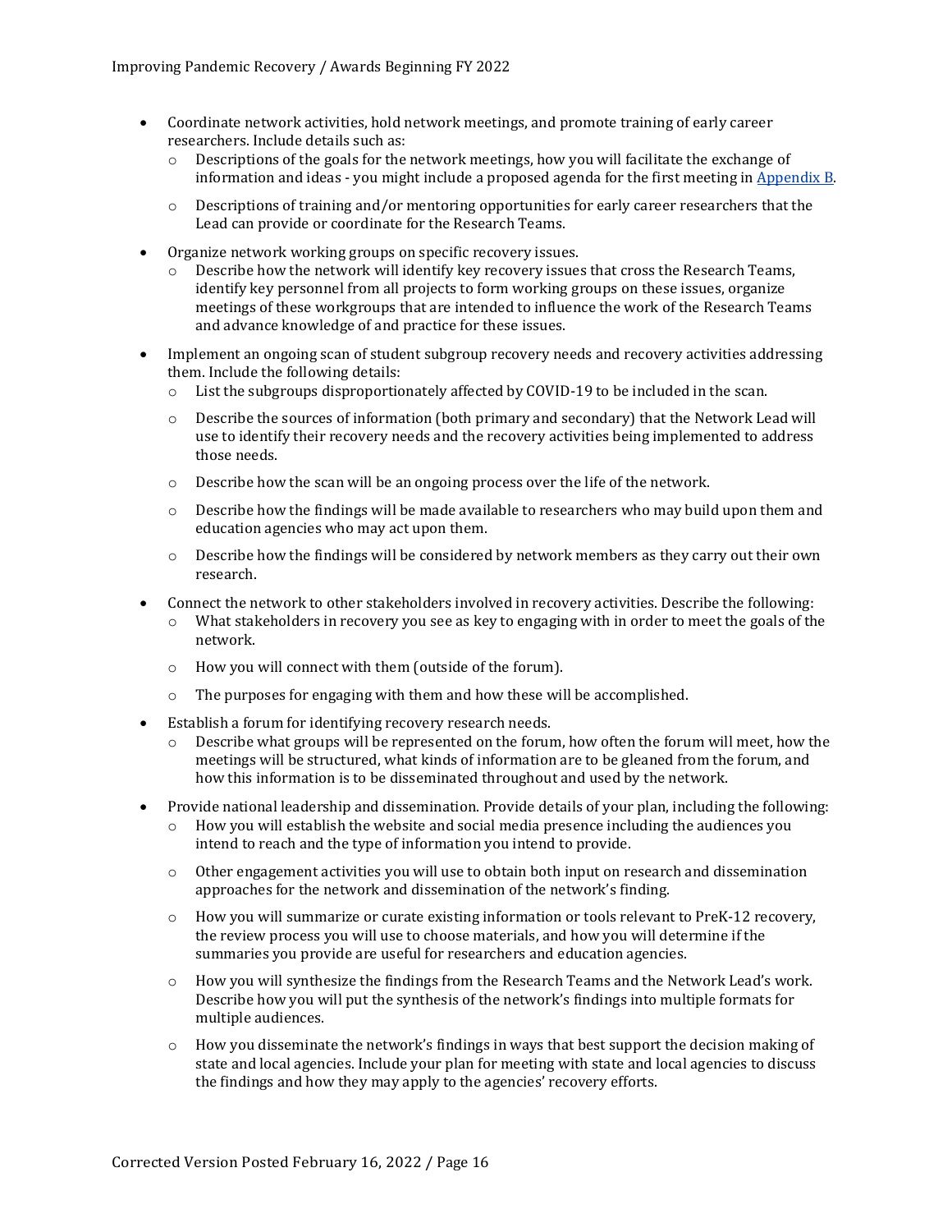- Coordinate network activities, hold network meetings, and promote training of early career researchers. Include details such as:
  - Descriptions of the goals for the network meetings, how you will facilitate the exchange of information and ideas - you might include a proposed agenda for the first meeting in [Appendix B](#).
  - Descriptions of training and/or mentoring opportunities for early career researchers that the Lead can provide or coordinate for the Research Teams.
- Organize network working groups on specific recovery issues.
  - Describe how the network will identify key recovery issues that cross the Research Teams, identify key personnel from all projects to form working groups on these issues, organize meetings of these workgroups that are intended to influence the work of the Research Teams and advance knowledge of and practice for these issues.
- Implement an ongoing scan of student subgroup recovery needs and recovery activities addressing them. Include the following details:
  - List the subgroups disproportionately affected by COVID-19 to be included in the scan.
  - Describe the sources of information (both primary and secondary) that the Network Lead will use to identify their recovery needs and the recovery activities being implemented to address those needs.
  - Describe how the scan will be an ongoing process over the life of the network.
  - Describe how the findings will be made available to researchers who may build upon them and education agencies who may act upon them.
  - Describe how the findings will be considered by network members as they carry out their own research.
- Connect the network to other stakeholders involved in recovery activities. Describe the following:
  - What stakeholders in recovery you see as key to engaging with in order to meet the goals of the network.
  - How you will connect with them (outside of the forum).
  - The purposes for engaging with them and how these will be accomplished.
- Establish a forum for identifying recovery research needs.
  - Describe what groups will be represented on the forum, how often the forum will meet, how the meetings will be structured, what kinds of information are to be gleaned from the forum, and how this information is to be disseminated throughout and used by the network.
- Provide national leadership and dissemination. Provide details of your plan, including the following:
  - How you will establish the website and social media presence including the audiences you intend to reach and the type of information you intend to provide.
  - Other engagement activities you will use to obtain both input on research and dissemination approaches for the network and dissemination of the network's finding.
  - How you will summarize or curate existing information or tools relevant to PreK-12 recovery, the review process you will use to choose materials, and how you will determine if the summaries you provide are useful for researchers and education agencies.
  - How you will synthesize the findings from the Research Teams and the Network Lead's work. Describe how you will put the synthesis of the network's findings into multiple formats for multiple audiences.
  - How you disseminate the network's findings in ways that best support the decision making of state and local agencies. Include your plan for meeting with state and local agencies to discuss the findings and how they may apply to the agencies' recovery efforts.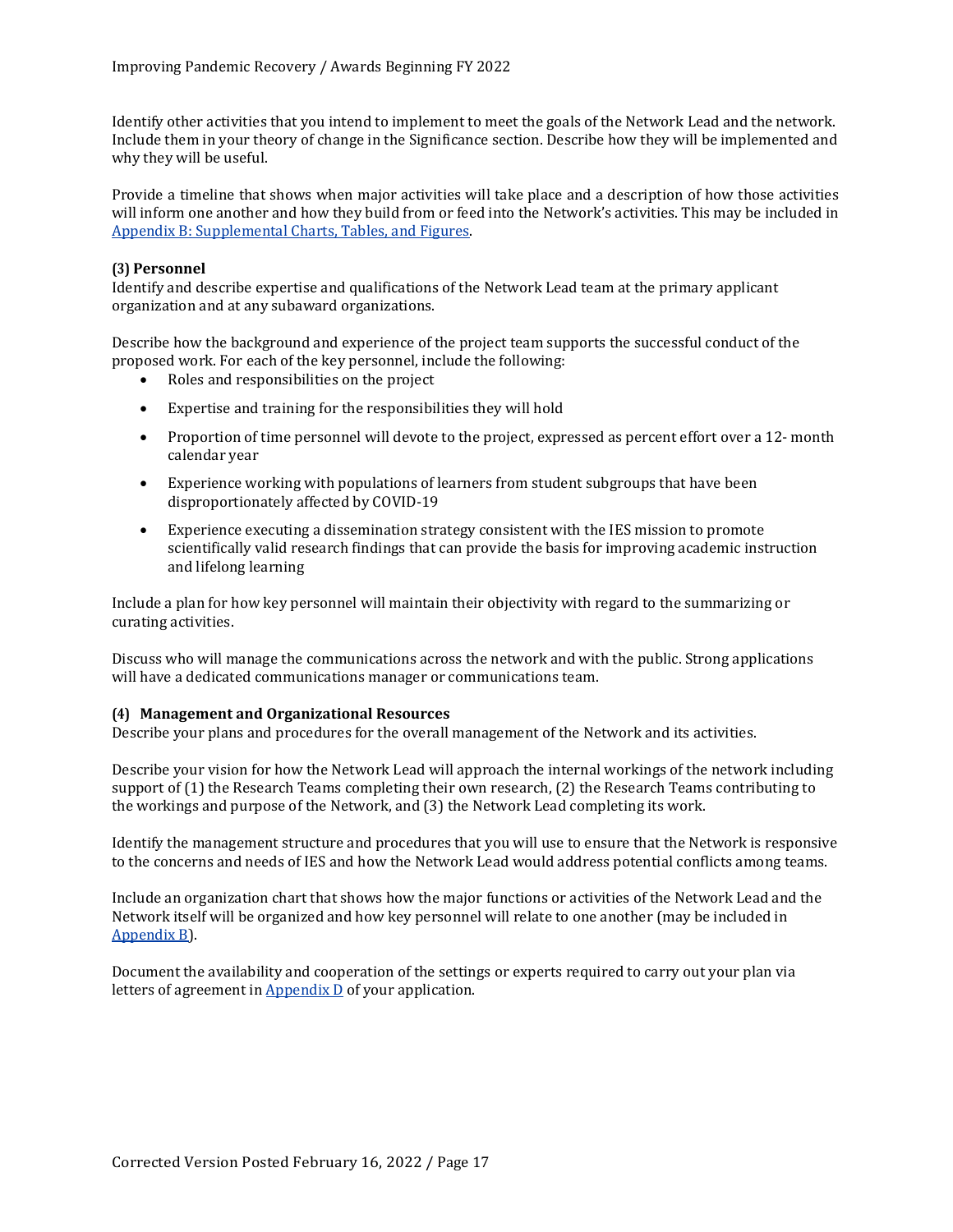Identify other activities that you intend to implement to meet the goals of the Network Lead and the network. Include them in your theory of change in the Significance section. Describe how they will be implemented and why they will be useful.

Provide a timeline that shows when major activities will take place and a description of how those activities will inform one another and how they build from or feed into the Network's activities. This may be included in Appendix B: Supplemental Charts, Tables, and Figures.

**(3) Personnel**

Identify and describe expertise and qualifications of the Network Lead team at the primary applicant organization and at any subaward organizations.

Describe how the background and experience of the project team supports the successful conduct of the proposed work. For each of the key personnel, include the following:

- Roles and responsibilities on the project
- Expertise and training for the responsibilities they will hold
- Proportion of time personnel will devote to the project, expressed as percent effort over a 12- month calendar year
- Experience working with populations of learners from student subgroups that have been disproportionately affected by COVID-19
- Experience executing a dissemination strategy consistent with the IES mission to promote scientifically valid research findings that can provide the basis for improving academic instruction and lifelong learning

Include a plan for how key personnel will maintain their objectivity with regard to the summarizing or curating activities.

Discuss who will manage the communications across the network and with the public. Strong applications will have a dedicated communications manager or communications team.

**(4) Management and Organizational Resources**

Describe your plans and procedures for the overall management of the Network and its activities.

Describe your vision for how the Network Lead will approach the internal workings of the network including support of (1) the Research Teams completing their own research, (2) the Research Teams contributing to the workings and purpose of the Network, and (3) the Network Lead completing its work.

Identify the management structure and procedures that you will use to ensure that the Network is responsive to the concerns and needs of IES and how the Network Lead would address potential conflicts among teams.

Include an organization chart that shows how the major functions or activities of the Network Lead and the Network itself will be organized and how key personnel will relate to one another (may be included in Appendix B).

Document the availability and cooperation of the settings or experts required to carry out your plan via letters of agreement in Appendix D of your application.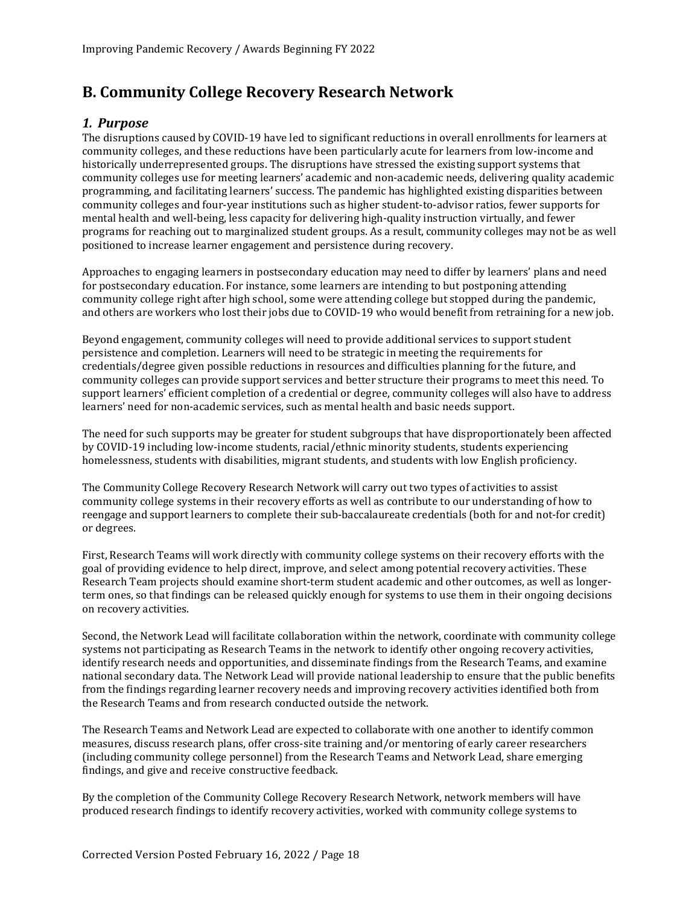## B. Community College Recovery Research Network

### *1. Purpose*

The disruptions caused by COVID-19 have led to significant reductions in overall enrollments for learners at community colleges, and these reductions have been particularly acute for learners from low-income and historically underrepresented groups. The disruptions have stressed the existing support systems that community colleges use for meeting learners' academic and non-academic needs, delivering quality academic programming, and facilitating learners' success. The pandemic has highlighted existing disparities between community colleges and four-year institutions such as higher student-to-advisor ratios, fewer supports for mental health and well-being, less capacity for delivering high-quality instruction virtually, and fewer programs for reaching out to marginalized student groups. As a result, community colleges may not be as well positioned to increase learner engagement and persistence during recovery.

Approaches to engaging learners in postsecondary education may need to differ by learners' plans and need for postsecondary education. For instance, some learners are intending to but postponing attending community college right after high school, some were attending college but stopped during the pandemic, and others are workers who lost their jobs due to COVID-19 who would benefit from retraining for a new job.

Beyond engagement, community colleges will need to provide additional services to support student persistence and completion. Learners will need to be strategic in meeting the requirements for credentials/degree given possible reductions in resources and difficulties planning for the future, and community colleges can provide support services and better structure their programs to meet this need. To support learners' efficient completion of a credential or degree, community colleges will also have to address learners' need for non-academic services, such as mental health and basic needs support.

The need for such supports may be greater for student subgroups that have disproportionately been affected by COVID-19 including low-income students, racial/ethnic minority students, students experiencing homelessness, students with disabilities, migrant students, and students with low English proficiency.

The Community College Recovery Research Network will carry out two types of activities to assist community college systems in their recovery efforts as well as contribute to our understanding of how to reengage and support learners to complete their sub-baccalaureate credentials (both for and not-for credit) or degrees.

First, Research Teams will work directly with community college systems on their recovery efforts with the goal of providing evidence to help direct, improve, and select among potential recovery activities. These Research Team projects should examine short-term student academic and other outcomes, as well as longer-term ones, so that findings can be released quickly enough for systems to use them in their ongoing decisions on recovery activities.

Second, the Network Lead will facilitate collaboration within the network, coordinate with community college systems not participating as Research Teams in the network to identify other ongoing recovery activities, identify research needs and opportunities, and disseminate findings from the Research Teams, and examine national secondary data. The Network Lead will provide national leadership to ensure that the public benefits from the findings regarding learner recovery needs and improving recovery activities identified both from the Research Teams and from research conducted outside the network.

The Research Teams and Network Lead are expected to collaborate with one another to identify common measures, discuss research plans, offer cross-site training and/or mentoring of early career researchers (including community college personnel) from the Research Teams and Network Lead, share emerging findings, and give and receive constructive feedback.

By the completion of the Community College Recovery Research Network, network members will have produced research findings to identify recovery activities, worked with community college systems to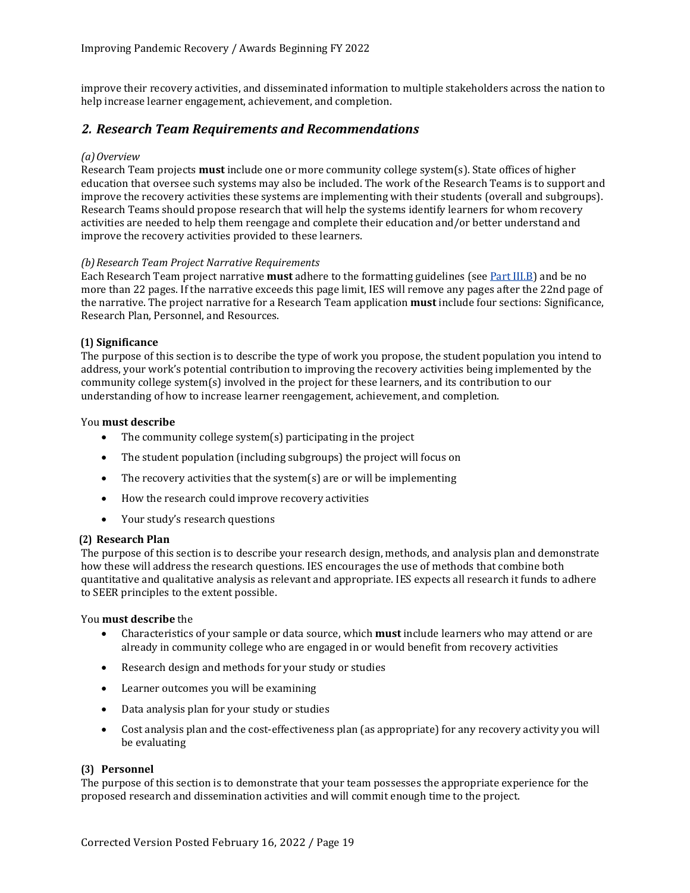improve their recovery activities, and disseminated information to multiple stakeholders across the nation to help increase learner engagement, achievement, and completion.

## *2. Research Team Requirements and Recommendations*

*(a) Overview*

Research Team projects **must** include one or more community college system(s). State offices of higher education that oversee such systems may also be included. The work of the Research Teams is to support and improve the recovery activities these systems are implementing with their students (overall and subgroups). Research Teams should propose research that will help the systems identify learners for whom recovery activities are needed to help them reengage and complete their education and/or better understand and improve the recovery activities provided to these learners.

*(b) Research Team Project Narrative Requirements*

Each Research Team project narrative **must** adhere to the formatting guidelines (see Part III.B) and be no more than 22 pages. If the narrative exceeds this page limit, IES will remove any pages after the 22nd page of the narrative. The project narrative for a Research Team application **must** include four sections: Significance, Research Plan, Personnel, and Resources.

**(1) Significance**

The purpose of this section is to describe the type of work you propose, the student population you intend to address, your work's potential contribution to improving the recovery activities being implemented by the community college system(s) involved in the project for these learners, and its contribution to our understanding of how to increase learner reengagement, achievement, and completion.

You **must describe**

- The community college system(s) participating in the project
- The student population (including subgroups) the project will focus on
- The recovery activities that the system(s) are or will be implementing
- How the research could improve recovery activities
- Your study's research questions

**(2) Research Plan**

The purpose of this section is to describe your research design, methods, and analysis plan and demonstrate how these will address the research questions. IES encourages the use of methods that combine both quantitative and qualitative analysis as relevant and appropriate. IES expects all research it funds to adhere to SEER principles to the extent possible.

You **must describe** the

- Characteristics of your sample or data source, which **must** include learners who may attend or are already in community college who are engaged in or would benefit from recovery activities
- Research design and methods for your study or studies
- Learner outcomes you will be examining
- Data analysis plan for your study or studies
- Cost analysis plan and the cost-effectiveness plan (as appropriate) for any recovery activity you will be evaluating

**(3) Personnel**

The purpose of this section is to demonstrate that your team possesses the appropriate experience for the proposed research and dissemination activities and will commit enough time to the project.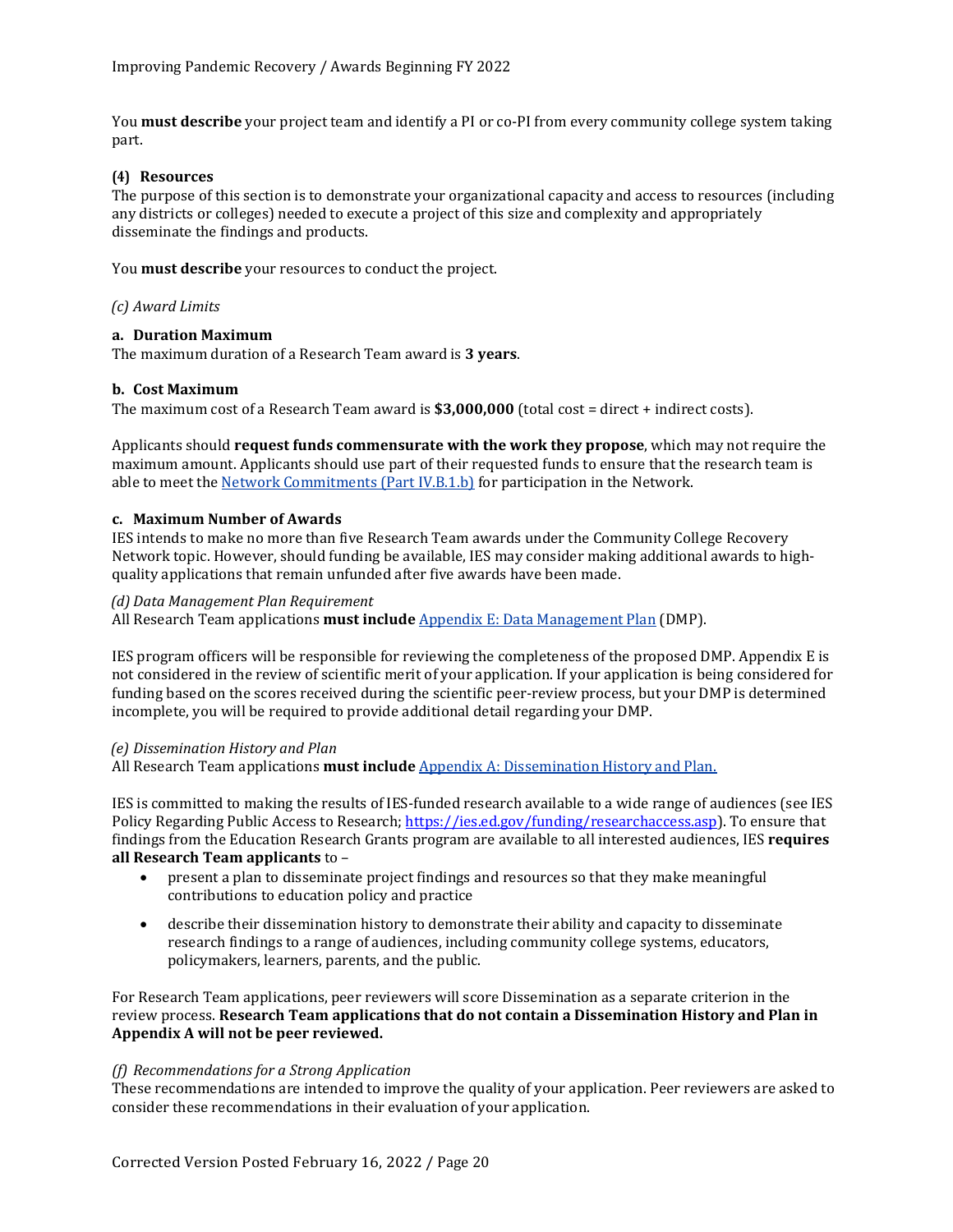You **must describe** your project team and identify a PI or co-PI from every community college system taking part.

#### (4) Resources

The purpose of this section is to demonstrate your organizational capacity and access to resources (including any districts or colleges) needed to execute a project of this size and complexity and appropriately disseminate the findings and products.

You **must describe** your resources to conduct the project.

*(c) Award Limits*

#### a. Duration Maximum

The maximum duration of a Research Team award is **3 years**.

#### b. Cost Maximum

The maximum cost of a Research Team award is **$3,000,000** (total cost = direct + indirect costs).

Applicants should **request funds commensurate with the work they propose**, which may not require the maximum amount. Applicants should use part of their requested funds to ensure that the research team is able to meet the [Network Commitments (Part IV.B.1.b)](#) for participation in the Network.

#### c. Maximum Number of Awards

IES intends to make no more than five Research Team awards under the Community College Recovery Network topic. However, should funding be available, IES may consider making additional awards to high-quality applications that remain unfunded after five awards have been made.

*(d) Data Management Plan Requirement*

All Research Team applications **must include** [Appendix E: Data Management Plan](#) (DMP).

IES program officers will be responsible for reviewing the completeness of the proposed DMP. Appendix E is not considered in the review of scientific merit of your application. If your application is being considered for funding based on the scores received during the scientific peer-review process, but your DMP is determined incomplete, you will be required to provide additional detail regarding your DMP.

*(e) Dissemination History and Plan*

All Research Team applications **must include** [Appendix A: Dissemination History and Plan.](#)

IES is committed to making the results of IES-funded research available to a wide range of audiences (see IES Policy Regarding Public Access to Research; https://ies.ed.gov/funding/researchaccess.asp). To ensure that findings from the Education Research Grants program are available to all interested audiences, IES **requires all Research Team applicants** to –

- present a plan to disseminate project findings and resources so that they make meaningful contributions to education policy and practice
- describe their dissemination history to demonstrate their ability and capacity to disseminate research findings to a range of audiences, including community college systems, educators, policymakers, learners, parents, and the public.

For Research Team applications, peer reviewers will score Dissemination as a separate criterion in the review process. **Research Team applications that do not contain a Dissemination History and Plan in Appendix A will not be peer reviewed.**

*(f) Recommendations for a Strong Application*

These recommendations are intended to improve the quality of your application. Peer reviewers are asked to consider these recommendations in their evaluation of your application.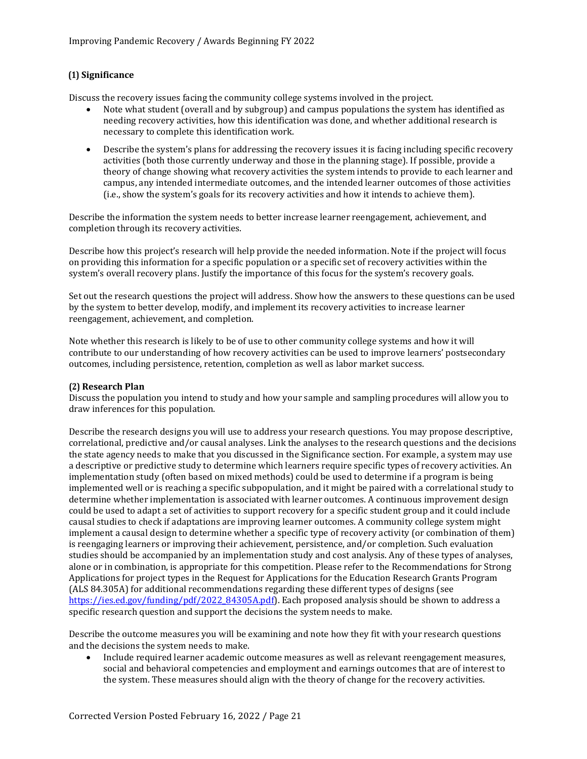### (1) Significance

Discuss the recovery issues facing the community college systems involved in the project.

- Note what student (overall and by subgroup) and campus populations the system has identified as needing recovery activities, how this identification was done, and whether additional research is necessary to complete this identification work.
- Describe the system's plans for addressing the recovery issues it is facing including specific recovery activities (both those currently underway and those in the planning stage). If possible, provide a theory of change showing what recovery activities the system intends to provide to each learner and campus, any intended intermediate outcomes, and the intended learner outcomes of those activities (i.e., show the system's goals for its recovery activities and how it intends to achieve them).

Describe the information the system needs to better increase learner reengagement, achievement, and completion through its recovery activities.

Describe how this project's research will help provide the needed information. Note if the project will focus on providing this information for a specific population or a specific set of recovery activities within the system's overall recovery plans. Justify the importance of this focus for the system's recovery goals.

Set out the research questions the project will address. Show how the answers to these questions can be used by the system to better develop, modify, and implement its recovery activities to increase learner reengagement, achievement, and completion.

Note whether this research is likely to be of use to other community college systems and how it will contribute to our understanding of how recovery activities can be used to improve learners' postsecondary outcomes, including persistence, retention, completion as well as labor market success.

### (2) Research Plan

Discuss the population you intend to study and how your sample and sampling procedures will allow you to draw inferences for this population.

Describe the research designs you will use to address your research questions. You may propose descriptive, correlational, predictive and/or causal analyses. Link the analyses to the research questions and the decisions the state agency needs to make that you discussed in the Significance section. For example, a system may use a descriptive or predictive study to determine which learners require specific types of recovery activities. An implementation study (often based on mixed methods) could be used to determine if a program is being implemented well or is reaching a specific subpopulation, and it might be paired with a correlational study to determine whether implementation is associated with learner outcomes. A continuous improvement design could be used to adapt a set of activities to support recovery for a specific student group and it could include causal studies to check if adaptations are improving learner outcomes. A community college system might implement a causal design to determine whether a specific type of recovery activity (or combination of them) is reengaging learners or improving their achievement, persistence, and/or completion. Such evaluation studies should be accompanied by an implementation study and cost analysis. Any of these types of analyses, alone or in combination, is appropriate for this competition. Please refer to the Recommendations for Strong Applications for project types in the Request for Applications for the Education Research Grants Program (ALS 84.305A) for additional recommendations regarding these different types of designs (see https://ies.ed.gov/funding/pdf/2022_84305A.pdf). Each proposed analysis should be shown to address a specific research question and support the decisions the system needs to make.

Describe the outcome measures you will be examining and note how they fit with your research questions and the decisions the system needs to make.

- Include required learner academic outcome measures as well as relevant reengagement measures, social and behavioral competencies and employment and earnings outcomes that are of interest to the system. These measures should align with the theory of change for the recovery activities.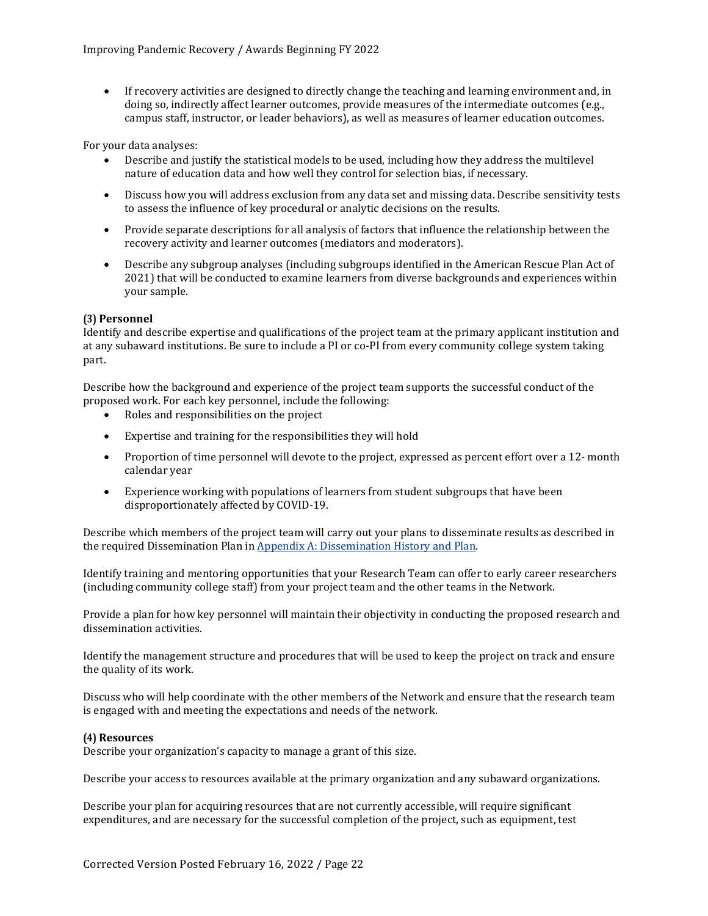- If recovery activities are designed to directly change the teaching and learning environment and, in doing so, indirectly affect learner outcomes, provide measures of the intermediate outcomes (e.g., campus staff, instructor, or leader behaviors), as well as measures of learner education outcomes.

For your data analyses:

- Describe and justify the statistical models to be used, including how they address the multilevel nature of education data and how well they control for selection bias, if necessary.
- Discuss how you will address exclusion from any data set and missing data. Describe sensitivity tests to assess the influence of key procedural or analytic decisions on the results.
- Provide separate descriptions for all analysis of factors that influence the relationship between the recovery activity and learner outcomes (mediators and moderators).
- Describe any subgroup analyses (including subgroups identified in the American Rescue Plan Act of 2021) that will be conducted to examine learners from diverse backgrounds and experiences within your sample.

**(3) Personnel**
Identify and describe expertise and qualifications of the project team at the primary applicant institution and at any subaward institutions. Be sure to include a PI or co-PI from every community college system taking part.

Describe how the background and experience of the project team supports the successful conduct of the proposed work. For each key personnel, include the following:

- Roles and responsibilities on the project
- Expertise and training for the responsibilities they will hold
- Proportion of time personnel will devote to the project, expressed as percent effort over a 12- month calendar year
- Experience working with populations of learners from student subgroups that have been disproportionately affected by COVID-19.

Describe which members of the project team will carry out your plans to disseminate results as described in the required Dissemination Plan in [Appendix A: Dissemination History and Plan](#).

Identify training and mentoring opportunities that your Research Team can offer to early career researchers (including community college staff) from your project team and the other teams in the Network.

Provide a plan for how key personnel will maintain their objectivity in conducting the proposed research and dissemination activities.

Identify the management structure and procedures that will be used to keep the project on track and ensure the quality of its work.

Discuss who will help coordinate with the other members of the Network and ensure that the research team is engaged with and meeting the expectations and needs of the network.

**(4) Resources**
Describe your organization's capacity to manage a grant of this size.

Describe your access to resources available at the primary organization and any subaward organizations.

Describe your plan for acquiring resources that are not currently accessible, will require significant expenditures, and are necessary for the successful completion of the project, such as equipment, test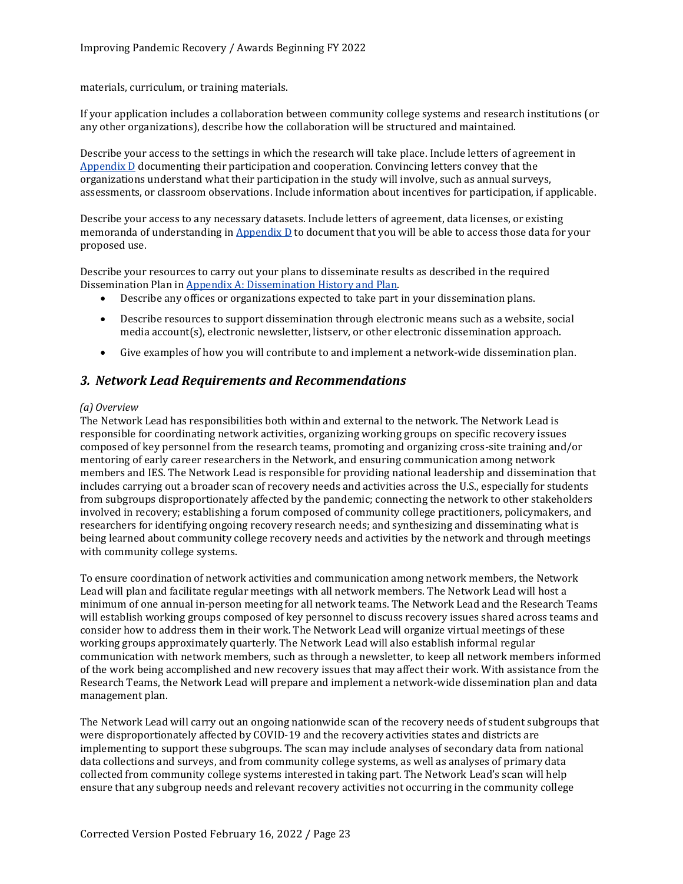materials, curriculum, or training materials.

If your application includes a collaboration between community college systems and research institutions (or any other organizations), describe how the collaboration will be structured and maintained.

Describe your access to the settings in which the research will take place. Include letters of agreement in Appendix D documenting their participation and cooperation. Convincing letters convey that the organizations understand what their participation in the study will involve, such as annual surveys, assessments, or classroom observations. Include information about incentives for participation, if applicable.

Describe your access to any necessary datasets. Include letters of agreement, data licenses, or existing memoranda of understanding in Appendix D to document that you will be able to access those data for your proposed use.

Describe your resources to carry out your plans to disseminate results as described in the required Dissemination Plan in Appendix A: Dissemination History and Plan.

- Describe any offices or organizations expected to take part in your dissemination plans.
- Describe resources to support dissemination through electronic means such as a website, social media account(s), electronic newsletter, listserv, or other electronic dissemination approach.
- Give examples of how you will contribute to and implement a network-wide dissemination plan.

## *3. Network Lead Requirements and Recommendations*

*(a) Overview*

The Network Lead has responsibilities both within and external to the network. The Network Lead is responsible for coordinating network activities, organizing working groups on specific recovery issues composed of key personnel from the research teams, promoting and organizing cross-site training and/or mentoring of early career researchers in the Network, and ensuring communication among network members and IES. The Network Lead is responsible for providing national leadership and dissemination that includes carrying out a broader scan of recovery needs and activities across the U.S., especially for students from subgroups disproportionately affected by the pandemic; connecting the network to other stakeholders involved in recovery; establishing a forum composed of community college practitioners, policymakers, and researchers for identifying ongoing recovery research needs; and synthesizing and disseminating what is being learned about community college recovery needs and activities by the network and through meetings with community college systems.

To ensure coordination of network activities and communication among network members, the Network Lead will plan and facilitate regular meetings with all network members. The Network Lead will host a minimum of one annual in-person meeting for all network teams. The Network Lead and the Research Teams will establish working groups composed of key personnel to discuss recovery issues shared across teams and consider how to address them in their work. The Network Lead will organize virtual meetings of these working groups approximately quarterly. The Network Lead will also establish informal regular communication with network members, such as through a newsletter, to keep all network members informed of the work being accomplished and new recovery issues that may affect their work. With assistance from the Research Teams, the Network Lead will prepare and implement a network-wide dissemination plan and data management plan.

The Network Lead will carry out an ongoing nationwide scan of the recovery needs of student subgroups that were disproportionately affected by COVID-19 and the recovery activities states and districts are implementing to support these subgroups. The scan may include analyses of secondary data from national data collections and surveys, and from community college systems, as well as analyses of primary data collected from community college systems interested in taking part. The Network Lead's scan will help ensure that any subgroup needs and relevant recovery activities not occurring in the community college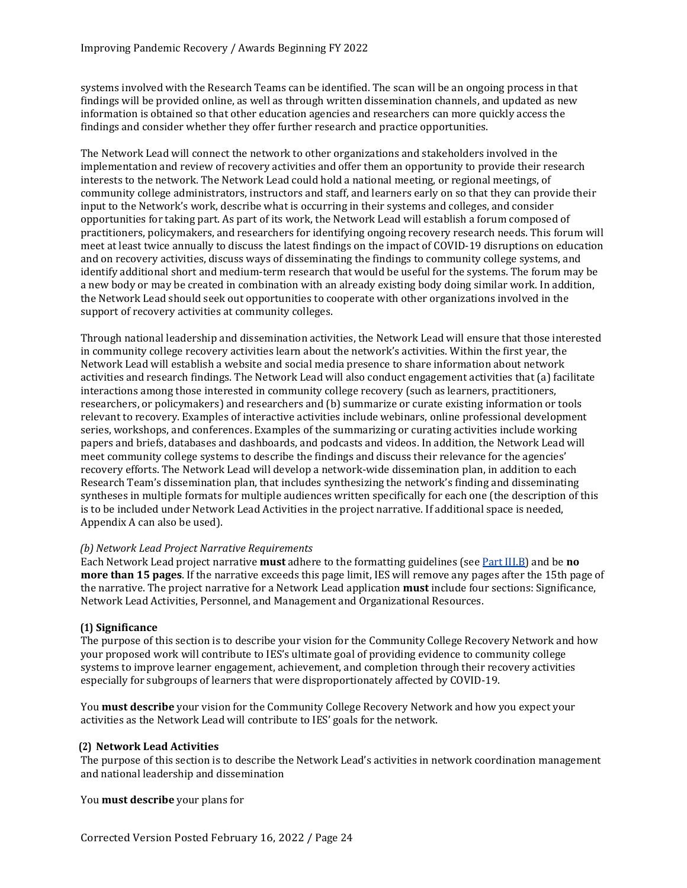systems involved with the Research Teams can be identified. The scan will be an ongoing process in that findings will be provided online, as well as through written dissemination channels, and updated as new information is obtained so that other education agencies and researchers can more quickly access the findings and consider whether they offer further research and practice opportunities.

The Network Lead will connect the network to other organizations and stakeholders involved in the implementation and review of recovery activities and offer them an opportunity to provide their research interests to the network. The Network Lead could hold a national meeting, or regional meetings, of community college administrators, instructors and staff, and learners early on so that they can provide their input to the Network's work, describe what is occurring in their systems and colleges, and consider opportunities for taking part. As part of its work, the Network Lead will establish a forum composed of practitioners, policymakers, and researchers for identifying ongoing recovery research needs. This forum will meet at least twice annually to discuss the latest findings on the impact of COVID-19 disruptions on education and on recovery activities, discuss ways of disseminating the findings to community college systems, and identify additional short and medium-term research that would be useful for the systems. The forum may be a new body or may be created in combination with an already existing body doing similar work. In addition, the Network Lead should seek out opportunities to cooperate with other organizations involved in the support of recovery activities at community colleges.

Through national leadership and dissemination activities, the Network Lead will ensure that those interested in community college recovery activities learn about the network's activities. Within the first year, the Network Lead will establish a website and social media presence to share information about network activities and research findings. The Network Lead will also conduct engagement activities that (a) facilitate interactions among those interested in community college recovery (such as learners, practitioners, researchers, or policymakers) and researchers and (b) summarize or curate existing information or tools relevant to recovery. Examples of interactive activities include webinars, online professional development series, workshops, and conferences. Examples of the summarizing or curating activities include working papers and briefs, databases and dashboards, and podcasts and videos. In addition, the Network Lead will meet community college systems to describe the findings and discuss their relevance for the agencies' recovery efforts. The Network Lead will develop a network-wide dissemination plan, in addition to each Research Team's dissemination plan, that includes synthesizing the network's finding and disseminating syntheses in multiple formats for multiple audiences written specifically for each one (the description of this is to be included under Network Lead Activities in the project narrative. If additional space is needed, Appendix A can also be used).

*(b) Network Lead Project Narrative Requirements*

Each Network Lead project narrative **must** adhere to the formatting guidelines (see [Part III.B]) and be **no more than 15 pages**. If the narrative exceeds this page limit, IES will remove any pages after the 15th page of the narrative. The project narrative for a Network Lead application **must** include four sections: Significance, Network Lead Activities, Personnel, and Management and Organizational Resources.

**(1) Significance**

The purpose of this section is to describe your vision for the Community College Recovery Network and how your proposed work will contribute to IES's ultimate goal of providing evidence to community college systems to improve learner engagement, achievement, and completion through their recovery activities especially for subgroups of learners that were disproportionately affected by COVID-19.

You **must describe** your vision for the Community College Recovery Network and how you expect your activities as the Network Lead will contribute to IES' goals for the network.

**(2) Network Lead Activities**

The purpose of this section is to describe the Network Lead's activities in network coordination management and national leadership and dissemination

You **must describe** your plans for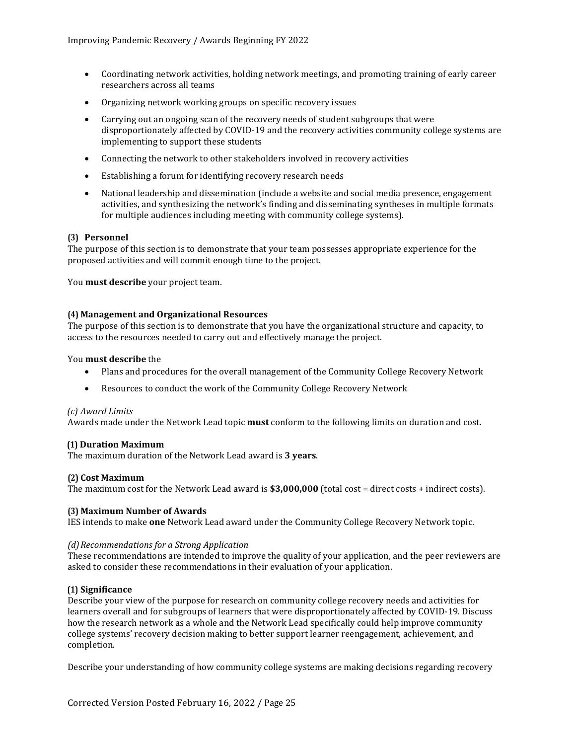- Coordinating network activities, holding network meetings, and promoting training of early career researchers across all teams
- Organizing network working groups on specific recovery issues
- Carrying out an ongoing scan of the recovery needs of student subgroups that were disproportionately affected by COVID-19 and the recovery activities community college systems are implementing to support these students
- Connecting the network to other stakeholders involved in recovery activities
- Establishing a forum for identifying recovery research needs
- National leadership and dissemination (include a website and social media presence, engagement activities, and synthesizing the network's finding and disseminating syntheses in multiple formats for multiple audiences including meeting with community college systems).

#### (3) Personnel

The purpose of this section is to demonstrate that your team possesses appropriate experience for the proposed activities and will commit enough time to the project.

You **must describe** your project team.

#### (4) Management and Organizational Resources

The purpose of this section is to demonstrate that you have the organizational structure and capacity, to access to the resources needed to carry out and effectively manage the project.

You **must describe** the

- Plans and procedures for the overall management of the Community College Recovery Network
- Resources to conduct the work of the Community College Recovery Network

### *(c) Award Limits*

Awards made under the Network Lead topic **must** conform to the following limits on duration and cost.

#### (1) Duration Maximum

The maximum duration of the Network Lead award is **3 years**.

#### (2) Cost Maximum

The maximum cost for the Network Lead award is **$3,000,000** (total cost = direct costs + indirect costs).

#### (3) Maximum Number of Awards

IES intends to make **one** Network Lead award under the Community College Recovery Network topic.

### *(d) Recommendations for a Strong Application*

These recommendations are intended to improve the quality of your application, and the peer reviewers are asked to consider these recommendations in their evaluation of your application.

#### (1) Significance

Describe your view of the purpose for research on community college recovery needs and activities for learners overall and for subgroups of learners that were disproportionately affected by COVID-19. Discuss how the research network as a whole and the Network Lead specifically could help improve community college systems' recovery decision making to better support learner reengagement, achievement, and completion.

Describe your understanding of how community college systems are making decisions regarding recovery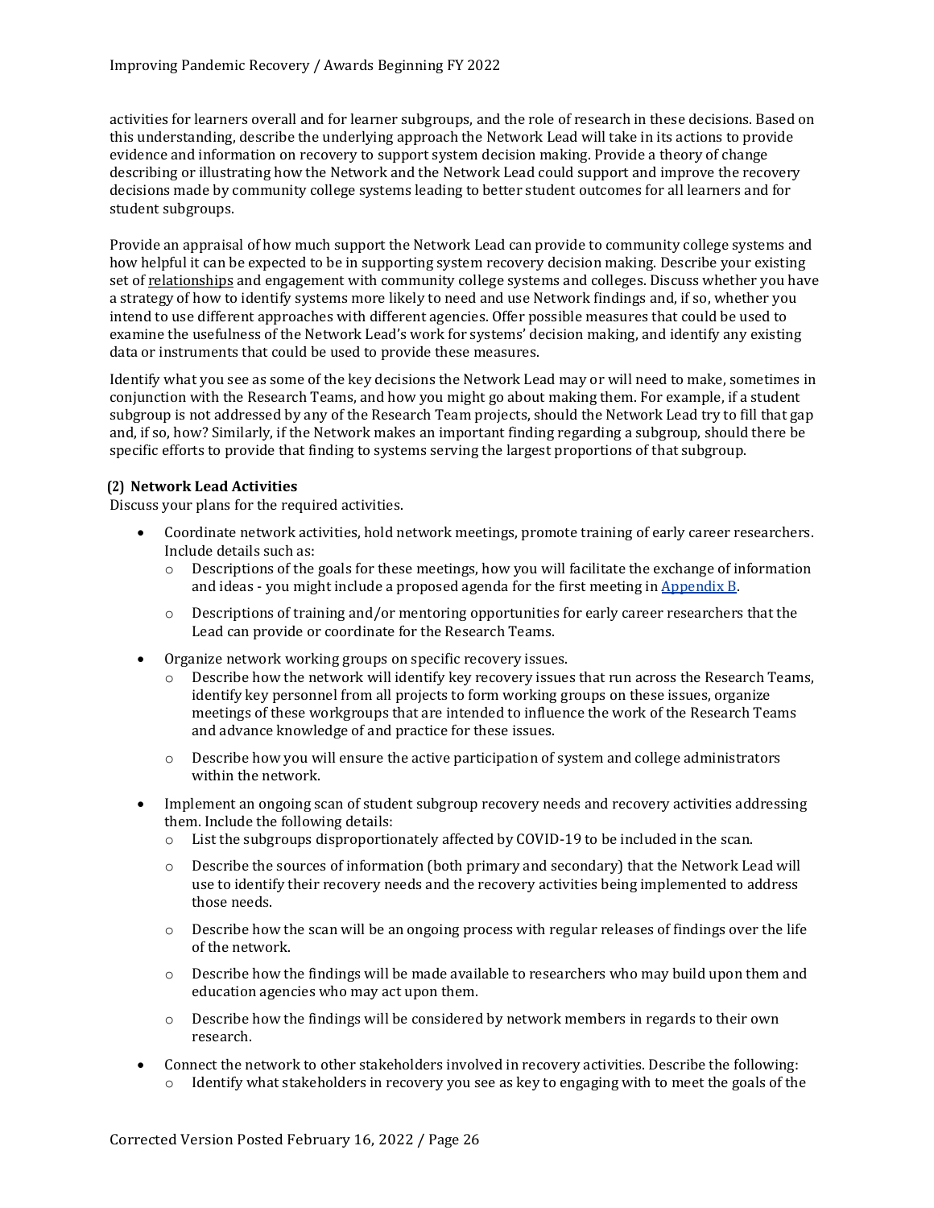activities for learners overall and for learner subgroups, and the role of research in these decisions. Based on this understanding, describe the underlying approach the Network Lead will take in its actions to provide evidence and information on recovery to support system decision making. Provide a theory of change describing or illustrating how the Network and the Network Lead could support and improve the recovery decisions made by community college systems leading to better student outcomes for all learners and for student subgroups.

Provide an appraisal of how much support the Network Lead can provide to community college systems and how helpful it can be expected to be in supporting system recovery decision making. Describe your existing set of relationships and engagement with community college systems and colleges. Discuss whether you have a strategy of how to identify systems more likely to need and use Network findings and, if so, whether you intend to use different approaches with different agencies. Offer possible measures that could be used to examine the usefulness of the Network Lead's work for systems' decision making, and identify any existing data or instruments that could be used to provide these measures.

Identify what you see as some of the key decisions the Network Lead may or will need to make, sometimes in conjunction with the Research Teams, and how you might go about making them. For example, if a student subgroup is not addressed by any of the Research Team projects, should the Network Lead try to fill that gap and, if so, how? Similarly, if the Network makes an important finding regarding a subgroup, should there be specific efforts to provide that finding to systems serving the largest proportions of that subgroup.

**(2) Network Lead Activities**

Discuss your plans for the required activities.

- Coordinate network activities, hold network meetings, promote training of early career researchers. Include details such as:
  - Descriptions of the goals for these meetings, how you will facilitate the exchange of information and ideas - you might include a proposed agenda for the first meeting in Appendix B.
  - Descriptions of training and/or mentoring opportunities for early career researchers that the Lead can provide or coordinate for the Research Teams.
- Organize network working groups on specific recovery issues.
  - Describe how the network will identify key recovery issues that run across the Research Teams, identify key personnel from all projects to form working groups on these issues, organize meetings of these workgroups that are intended to influence the work of the Research Teams and advance knowledge of and practice for these issues.
  - Describe how you will ensure the active participation of system and college administrators within the network.
- Implement an ongoing scan of student subgroup recovery needs and recovery activities addressing them. Include the following details:
  - List the subgroups disproportionately affected by COVID-19 to be included in the scan.
  - Describe the sources of information (both primary and secondary) that the Network Lead will use to identify their recovery needs and the recovery activities being implemented to address those needs.
  - Describe how the scan will be an ongoing process with regular releases of findings over the life of the network.
  - Describe how the findings will be made available to researchers who may build upon them and education agencies who may act upon them.
  - Describe how the findings will be considered by network members in regards to their own research.
- Connect the network to other stakeholders involved in recovery activities. Describe the following:
  - Identify what stakeholders in recovery you see as key to engaging with to meet the goals of the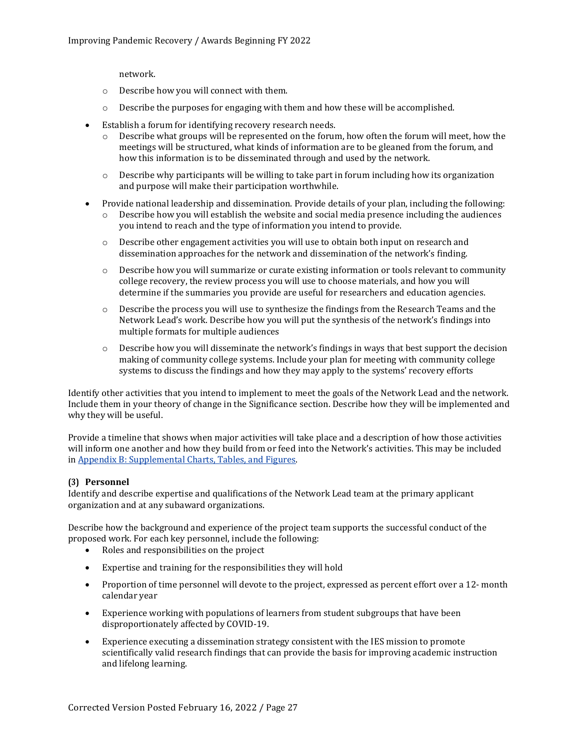network.

  - Describe how you will connect with them.
  - Describe the purposes for engaging with them and how these will be accomplished.
- Establish a forum for identifying recovery research needs.
  - Describe what groups will be represented on the forum, how often the forum will meet, how the meetings will be structured, what kinds of information are to be gleaned from the forum, and how this information is to be disseminated through and used by the network.
  - Describe why participants will be willing to take part in forum including how its organization and purpose will make their participation worthwhile.
- Provide national leadership and dissemination. Provide details of your plan, including the following:
  - Describe how you will establish the website and social media presence including the audiences you intend to reach and the type of information you intend to provide.
  - Describe other engagement activities you will use to obtain both input on research and dissemination approaches for the network and dissemination of the network's finding.
  - Describe how you will summarize or curate existing information or tools relevant to community college recovery, the review process you will use to choose materials, and how you will determine if the summaries you provide are useful for researchers and education agencies.
  - Describe the process you will use to synthesize the findings from the Research Teams and the Network Lead's work. Describe how you will put the synthesis of the network's findings into multiple formats for multiple audiences
  - Describe how you will disseminate the network's findings in ways that best support the decision making of community college systems. Include your plan for meeting with community college systems to discuss the findings and how they may apply to the systems' recovery efforts

Identify other activities that you intend to implement to meet the goals of the Network Lead and the network. Include them in your theory of change in the Significance section. Describe how they will be implemented and why they will be useful.

Provide a timeline that shows when major activities will take place and a description of how those activities will inform one another and how they build from or feed into the Network's activities. This may be included in Appendix B: Supplemental Charts, Tables, and Figures.

### (3) Personnel

Identify and describe expertise and qualifications of the Network Lead team at the primary applicant organization and at any subaward organizations.

Describe how the background and experience of the project team supports the successful conduct of the proposed work. For each key personnel, include the following:

- Roles and responsibilities on the project
- Expertise and training for the responsibilities they will hold
- Proportion of time personnel will devote to the project, expressed as percent effort over a 12- month calendar year
- Experience working with populations of learners from student subgroups that have been disproportionately affected by COVID-19.
- Experience executing a dissemination strategy consistent with the IES mission to promote scientifically valid research findings that can provide the basis for improving academic instruction and lifelong learning.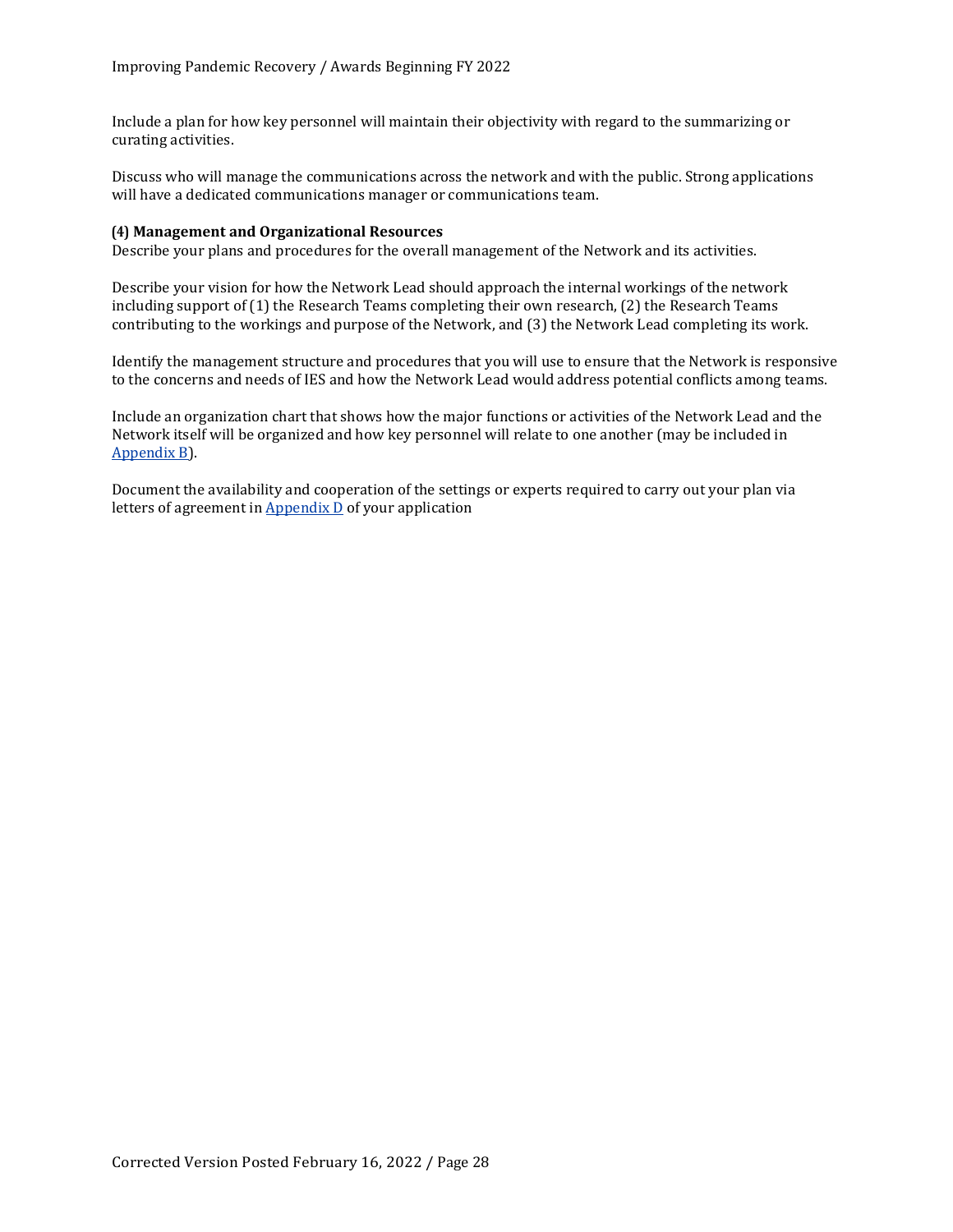Include a plan for how key personnel will maintain their objectivity with regard to the summarizing or curating activities.

Discuss who will manage the communications across the network and with the public. Strong applications will have a dedicated communications manager or communications team.

**(4) Management and Organizational Resources**

Describe your plans and procedures for the overall management of the Network and its activities.

Describe your vision for how the Network Lead should approach the internal workings of the network including support of (1) the Research Teams completing their own research, (2) the Research Teams contributing to the workings and purpose of the Network, and (3) the Network Lead completing its work.

Identify the management structure and procedures that you will use to ensure that the Network is responsive to the concerns and needs of IES and how the Network Lead would address potential conflicts among teams.

Include an organization chart that shows how the major functions or activities of the Network Lead and the Network itself will be organized and how key personnel will relate to one another (may be included in Appendix B).

Document the availability and cooperation of the settings or experts required to carry out your plan via letters of agreement in Appendix D of your application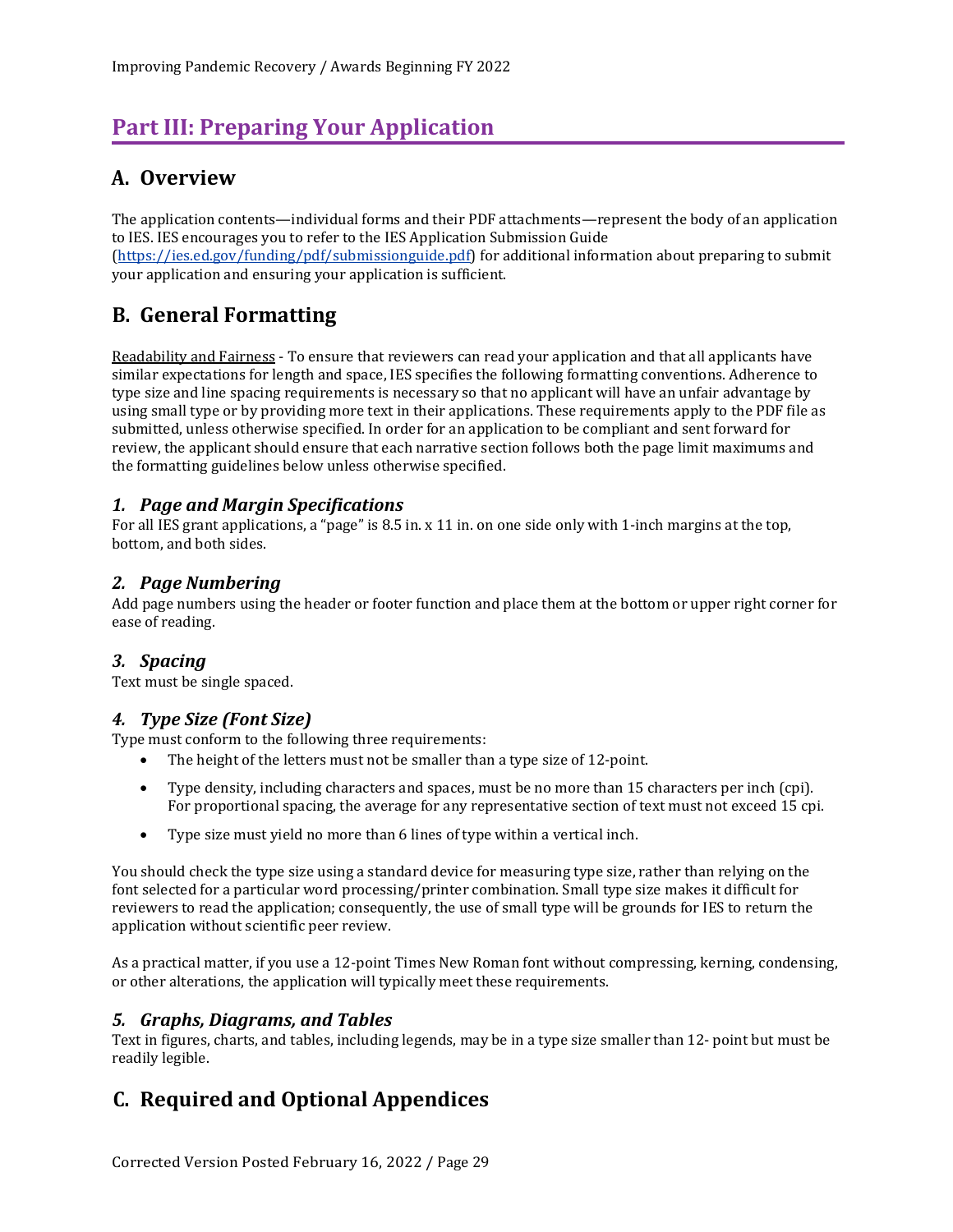# Part III: Preparing Your Application

## A. Overview

The application contents—individual forms and their PDF attachments—represent the body of an application to IES. IES encourages you to refer to the IES Application Submission Guide (https://ies.ed.gov/funding/pdf/submissionguide.pdf) for additional information about preparing to submit your application and ensuring your application is sufficient.

## B. General Formatting

Readability and Fairness - To ensure that reviewers can read your application and that all applicants have similar expectations for length and space, IES specifies the following formatting conventions. Adherence to type size and line spacing requirements is necessary so that no applicant will have an unfair advantage by using small type or by providing more text in their applications. These requirements apply to the PDF file as submitted, unless otherwise specified. In order for an application to be compliant and sent forward for review, the applicant should ensure that each narrative section follows both the page limit maximums and the formatting guidelines below unless otherwise specified.

### *1. Page and Margin Specifications*

For all IES grant applications, a "page" is 8.5 in. x 11 in. on one side only with 1-inch margins at the top, bottom, and both sides.

### *2. Page Numbering*

Add page numbers using the header or footer function and place them at the bottom or upper right corner for ease of reading.

### *3. Spacing*

Text must be single spaced.

### *4. Type Size (Font Size)*

Type must conform to the following three requirements:

- The height of the letters must not be smaller than a type size of 12-point.
- Type density, including characters and spaces, must be no more than 15 characters per inch (cpi). For proportional spacing, the average for any representative section of text must not exceed 15 cpi.
- Type size must yield no more than 6 lines of type within a vertical inch.

You should check the type size using a standard device for measuring type size, rather than relying on the font selected for a particular word processing/printer combination. Small type size makes it difficult for reviewers to read the application; consequently, the use of small type will be grounds for IES to return the application without scientific peer review.

As a practical matter, if you use a 12-point Times New Roman font without compressing, kerning, condensing, or other alterations, the application will typically meet these requirements.

### *5. Graphs, Diagrams, and Tables*

Text in figures, charts, and tables, including legends, may be in a type size smaller than 12- point but must be readily legible.

## C. Required and Optional Appendices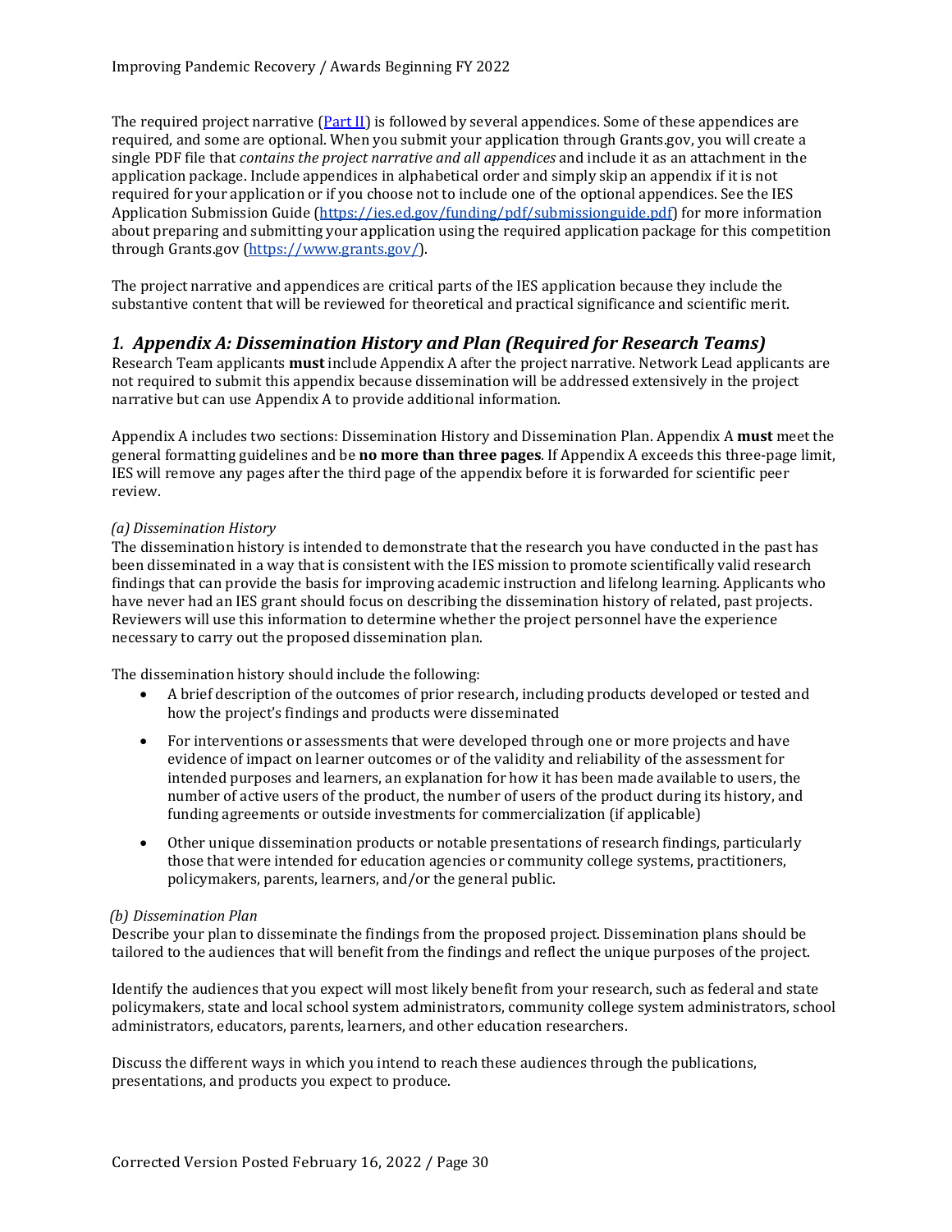The required project narrative ([Part II]) is followed by several appendices. Some of these appendices are required, and some are optional. When you submit your application through Grants.gov, you will create a single PDF file that *contains the project narrative and all appendices* and include it as an attachment in the application package. Include appendices in alphabetical order and simply skip an appendix if it is not required for your application or if you choose not to include one of the optional appendices. See the IES Application Submission Guide (https://ies.ed.gov/funding/pdf/submissionguide.pdf) for more information about preparing and submitting your application using the required application package for this competition through Grants.gov (https://www.grants.gov/).

The project narrative and appendices are critical parts of the IES application because they include the substantive content that will be reviewed for theoretical and practical significance and scientific merit.

## *1. Appendix A: Dissemination History and Plan (Required for Research Teams)*

Research Team applicants **must** include Appendix A after the project narrative. Network Lead applicants are not required to submit this appendix because dissemination will be addressed extensively in the project narrative but can use Appendix A to provide additional information.

Appendix A includes two sections: Dissemination History and Dissemination Plan. Appendix A **must** meet the general formatting guidelines and be **no more than three pages**. If Appendix A exceeds this three-page limit, IES will remove any pages after the third page of the appendix before it is forwarded for scientific peer review.

*(a) Dissemination History*

The dissemination history is intended to demonstrate that the research you have conducted in the past has been disseminated in a way that is consistent with the IES mission to promote scientifically valid research findings that can provide the basis for improving academic instruction and lifelong learning. Applicants who have never had an IES grant should focus on describing the dissemination history of related, past projects. Reviewers will use this information to determine whether the project personnel have the experience necessary to carry out the proposed dissemination plan.

The dissemination history should include the following:

- A brief description of the outcomes of prior research, including products developed or tested and how the project's findings and products were disseminated
- For interventions or assessments that were developed through one or more projects and have evidence of impact on learner outcomes or of the validity and reliability of the assessment for intended purposes and learners, an explanation for how it has been made available to users, the number of active users of the product, the number of users of the product during its history, and funding agreements or outside investments for commercialization (if applicable)
- Other unique dissemination products or notable presentations of research findings, particularly those that were intended for education agencies or community college systems, practitioners, policymakers, parents, learners, and/or the general public.

*(b) Dissemination Plan*

Describe your plan to disseminate the findings from the proposed project. Dissemination plans should be tailored to the audiences that will benefit from the findings and reflect the unique purposes of the project.

Identify the audiences that you expect will most likely benefit from your research, such as federal and state policymakers, state and local school system administrators, community college system administrators, school administrators, educators, parents, learners, and other education researchers.

Discuss the different ways in which you intend to reach these audiences through the publications, presentations, and products you expect to produce.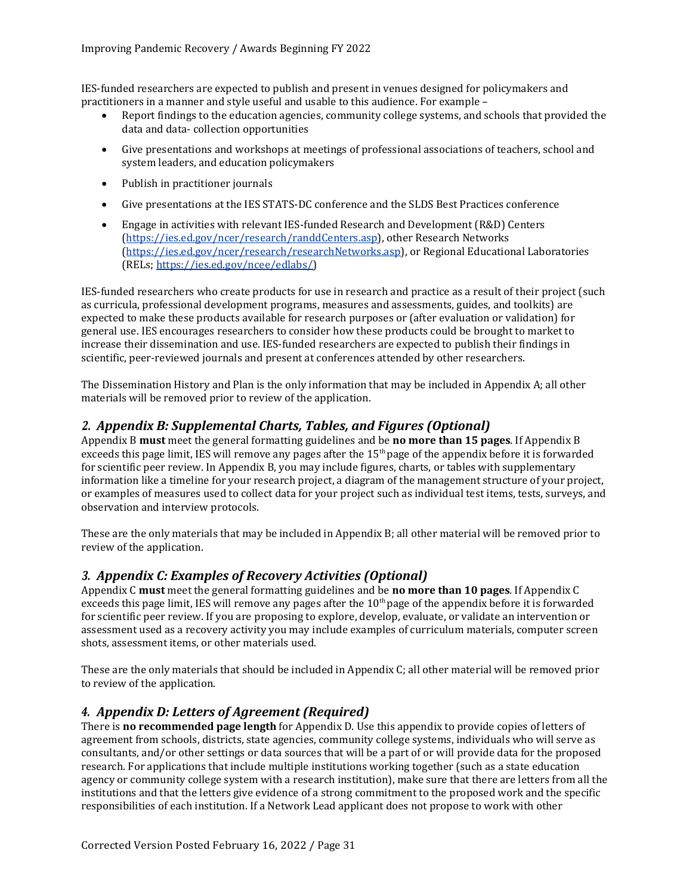IES-funded researchers are expected to publish and present in venues designed for policymakers and practitioners in a manner and style useful and usable to this audience. For example –

- Report findings to the education agencies, community college systems, and schools that provided the data and data- collection opportunities
- Give presentations and workshops at meetings of professional associations of teachers, school and system leaders, and education policymakers
- Publish in practitioner journals
- Give presentations at the IES STATS-DC conference and the SLDS Best Practices conference
- Engage in activities with relevant IES-funded Research and Development (R&D) Centers (https://ies.ed.gov/ncer/research/randdCenters.asp), other Research Networks (https://ies.ed.gov/ncer/research/researchNetworks.asp), or Regional Educational Laboratories (RELs; https://ies.ed.gov/ncee/edlabs/)

IES-funded researchers who create products for use in research and practice as a result of their project (such as curricula, professional development programs, measures and assessments, guides, and toolkits) are expected to make these products available for research purposes or (after evaluation or validation) for general use. IES encourages researchers to consider how these products could be brought to market to increase their dissemination and use. IES-funded researchers are expected to publish their findings in scientific, peer-reviewed journals and present at conferences attended by other researchers.

The Dissemination History and Plan is the only information that may be included in Appendix A; all other materials will be removed prior to review of the application.

### *2. Appendix B: Supplemental Charts, Tables, and Figures (Optional)*

Appendix B **must** meet the general formatting guidelines and be **no more than 15 pages**. If Appendix B exceeds this page limit, IES will remove any pages after the 15th page of the appendix before it is forwarded for scientific peer review. In Appendix B, you may include figures, charts, or tables with supplementary information like a timeline for your research project, a diagram of the management structure of your project, or examples of measures used to collect data for your project such as individual test items, tests, surveys, and observation and interview protocols.

These are the only materials that may be included in Appendix B; all other material will be removed prior to review of the application.

### *3. Appendix C: Examples of Recovery Activities (Optional)*

Appendix C **must** meet the general formatting guidelines and be **no more than 10 pages**. If Appendix C exceeds this page limit, IES will remove any pages after the 10th page of the appendix before it is forwarded for scientific peer review. If you are proposing to explore, develop, evaluate, or validate an intervention or assessment used as a recovery activity you may include examples of curriculum materials, computer screen shots, assessment items, or other materials used.

These are the only materials that should be included in Appendix C; all other material will be removed prior to review of the application.

### *4. Appendix D: Letters of Agreement (Required)*

There is **no recommended page length** for Appendix D. Use this appendix to provide copies of letters of agreement from schools, districts, state agencies, community college systems, individuals who will serve as consultants, and/or other settings or data sources that will be a part of or will provide data for the proposed research. For applications that include multiple institutions working together (such as a state education agency or community college system with a research institution), make sure that there are letters from all the institutions and that the letters give evidence of a strong commitment to the proposed work and the specific responsibilities of each institution. If a Network Lead applicant does not propose to work with other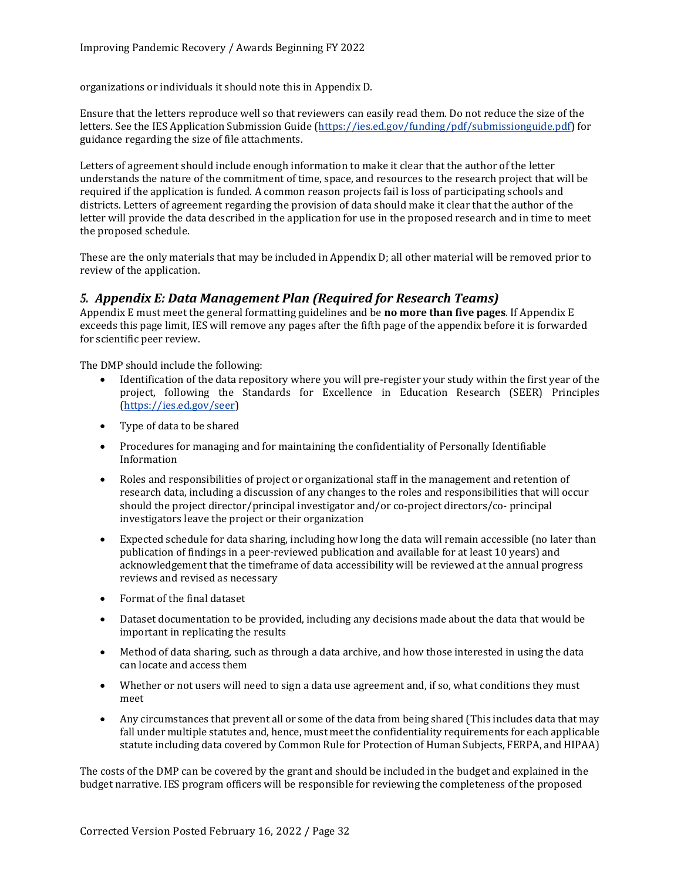organizations or individuals it should note this in Appendix D.

Ensure that the letters reproduce well so that reviewers can easily read them. Do not reduce the size of the letters. See the IES Application Submission Guide (https://ies.ed.gov/funding/pdf/submissionguide.pdf) for guidance regarding the size of file attachments.

Letters of agreement should include enough information to make it clear that the author of the letter understands the nature of the commitment of time, space, and resources to the research project that will be required if the application is funded. A common reason projects fail is loss of participating schools and districts. Letters of agreement regarding the provision of data should make it clear that the author of the letter will provide the data described in the application for use in the proposed research and in time to meet the proposed schedule.

These are the only materials that may be included in Appendix D; all other material will be removed prior to review of the application.

### *5. Appendix E: Data Management Plan (Required for Research Teams)*

Appendix E must meet the general formatting guidelines and be **no more than five pages**. If Appendix E exceeds this page limit, IES will remove any pages after the fifth page of the appendix before it is forwarded for scientific peer review.

The DMP should include the following:

- Identification of the data repository where you will pre-register your study within the first year of the project, following the Standards for Excellence in Education Research (SEER) Principles (https://ies.ed.gov/seer)
- Type of data to be shared
- Procedures for managing and for maintaining the confidentiality of Personally Identifiable Information
- Roles and responsibilities of project or organizational staff in the management and retention of research data, including a discussion of any changes to the roles and responsibilities that will occur should the project director/principal investigator and/or co-project directors/co- principal investigators leave the project or their organization
- Expected schedule for data sharing, including how long the data will remain accessible (no later than publication of findings in a peer-reviewed publication and available for at least 10 years) and acknowledgement that the timeframe of data accessibility will be reviewed at the annual progress reviews and revised as necessary
- Format of the final dataset
- Dataset documentation to be provided, including any decisions made about the data that would be important in replicating the results
- Method of data sharing, such as through a data archive, and how those interested in using the data can locate and access them
- Whether or not users will need to sign a data use agreement and, if so, what conditions they must meet
- Any circumstances that prevent all or some of the data from being shared (This includes data that may fall under multiple statutes and, hence, must meet the confidentiality requirements for each applicable statute including data covered by Common Rule for Protection of Human Subjects, FERPA, and HIPAA)

The costs of the DMP can be covered by the grant and should be included in the budget and explained in the budget narrative. IES program officers will be responsible for reviewing the completeness of the proposed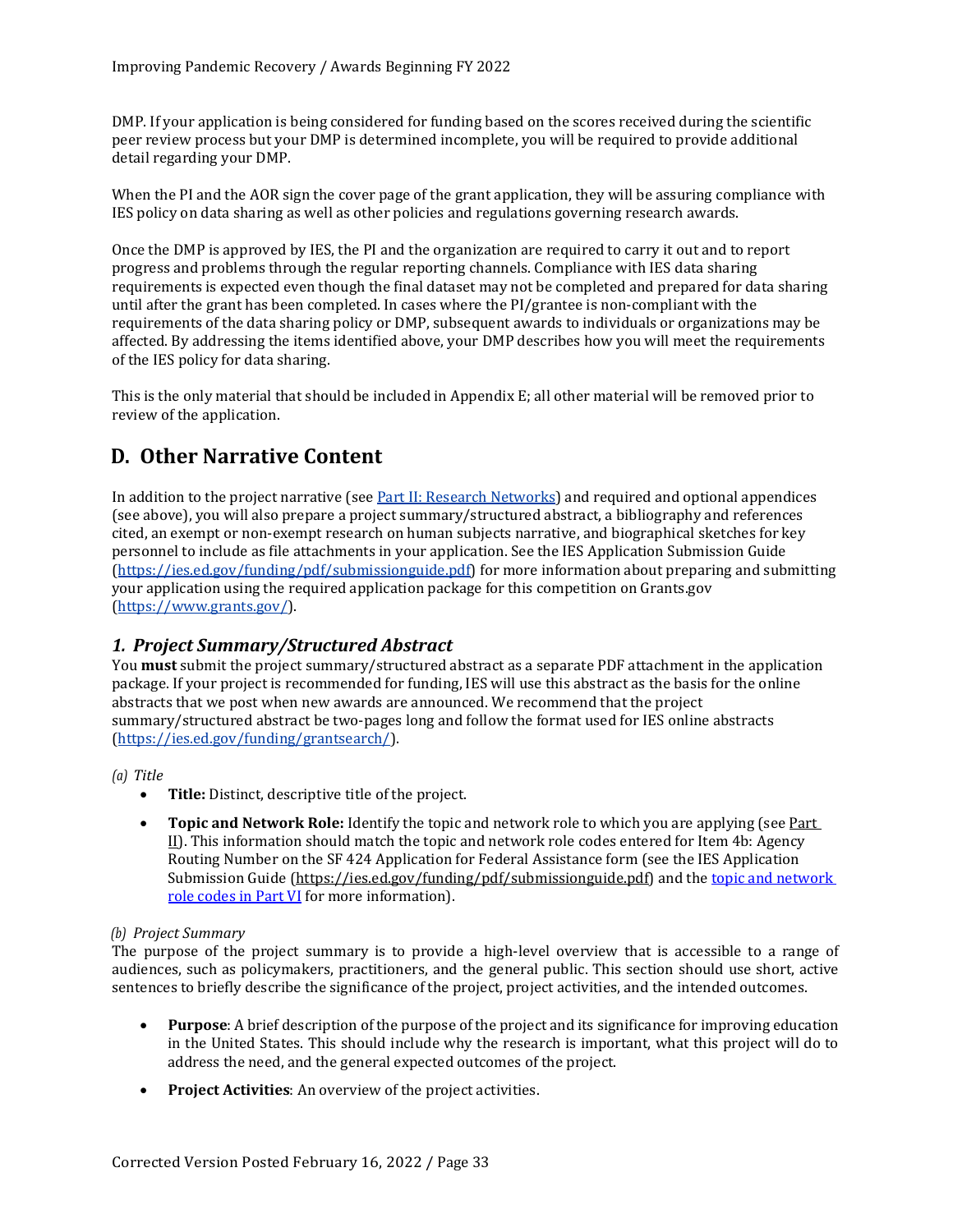DMP. If your application is being considered for funding based on the scores received during the scientific peer review process but your DMP is determined incomplete, you will be required to provide additional detail regarding your DMP.

When the PI and the AOR sign the cover page of the grant application, they will be assuring compliance with IES policy on data sharing as well as other policies and regulations governing research awards.

Once the DMP is approved by IES, the PI and the organization are required to carry it out and to report progress and problems through the regular reporting channels. Compliance with IES data sharing requirements is expected even though the final dataset may not be completed and prepared for data sharing until after the grant has been completed. In cases where the PI/grantee is non-compliant with the requirements of the data sharing policy or DMP, subsequent awards to individuals or organizations may be affected. By addressing the items identified above, your DMP describes how you will meet the requirements of the IES policy for data sharing.

This is the only material that should be included in Appendix E; all other material will be removed prior to review of the application.

## D. Other Narrative Content

In addition to the project narrative (see [Part II: Research Networks]) and required and optional appendices (see above), you will also prepare a project summary/structured abstract, a bibliography and references cited, an exempt or non-exempt research on human subjects narrative, and biographical sketches for key personnel to include as file attachments in your application. See the IES Application Submission Guide ([https://ies.ed.gov/funding/pdf/submissionguide.pdf]) for more information about preparing and submitting your application using the required application package for this competition on Grants.gov ([https://www.grants.gov/]).

### *1. Project Summary/Structured Abstract*

You **must** submit the project summary/structured abstract as a separate PDF attachment in the application package. If your project is recommended for funding, IES will use this abstract as the basis for the online abstracts that we post when new awards are announced. We recommend that the project summary/structured abstract be two-pages long and follow the format used for IES online abstracts ([https://ies.ed.gov/funding/grantsearch/]).

*(a) Title*

- **Title:** Distinct, descriptive title of the project.
- **Topic and Network Role:** Identify the topic and network role to which you are applying (see [Part II]). This information should match the topic and network role codes entered for Item 4b: Agency Routing Number on the SF 424 Application for Federal Assistance form (see the IES Application Submission Guide (https://ies.ed.gov/funding/pdf/submissionguide.pdf) and the [topic and network role codes in Part VI] for more information).

*(b) Project Summary*

The purpose of the project summary is to provide a high-level overview that is accessible to a range of audiences, such as policymakers, practitioners, and the general public. This section should use short, active sentences to briefly describe the significance of the project, project activities, and the intended outcomes.

- **Purpose**: A brief description of the purpose of the project and its significance for improving education in the United States. This should include why the research is important, what this project will do to address the need, and the general expected outcomes of the project.
- **Project Activities**: An overview of the project activities.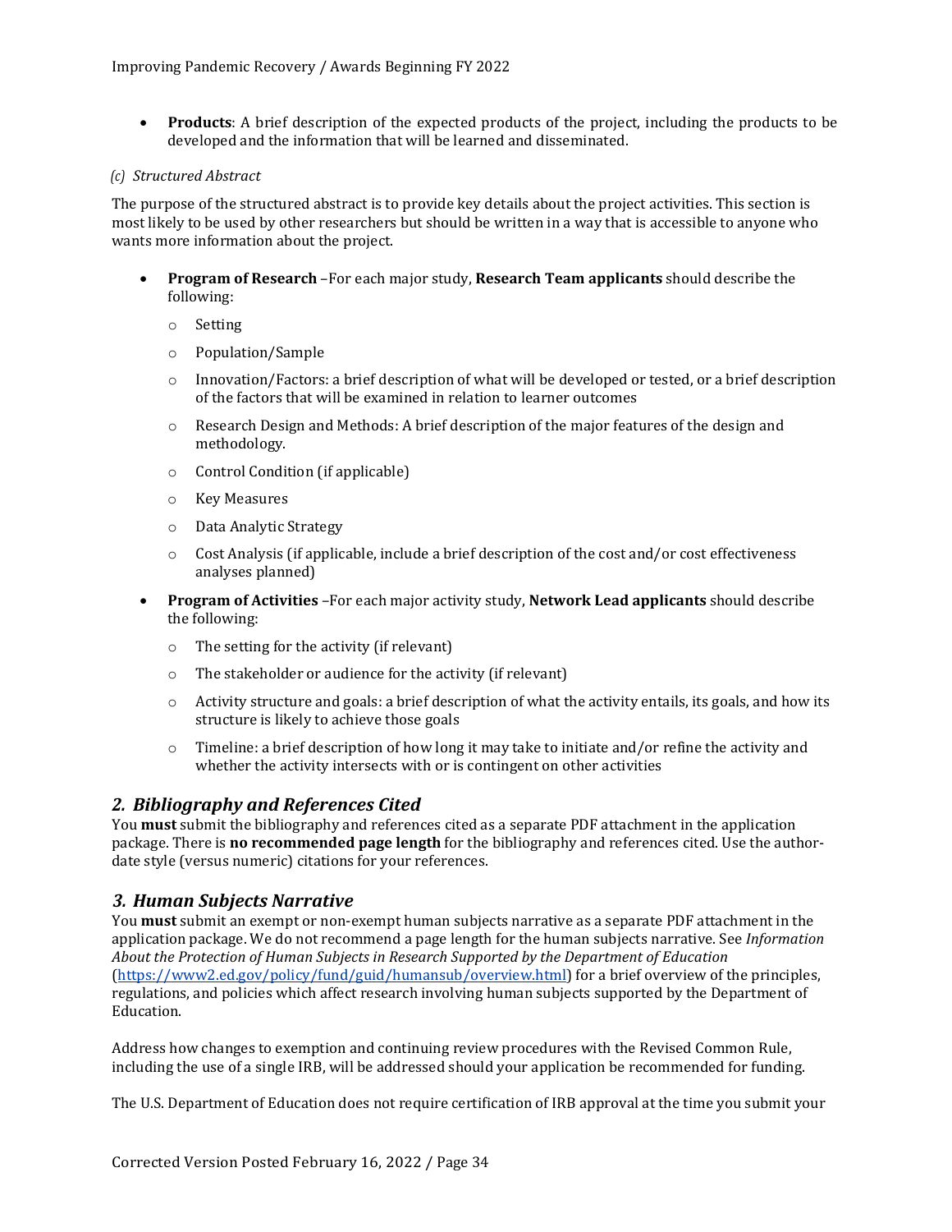- **Products**: A brief description of the expected products of the project, including the products to be developed and the information that will be learned and disseminated.

*(c) Structured Abstract*

The purpose of the structured abstract is to provide key details about the project activities. This section is most likely to be used by other researchers but should be written in a way that is accessible to anyone who wants more information about the project.

- **Program of Research** –For each major study, **Research Team applicants** should describe the following:
    - Setting
    - Population/Sample
    - Innovation/Factors: a brief description of what will be developed or tested, or a brief description of the factors that will be examined in relation to learner outcomes
    - Research Design and Methods: A brief description of the major features of the design and methodology.
    - Control Condition (if applicable)
    - Key Measures
    - Data Analytic Strategy
    - Cost Analysis (if applicable, include a brief description of the cost and/or cost effectiveness analyses planned)
- **Program of Activities** –For each major activity study, **Network Lead applicants** should describe the following:
    - The setting for the activity (if relevant)
    - The stakeholder or audience for the activity (if relevant)
    - Activity structure and goals: a brief description of what the activity entails, its goals, and how its structure is likely to achieve those goals
    - Timeline: a brief description of how long it may take to initiate and/or refine the activity and whether the activity intersects with or is contingent on other activities

## *2. Bibliography and References Cited*

You **must** submit the bibliography and references cited as a separate PDF attachment in the application package. There is **no recommended page length** for the bibliography and references cited. Use the author-date style (versus numeric) citations for your references.

## *3. Human Subjects Narrative*

You **must** submit an exempt or non-exempt human subjects narrative as a separate PDF attachment in the application package. We do not recommend a page length for the human subjects narrative. See *Information About the Protection of Human Subjects in Research Supported by the Department of Education* (https://www2.ed.gov/policy/fund/guid/humansub/overview.html) for a brief overview of the principles, regulations, and policies which affect research involving human subjects supported by the Department of Education.

Address how changes to exemption and continuing review procedures with the Revised Common Rule, including the use of a single IRB, will be addressed should your application be recommended for funding.

The U.S. Department of Education does not require certification of IRB approval at the time you submit your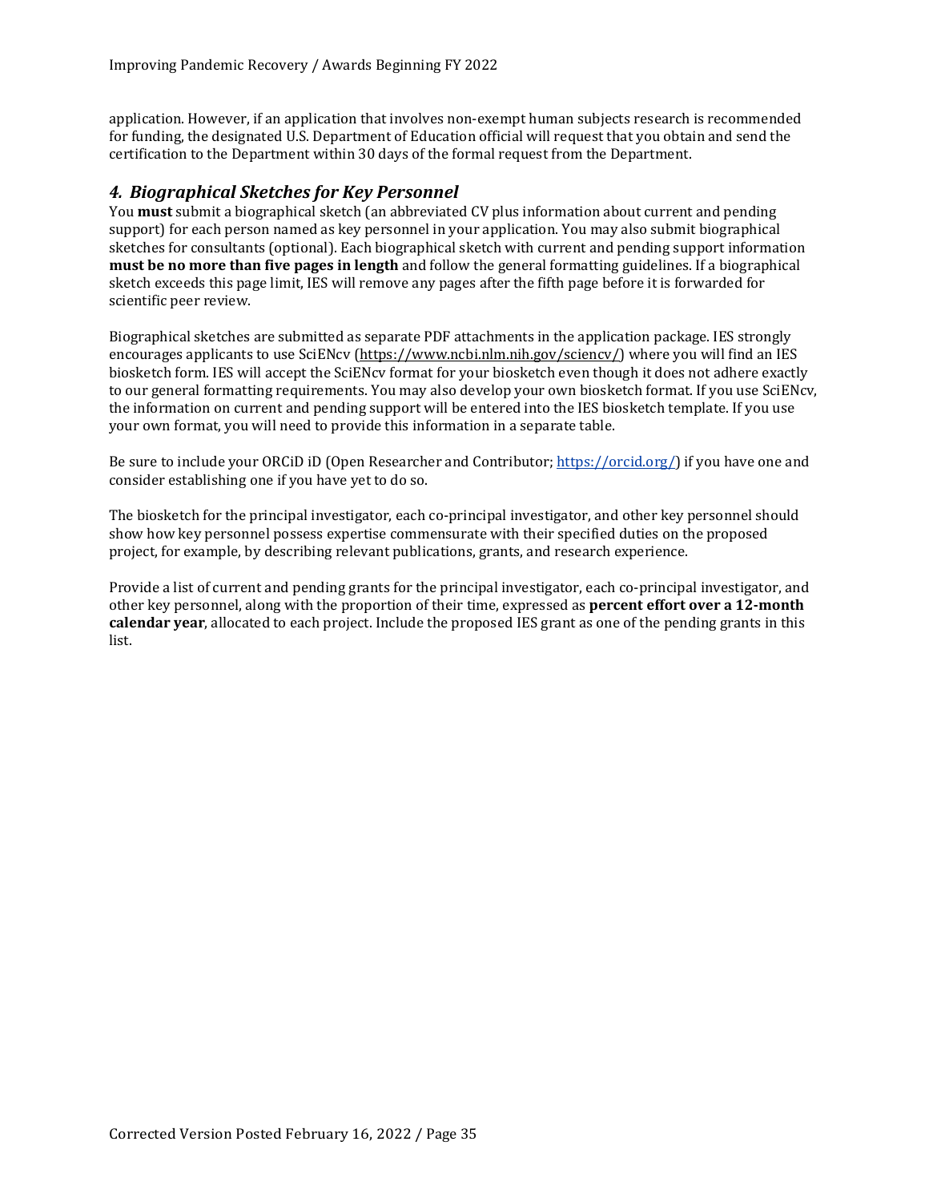application. However, if an application that involves non-exempt human subjects research is recommended for funding, the designated U.S. Department of Education official will request that you obtain and send the certification to the Department within 30 days of the formal request from the Department.

### *4. Biographical Sketches for Key Personnel*

You **must** submit a biographical sketch (an abbreviated CV plus information about current and pending support) for each person named as key personnel in your application. You may also submit biographical sketches for consultants (optional). Each biographical sketch with current and pending support information **must be no more than five pages in length** and follow the general formatting guidelines. If a biographical sketch exceeds this page limit, IES will remove any pages after the fifth page before it is forwarded for scientific peer review.

Biographical sketches are submitted as separate PDF attachments in the application package. IES strongly encourages applicants to use SciENcv (https://www.ncbi.nlm.nih.gov/sciencv/) where you will find an IES biosketch form. IES will accept the SciENcv format for your biosketch even though it does not adhere exactly to our general formatting requirements. You may also develop your own biosketch format. If you use SciENcv, the information on current and pending support will be entered into the IES biosketch template. If you use your own format, you will need to provide this information in a separate table.

Be sure to include your ORCiD iD (Open Researcher and Contributor; https://orcid.org/) if you have one and consider establishing one if you have yet to do so.

The biosketch for the principal investigator, each co-principal investigator, and other key personnel should show how key personnel possess expertise commensurate with their specified duties on the proposed project, for example, by describing relevant publications, grants, and research experience.

Provide a list of current and pending grants for the principal investigator, each co-principal investigator, and other key personnel, along with the proportion of their time, expressed as **percent effort over a 12-month calendar year**, allocated to each project. Include the proposed IES grant as one of the pending grants in this list.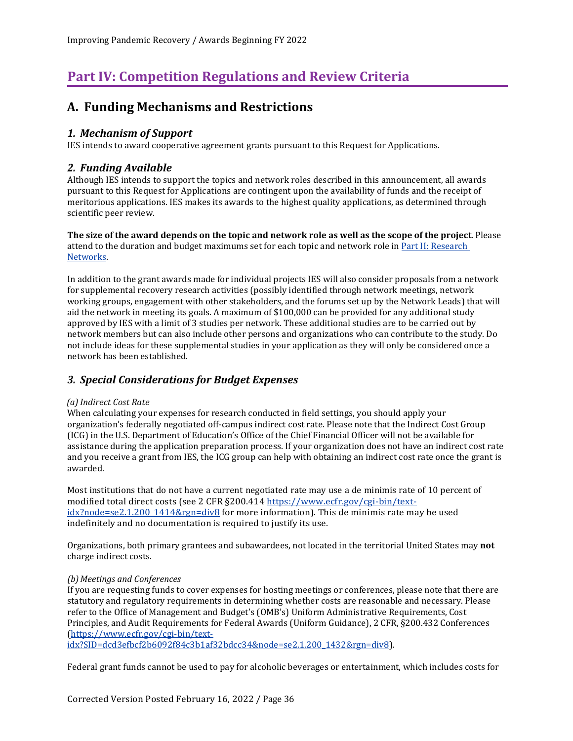# Part IV: Competition Regulations and Review Criteria

## A. Funding Mechanisms and Restrictions

### *1. Mechanism of Support*

IES intends to award cooperative agreement grants pursuant to this Request for Applications.

### *2. Funding Available*

Although IES intends to support the topics and network roles described in this announcement, all awards pursuant to this Request for Applications are contingent upon the availability of funds and the receipt of meritorious applications. IES makes its awards to the highest quality applications, as determined through scientific peer review.

**The size of the award depends on the topic and network role as well as the scope of the project**. Please attend to the duration and budget maximums set for each topic and network role in [Part II: Research Networks](#).

In addition to the grant awards made for individual projects IES will also consider proposals from a network for supplemental recovery research activities (possibly identified through network meetings, network working groups, engagement with other stakeholders, and the forums set up by the Network Leads) that will aid the network in meeting its goals. A maximum of $100,000 can be provided for any additional study approved by IES with a limit of 3 studies per network. These additional studies are to be carried out by network members but can also include other persons and organizations who can contribute to the study. Do not include ideas for these supplemental studies in your application as they will only be considered once a network has been established.

### *3. Special Considerations for Budget Expenses*

*(a) Indirect Cost Rate*

When calculating your expenses for research conducted in field settings, you should apply your organization's federally negotiated off-campus indirect cost rate. Please note that the Indirect Cost Group (ICG) in the U.S. Department of Education's Office of the Chief Financial Officer will not be available for assistance during the application preparation process. If your organization does not have an indirect cost rate and you receive a grant from IES, the ICG group can help with obtaining an indirect cost rate once the grant is awarded.

Most institutions that do not have a current negotiated rate may use a de minimis rate of 10 percent of modified total direct costs (see 2 CFR §200.414 [https://www.ecfr.gov/cgi-bin/text-idx?node=se2.1.200_1414&rgn=div8](https://www.ecfr.gov/cgi-bin/text-idx?node=se2.1.200_1414&rgn=div8) for more information). This de minimis rate may be used indefinitely and no documentation is required to justify its use.

Organizations, both primary grantees and subawardees, not located in the territorial United States may **not** charge indirect costs.

*(b) Meetings and Conferences*

If you are requesting funds to cover expenses for hosting meetings or conferences, please note that there are statutory and regulatory requirements in determining whether costs are reasonable and necessary. Please refer to the Office of Management and Budget's (OMB's) Uniform Administrative Requirements, Cost Principles, and Audit Requirements for Federal Awards (Uniform Guidance), 2 CFR, §200.432 Conferences ([https://www.ecfr.gov/cgi-bin/text-idx?SID=dcd3efbcf2b6092f84c3b1af32bdcc34&node=se2.1.200_1432&rgn=div8](https://www.ecfr.gov/cgi-bin/text-idx?SID=dcd3efbcf2b6092f84c3b1af32bdcc34&node=se2.1.200_1432&rgn=div8)).

Federal grant funds cannot be used to pay for alcoholic beverages or entertainment, which includes costs for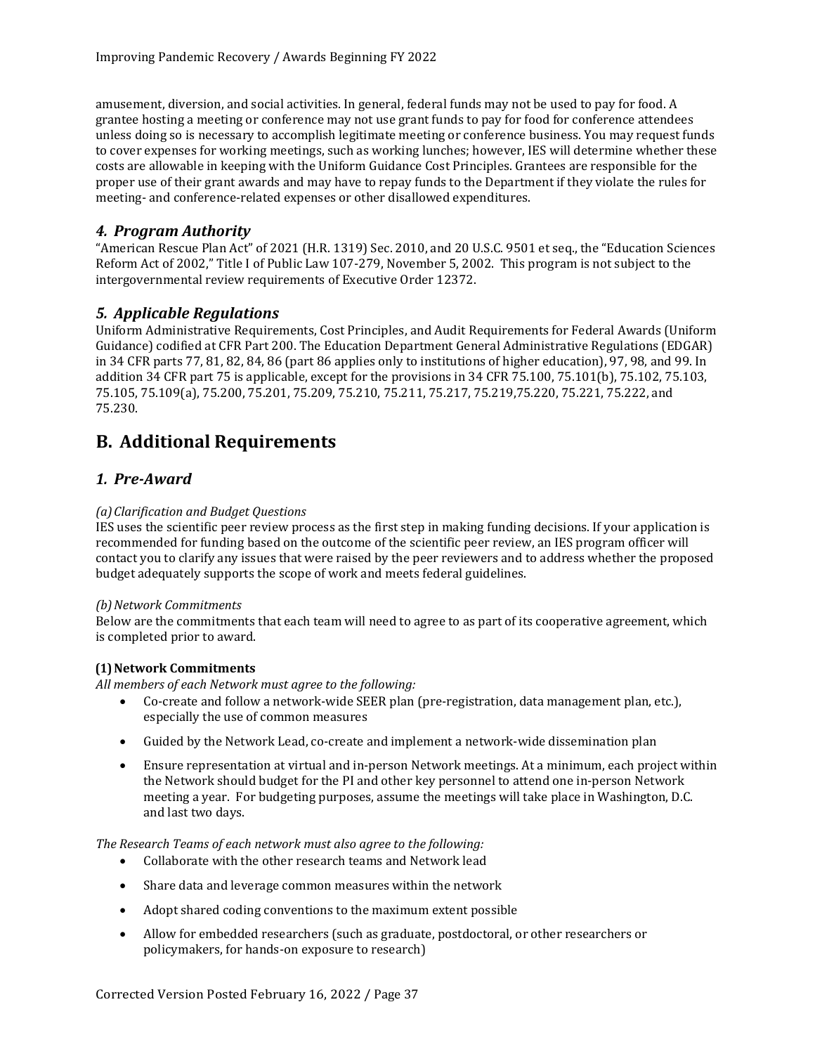amusement, diversion, and social activities. In general, federal funds may not be used to pay for food. A grantee hosting a meeting or conference may not use grant funds to pay for food for conference attendees unless doing so is necessary to accomplish legitimate meeting or conference business. You may request funds to cover expenses for working meetings, such as working lunches; however, IES will determine whether these costs are allowable in keeping with the Uniform Guidance Cost Principles. Grantees are responsible for the proper use of their grant awards and may have to repay funds to the Department if they violate the rules for meeting- and conference-related expenses or other disallowed expenditures.

### *4. Program Authority*

"American Rescue Plan Act" of 2021 (H.R. 1319) Sec. 2010, and 20 U.S.C. 9501 et seq., the "Education Sciences Reform Act of 2002," Title I of Public Law 107-279, November 5, 2002. This program is not subject to the intergovernmental review requirements of Executive Order 12372.

### *5. Applicable Regulations*

Uniform Administrative Requirements, Cost Principles, and Audit Requirements for Federal Awards (Uniform Guidance) codified at CFR Part 200. The Education Department General Administrative Regulations (EDGAR) in 34 CFR parts 77, 81, 82, 84, 86 (part 86 applies only to institutions of higher education), 97, 98, and 99. In addition 34 CFR part 75 is applicable, except for the provisions in 34 CFR 75.100, 75.101(b), 75.102, 75.103, 75.105, 75.109(a), 75.200, 75.201, 75.209, 75.210, 75.211, 75.217, 75.219,75.220, 75.221, 75.222, and 75.230.

## B. Additional Requirements

### *1. Pre-Award*

*(a) Clarification and Budget Questions*

IES uses the scientific peer review process as the first step in making funding decisions. If your application is recommended for funding based on the outcome of the scientific peer review, an IES program officer will contact you to clarify any issues that were raised by the peer reviewers and to address whether the proposed budget adequately supports the scope of work and meets federal guidelines.

*(b) Network Commitments*

Below are the commitments that each team will need to agree to as part of its cooperative agreement, which is completed prior to award.

**(1) Network Commitments**

*All members of each Network must agree to the following:*

- Co-create and follow a network-wide SEER plan (pre-registration, data management plan, etc.), especially the use of common measures
- Guided by the Network Lead, co-create and implement a network-wide dissemination plan
- Ensure representation at virtual and in-person Network meetings. At a minimum, each project within the Network should budget for the PI and other key personnel to attend one in-person Network meeting a year. For budgeting purposes, assume the meetings will take place in Washington, D.C. and last two days.

*The Research Teams of each network must also agree to the following:*

- Collaborate with the other research teams and Network lead
- Share data and leverage common measures within the network
- Adopt shared coding conventions to the maximum extent possible
- Allow for embedded researchers (such as graduate, postdoctoral, or other researchers or policymakers, for hands-on exposure to research)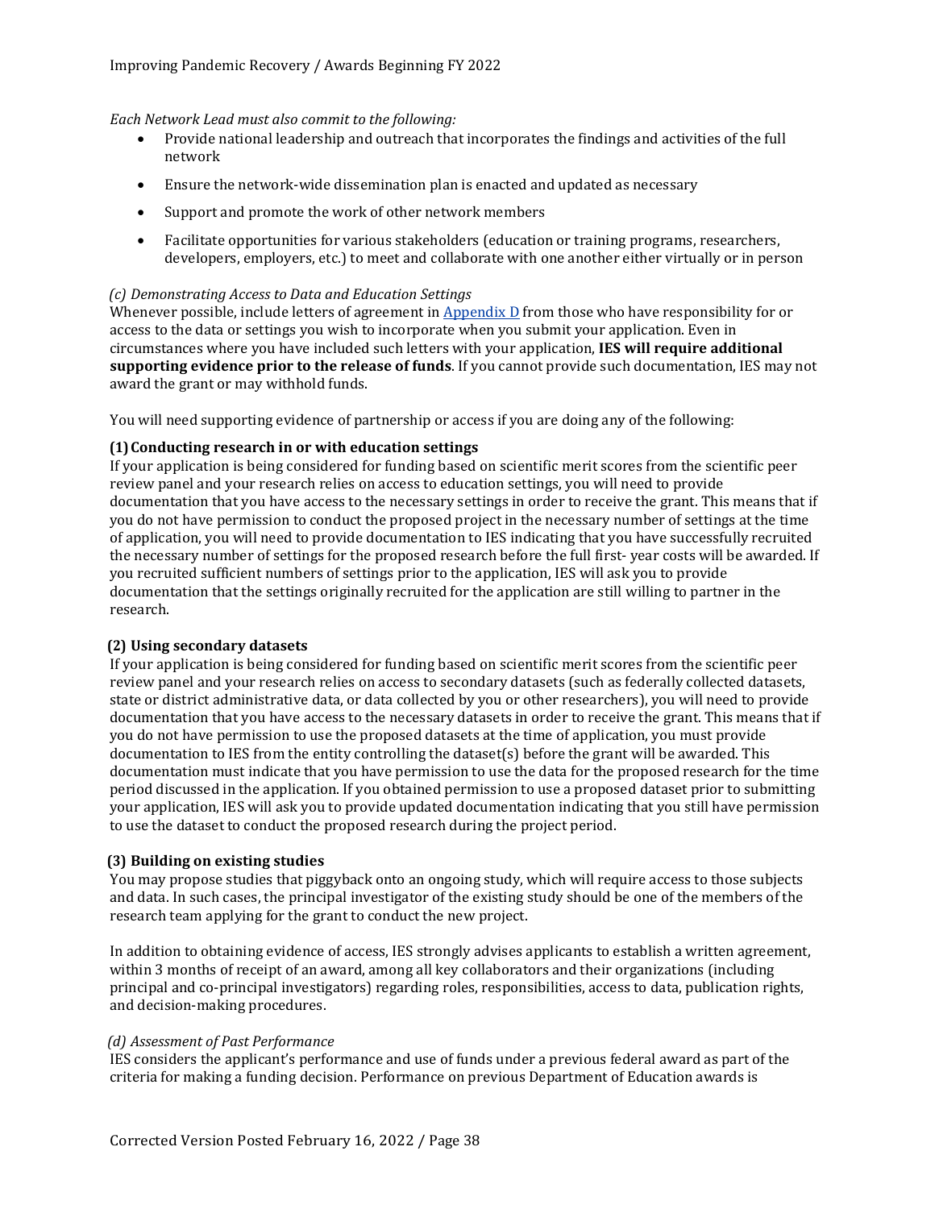*Each Network Lead must also commit to the following:*

- Provide national leadership and outreach that incorporates the findings and activities of the full network
- Ensure the network-wide dissemination plan is enacted and updated as necessary
- Support and promote the work of other network members
- Facilitate opportunities for various stakeholders (education or training programs, researchers, developers, employers, etc.) to meet and collaborate with one another either virtually or in person

*(c) Demonstrating Access to Data and Education Settings*

Whenever possible, include letters of agreement in Appendix D from those who have responsibility for or access to the data or settings you wish to incorporate when you submit your application. Even in circumstances where you have included such letters with your application, **IES will require additional supporting evidence prior to the release of funds**. If you cannot provide such documentation, IES may not award the grant or may withhold funds.

You will need supporting evidence of partnership or access if you are doing any of the following:

**(1) Conducting research in or with education settings**

If your application is being considered for funding based on scientific merit scores from the scientific peer review panel and your research relies on access to education settings, you will need to provide documentation that you have access to the necessary settings in order to receive the grant. This means that if you do not have permission to conduct the proposed project in the necessary number of settings at the time of application, you will need to provide documentation to IES indicating that you have successfully recruited the necessary number of settings for the proposed research before the full first- year costs will be awarded. If you recruited sufficient numbers of settings prior to the application, IES will ask you to provide documentation that the settings originally recruited for the application are still willing to partner in the research.

**(2) Using secondary datasets**

If your application is being considered for funding based on scientific merit scores from the scientific peer review panel and your research relies on access to secondary datasets (such as federally collected datasets, state or district administrative data, or data collected by you or other researchers), you will need to provide documentation that you have access to the necessary datasets in order to receive the grant. This means that if you do not have permission to use the proposed datasets at the time of application, you must provide documentation to IES from the entity controlling the dataset(s) before the grant will be awarded. This documentation must indicate that you have permission to use the data for the proposed research for the time period discussed in the application. If you obtained permission to use a proposed dataset prior to submitting your application, IES will ask you to provide updated documentation indicating that you still have permission to use the dataset to conduct the proposed research during the project period.

**(3) Building on existing studies**

You may propose studies that piggyback onto an ongoing study, which will require access to those subjects and data. In such cases, the principal investigator of the existing study should be one of the members of the research team applying for the grant to conduct the new project.

In addition to obtaining evidence of access, IES strongly advises applicants to establish a written agreement, within 3 months of receipt of an award, among all key collaborators and their organizations (including principal and co-principal investigators) regarding roles, responsibilities, access to data, publication rights, and decision-making procedures.

*(d) Assessment of Past Performance*

IES considers the applicant's performance and use of funds under a previous federal award as part of the criteria for making a funding decision. Performance on previous Department of Education awards is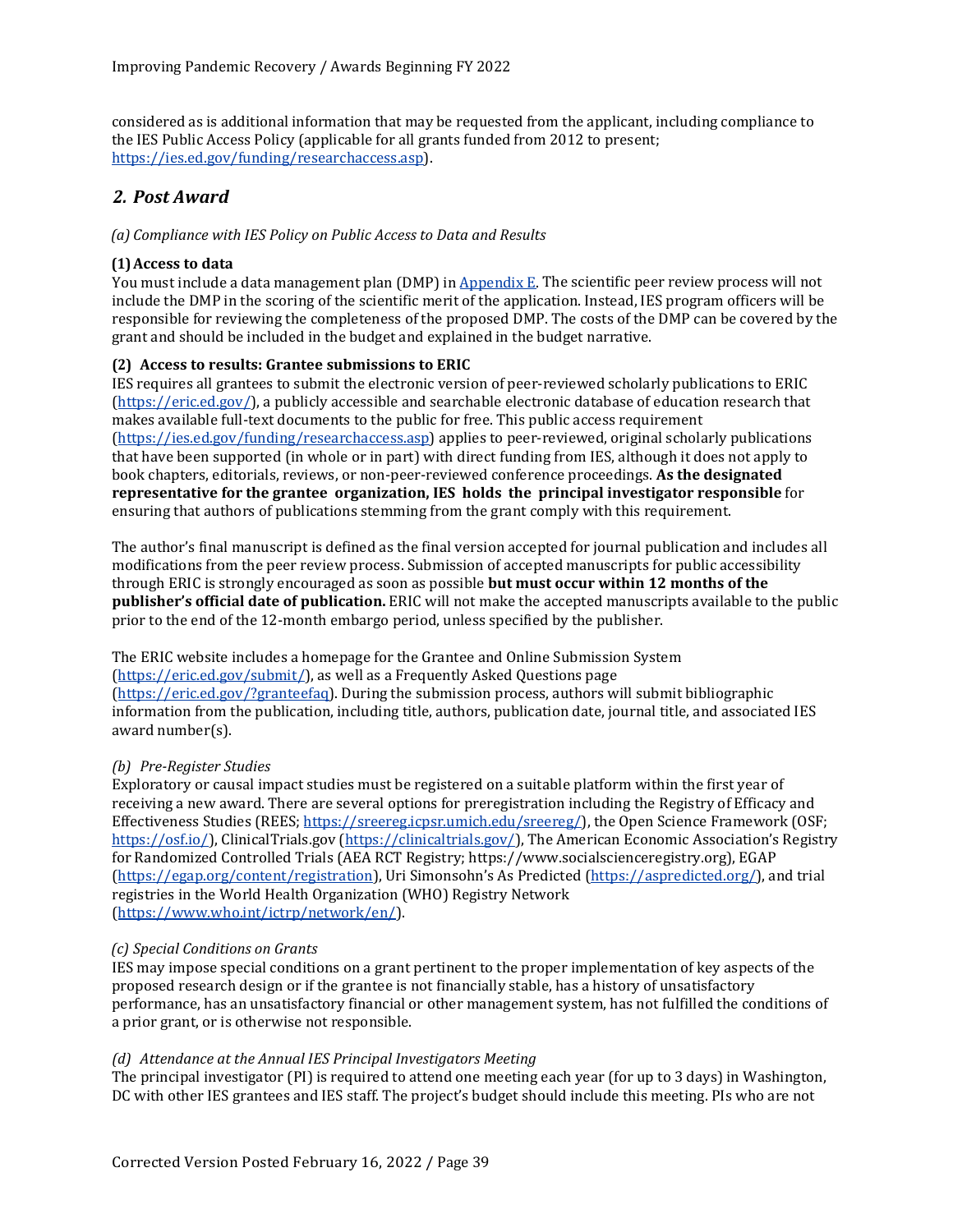considered as is additional information that may be requested from the applicant, including compliance to the IES Public Access Policy (applicable for all grants funded from 2012 to present; https://ies.ed.gov/funding/researchaccess.asp).

## *2. Post Award*

*(a) Compliance with IES Policy on Public Access to Data and Results*

**(1) Access to data**

You must include a data management plan (DMP) in Appendix E. The scientific peer review process will not include the DMP in the scoring of the scientific merit of the application. Instead, IES program officers will be responsible for reviewing the completeness of the proposed DMP. The costs of the DMP can be covered by the grant and should be included in the budget and explained in the budget narrative.

**(2) Access to results: Grantee submissions to ERIC**

IES requires all grantees to submit the electronic version of peer-reviewed scholarly publications to ERIC (https://eric.ed.gov/), a publicly accessible and searchable electronic database of education research that makes available full-text documents to the public for free. This public access requirement (https://ies.ed.gov/funding/researchaccess.asp) applies to peer-reviewed, original scholarly publications that have been supported (in whole or in part) with direct funding from IES, although it does not apply to book chapters, editorials, reviews, or non-peer-reviewed conference proceedings. **As the designated representative for the grantee organization, IES holds the principal investigator responsible** for ensuring that authors of publications stemming from the grant comply with this requirement.

The author's final manuscript is defined as the final version accepted for journal publication and includes all modifications from the peer review process. Submission of accepted manuscripts for public accessibility through ERIC is strongly encouraged as soon as possible **but must occur within 12 months of the publisher's official date of publication.** ERIC will not make the accepted manuscripts available to the public prior to the end of the 12-month embargo period, unless specified by the publisher.

The ERIC website includes a homepage for the Grantee and Online Submission System (https://eric.ed.gov/submit/), as well as a Frequently Asked Questions page (https://eric.ed.gov/?granteefaq). During the submission process, authors will submit bibliographic information from the publication, including title, authors, publication date, journal title, and associated IES award number(s).

*(b) Pre-Register Studies*

Exploratory or causal impact studies must be registered on a suitable platform within the first year of receiving a new award. There are several options for preregistration including the Registry of Efficacy and Effectiveness Studies (REES; https://sreereg.icpsr.umich.edu/sreereg/), the Open Science Framework (OSF; https://osf.io/), ClinicalTrials.gov (https://clinicaltrials.gov/), The American Economic Association's Registry for Randomized Controlled Trials (AEA RCT Registry; https://www.socialscienceregistry.org), EGAP (https://egap.org/content/registration), Uri Simonsohn's As Predicted (https://aspredicted.org/), and trial registries in the World Health Organization (WHO) Registry Network (https://www.who.int/ictrp/network/en/).

*(c) Special Conditions on Grants*

IES may impose special conditions on a grant pertinent to the proper implementation of key aspects of the proposed research design or if the grantee is not financially stable, has a history of unsatisfactory performance, has an unsatisfactory financial or other management system, has not fulfilled the conditions of a prior grant, or is otherwise not responsible.

*(d) Attendance at the Annual IES Principal Investigators Meeting*

The principal investigator (PI) is required to attend one meeting each year (for up to 3 days) in Washington, DC with other IES grantees and IES staff. The project's budget should include this meeting. PIs who are not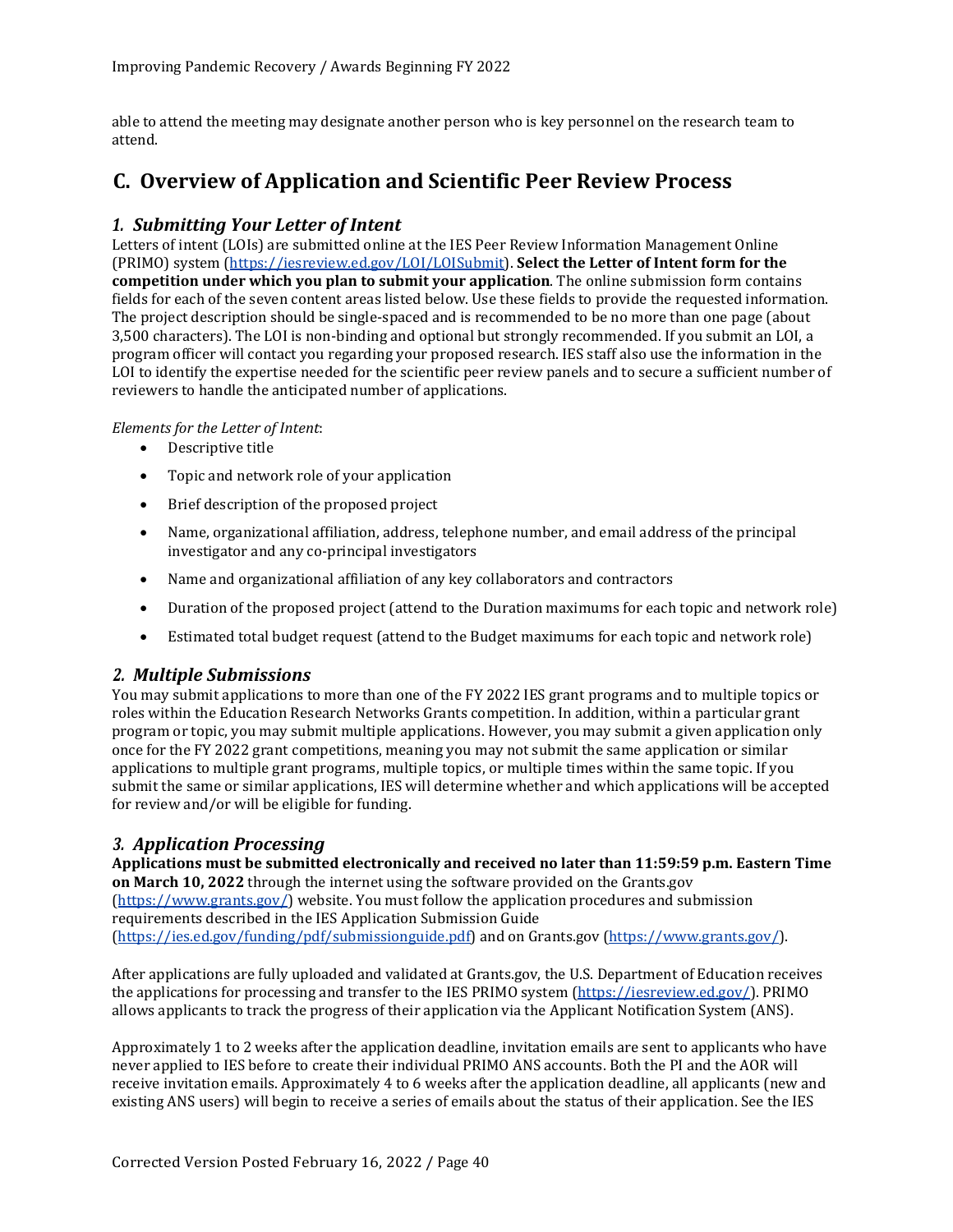able to attend the meeting may designate another person who is key personnel on the research team to attend.

## C. Overview of Application and Scientific Peer Review Process

### *1. Submitting Your Letter of Intent*

Letters of intent (LOIs) are submitted online at the IES Peer Review Information Management Online (PRIMO) system (https://iesreview.ed.gov/LOI/LOISubmit). **Select the Letter of Intent form for the competition under which you plan to submit your application**. The online submission form contains fields for each of the seven content areas listed below. Use these fields to provide the requested information. The project description should be single-spaced and is recommended to be no more than one page (about 3,500 characters). The LOI is non-binding and optional but strongly recommended. If you submit an LOI, a program officer will contact you regarding your proposed research. IES staff also use the information in the LOI to identify the expertise needed for the scientific peer review panels and to secure a sufficient number of reviewers to handle the anticipated number of applications.

*Elements for the Letter of Intent*:

- Descriptive title
- Topic and network role of your application
- Brief description of the proposed project
- Name, organizational affiliation, address, telephone number, and email address of the principal investigator and any co-principal investigators
- Name and organizational affiliation of any key collaborators and contractors
- Duration of the proposed project (attend to the Duration maximums for each topic and network role)
- Estimated total budget request (attend to the Budget maximums for each topic and network role)

### *2. Multiple Submissions*

You may submit applications to more than one of the FY 2022 IES grant programs and to multiple topics or roles within the Education Research Networks Grants competition. In addition, within a particular grant program or topic, you may submit multiple applications. However, you may submit a given application only once for the FY 2022 grant competitions, meaning you may not submit the same application or similar applications to multiple grant programs, multiple topics, or multiple times within the same topic. If you submit the same or similar applications, IES will determine whether and which applications will be accepted for review and/or will be eligible for funding.

### *3. Application Processing*

**Applications must be submitted electronically and received no later than 11:59:59 p.m. Eastern Time on March 10, 2022** through the internet using the software provided on the Grants.gov (https://www.grants.gov/) website. You must follow the application procedures and submission requirements described in the IES Application Submission Guide (https://ies.ed.gov/funding/pdf/submissionguide.pdf) and on Grants.gov (https://www.grants.gov/).

After applications are fully uploaded and validated at Grants.gov, the U.S. Department of Education receives the applications for processing and transfer to the IES PRIMO system (https://iesreview.ed.gov/). PRIMO allows applicants to track the progress of their application via the Applicant Notification System (ANS).

Approximately 1 to 2 weeks after the application deadline, invitation emails are sent to applicants who have never applied to IES before to create their individual PRIMO ANS accounts. Both the PI and the AOR will receive invitation emails. Approximately 4 to 6 weeks after the application deadline, all applicants (new and existing ANS users) will begin to receive a series of emails about the status of their application. See the IES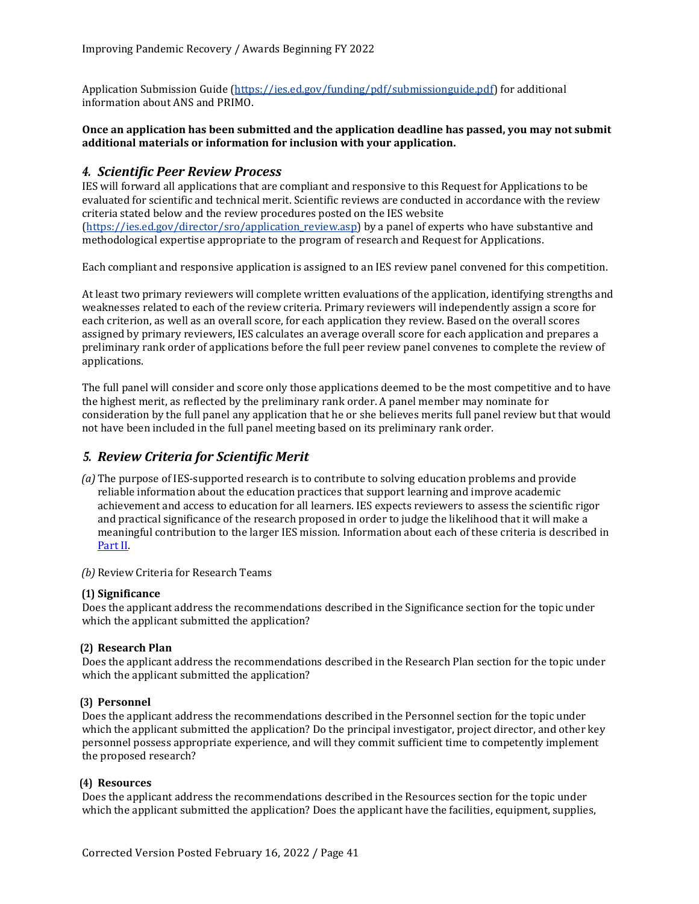Application Submission Guide (https://ies.ed.gov/funding/pdf/submissionguide.pdf) for additional information about ANS and PRIMO.

**Once an application has been submitted and the application deadline has passed, you may not submit additional materials or information for inclusion with your application.**

## *4. Scientific Peer Review Process*

IES will forward all applications that are compliant and responsive to this Request for Applications to be evaluated for scientific and technical merit. Scientific reviews are conducted in accordance with the review criteria stated below and the review procedures posted on the IES website (https://ies.ed.gov/director/sro/application_review.asp) by a panel of experts who have substantive and methodological expertise appropriate to the program of research and Request for Applications.

Each compliant and responsive application is assigned to an IES review panel convened for this competition.

At least two primary reviewers will complete written evaluations of the application, identifying strengths and weaknesses related to each of the review criteria. Primary reviewers will independently assign a score for each criterion, as well as an overall score, for each application they review. Based on the overall scores assigned by primary reviewers, IES calculates an average overall score for each application and prepares a preliminary rank order of applications before the full peer review panel convenes to complete the review of applications.

The full panel will consider and score only those applications deemed to be the most competitive and to have the highest merit, as reflected by the preliminary rank order. A panel member may nominate for consideration by the full panel any application that he or she believes merits full panel review but that would not have been included in the full panel meeting based on its preliminary rank order.

## *5. Review Criteria for Scientific Merit*

*(a)* The purpose of IES-supported research is to contribute to solving education problems and provide reliable information about the education practices that support learning and improve academic achievement and access to education for all learners. IES expects reviewers to assess the scientific rigor and practical significance of the research proposed in order to judge the likelihood that it will make a meaningful contribution to the larger IES mission. Information about each of these criteria is described in Part II.

*(b)* Review Criteria for Research Teams

**(1) Significance**

Does the applicant address the recommendations described in the Significance section for the topic under which the applicant submitted the application?

**(2) Research Plan**

Does the applicant address the recommendations described in the Research Plan section for the topic under which the applicant submitted the application?

**(3) Personnel**

Does the applicant address the recommendations described in the Personnel section for the topic under which the applicant submitted the application? Do the principal investigator, project director, and other key personnel possess appropriate experience, and will they commit sufficient time to competently implement the proposed research?

**(4) Resources**

Does the applicant address the recommendations described in the Resources section for the topic under which the applicant submitted the application? Does the applicant have the facilities, equipment, supplies,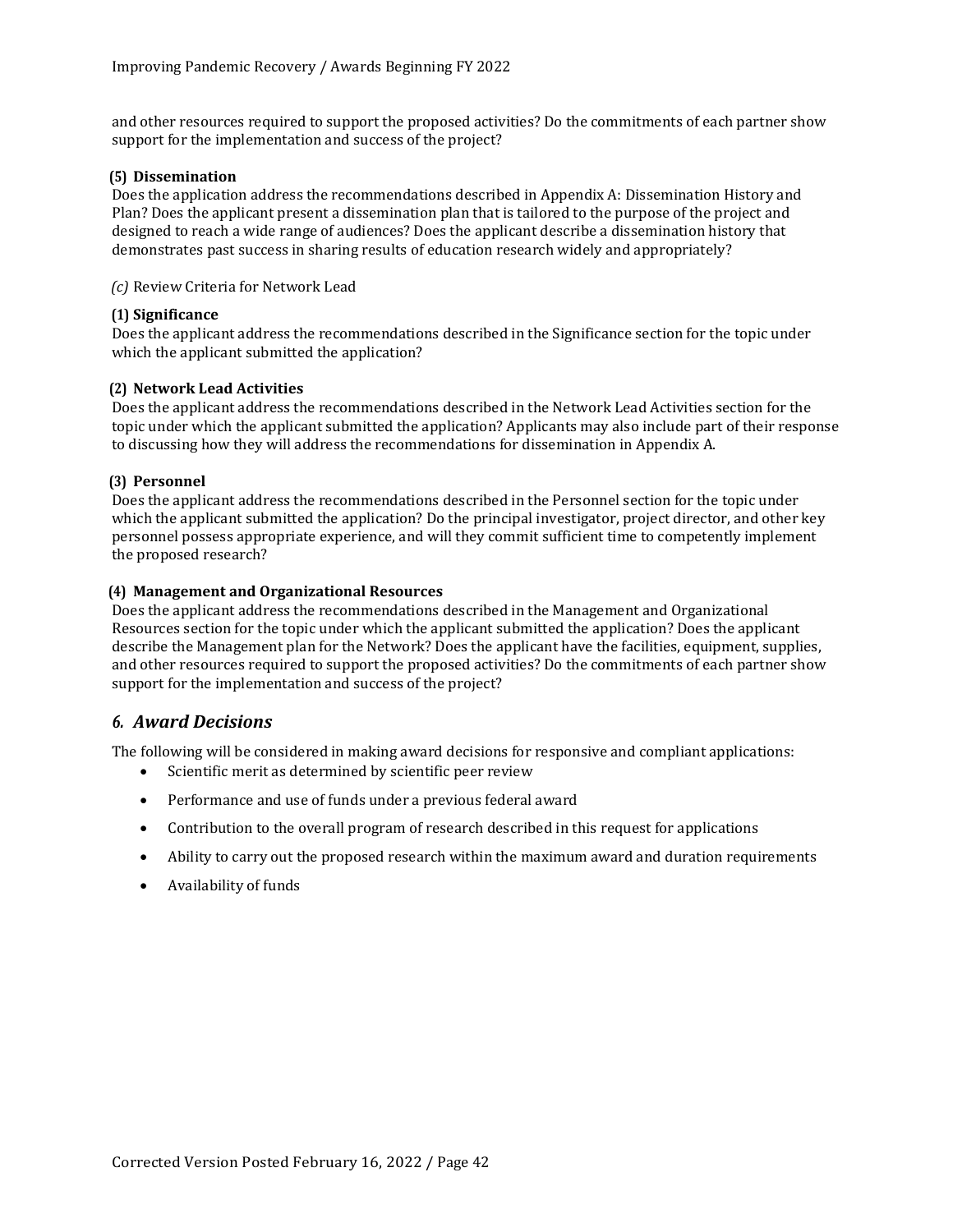and other resources required to support the proposed activities? Do the commitments of each partner show support for the implementation and success of the project?

**(5) Dissemination**

Does the application address the recommendations described in Appendix A: Dissemination History and Plan? Does the applicant present a dissemination plan that is tailored to the purpose of the project and designed to reach a wide range of audiences? Does the applicant describe a dissemination history that demonstrates past success in sharing results of education research widely and appropriately?

*(c)* Review Criteria for Network Lead

**(1) Significance**

Does the applicant address the recommendations described in the Significance section for the topic under which the applicant submitted the application?

**(2) Network Lead Activities**

Does the applicant address the recommendations described in the Network Lead Activities section for the topic under which the applicant submitted the application? Applicants may also include part of their response to discussing how they will address the recommendations for dissemination in Appendix A.

**(3) Personnel**

Does the applicant address the recommendations described in the Personnel section for the topic under which the applicant submitted the application? Do the principal investigator, project director, and other key personnel possess appropriate experience, and will they commit sufficient time to competently implement the proposed research?

**(4) Management and Organizational Resources**

Does the applicant address the recommendations described in the Management and Organizational Resources section for the topic under which the applicant submitted the application? Does the applicant describe the Management plan for the Network? Does the applicant have the facilities, equipment, supplies, and other resources required to support the proposed activities? Do the commitments of each partner show support for the implementation and success of the project?

## *6. Award Decisions*

The following will be considered in making award decisions for responsive and compliant applications:

- Scientific merit as determined by scientific peer review
- Performance and use of funds under a previous federal award
- Contribution to the overall program of research described in this request for applications
- Ability to carry out the proposed research within the maximum award and duration requirements
- Availability of funds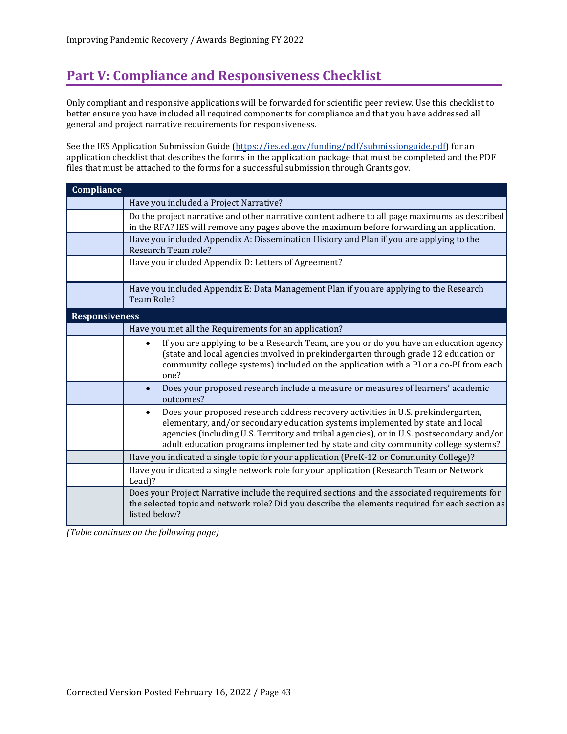## Part V: Compliance and Responsiveness Checklist

Only compliant and responsive applications will be forwarded for scientific peer review. Use this checklist to better ensure you have included all required components for compliance and that you have addressed all general and project narrative requirements for responsiveness.

See the IES Application Submission Guide (https://ies.ed.gov/funding/pdf/submissionguide.pdf) for an application checklist that describes the forms in the application package that must be completed and the PDF files that must be attached to the forms for a successful submission through Grants.gov.

| **Compliance** | |
|---|---|
| | Have you included a Project Narrative? |
| | Do the project narrative and other narrative content adhere to all page maximums as described in the RFA? IES will remove any pages above the maximum before forwarding an application. |
| | Have you included Appendix A: Dissemination History and Plan if you are applying to the Research Team role? |
| | Have you included Appendix D: Letters of Agreement? |
| | Have you included Appendix E: Data Management Plan if you are applying to the Research Team Role? |
| **Responsiveness** | |
| | Have you met all the Requirements for an application? |
| | • If you are applying to be a Research Team, are you or do you have an education agency (state and local agencies involved in prekindergarten through grade 12 education or community college systems) included on the application with a PI or a co-PI from each one? |
| | • Does your proposed research include a measure or measures of learners' academic outcomes? |
| | • Does your proposed research address recovery activities in U.S. prekindergarten, elementary, and/or secondary education systems implemented by state and local agencies (including U.S. Territory and tribal agencies), or in U.S. postsecondary and/or adult education programs implemented by state and city community college systems? |
| | Have you indicated a single topic for your application (PreK-12 or Community College)? |
| | Have you indicated a single network role for your application (Research Team or Network Lead)? |
| | Does your Project Narrative include the required sections and the associated requirements for the selected topic and network role? Did you describe the elements required for each section as listed below? |

*(Table continues on the following page)*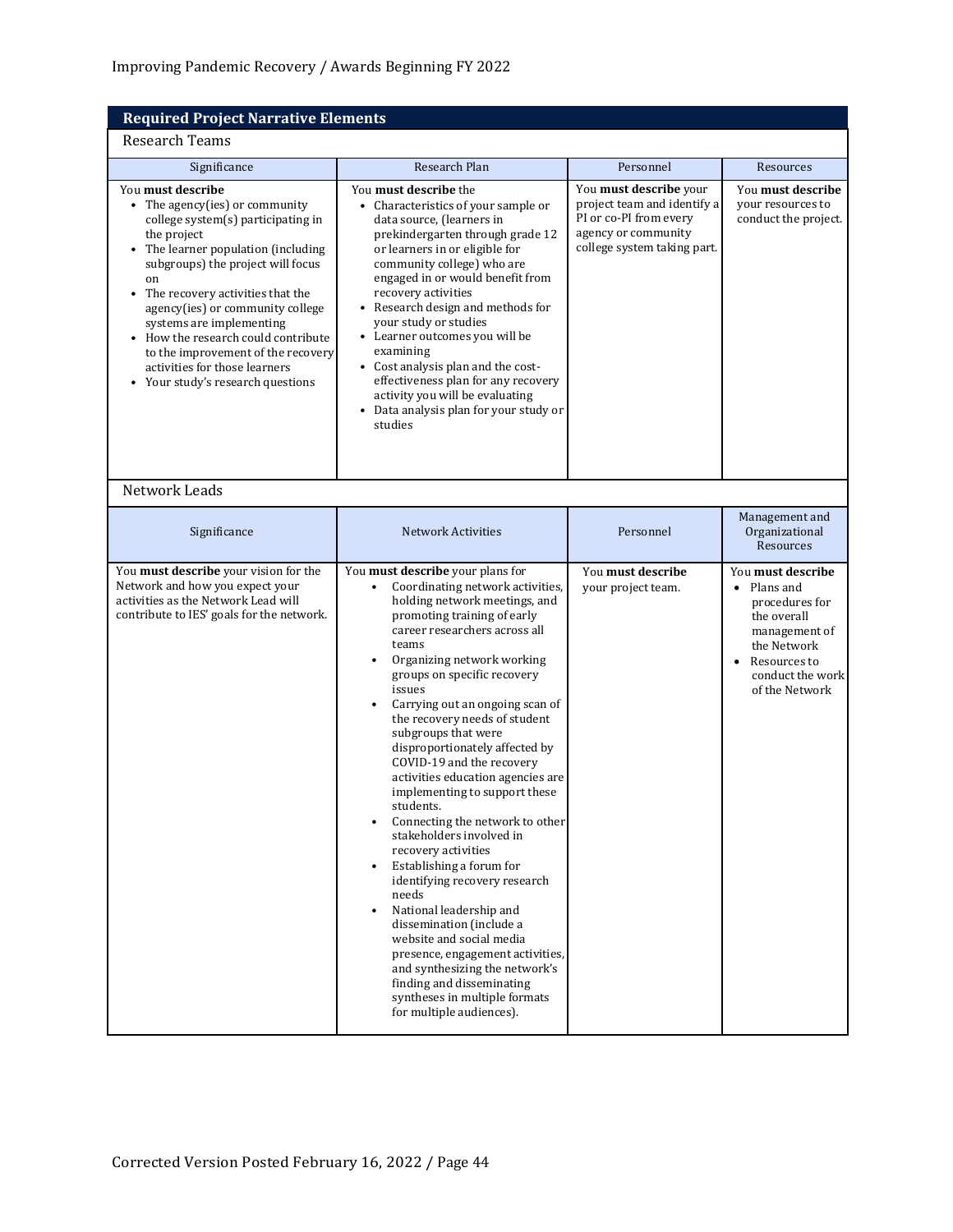## Required Project Narrative Elements

### Research Teams

| Significance | Research Plan | Personnel | Resources |
|---|---|---|---|
| You **must describe**<br>• The agency(ies) or community college system(s) participating in the project<br>• The learner population (including subgroups) the project will focus on<br>• The recovery activities that the agency(ies) or community college systems are implementing<br>• How the research could contribute to the improvement of the recovery activities for those learners<br>• Your study's research questions | You **must describe** the<br>• Characteristics of your sample or data source, (learners in prekindergarten through grade 12 or learners in or eligible for community college) who are engaged in or would benefit from recovery activities<br>• Research design and methods for your study or studies<br>• Learner outcomes you will be examining<br>• Cost analysis plan and the cost-effectiveness plan for any recovery activity you will be evaluating<br>• Data analysis plan for your study or studies | You **must describe** your project team and identify a PI or co-PI from every agency or community college system taking part. | You **must describe** your resources to conduct the project. |

### Network Leads

| Significance | Network Activities | Personnel | Management and Organizational Resources |
|---|---|---|---|
| You **must describe** your vision for the Network and how you expect your activities as the Network Lead will contribute to IES' goals for the network. | You **must describe** your plans for<br>• Coordinating network activities, holding network meetings, and promoting training of early career researchers across all teams<br>• Organizing network working groups on specific recovery issues<br>• Carrying out an ongoing scan of the recovery needs of student subgroups that were disproportionately affected by COVID-19 and the recovery activities education agencies are implementing to support these students.<br>• Connecting the network to other stakeholders involved in recovery activities<br>• Establishing a forum for identifying recovery research needs<br>• National leadership and dissemination (include a website and social media presence, engagement activities, and synthesizing the network's finding and disseminating syntheses in multiple formats for multiple audiences). | You **must describe** your project team. | You **must describe**<br>• Plans and procedures for the overall management of the Network<br>• Resources to conduct the work of the Network |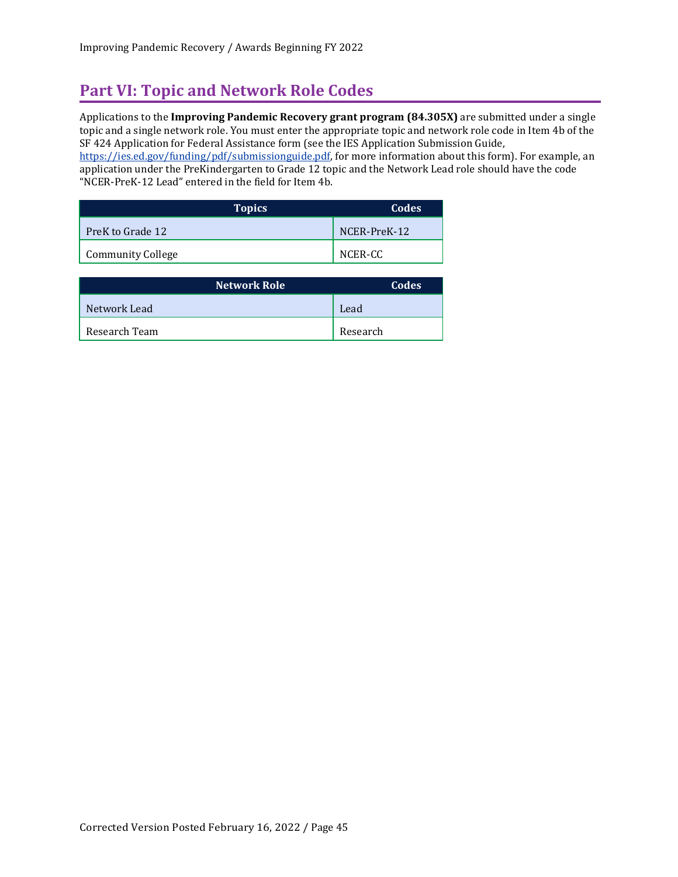## Part VI: Topic and Network Role Codes

Applications to the **Improving Pandemic Recovery grant program (84.305X)** are submitted under a single topic and a single network role. You must enter the appropriate topic and network role code in Item 4b of the SF 424 Application for Federal Assistance form (see the IES Application Submission Guide, https://ies.ed.gov/funding/pdf/submissionguide.pdf, for more information about this form). For example, an application under the PreKindergarten to Grade 12 topic and the Network Lead role should have the code "NCER-PreK-12 Lead" entered in the field for Item 4b.

| Topics | Codes |
|---|---|
| PreK to Grade 12 | NCER-PreK-12 |
| Community College | NCER-CC |

| Network Role | Codes |
|---|---|
| Network Lead | Lead |
| Research Team | Research |